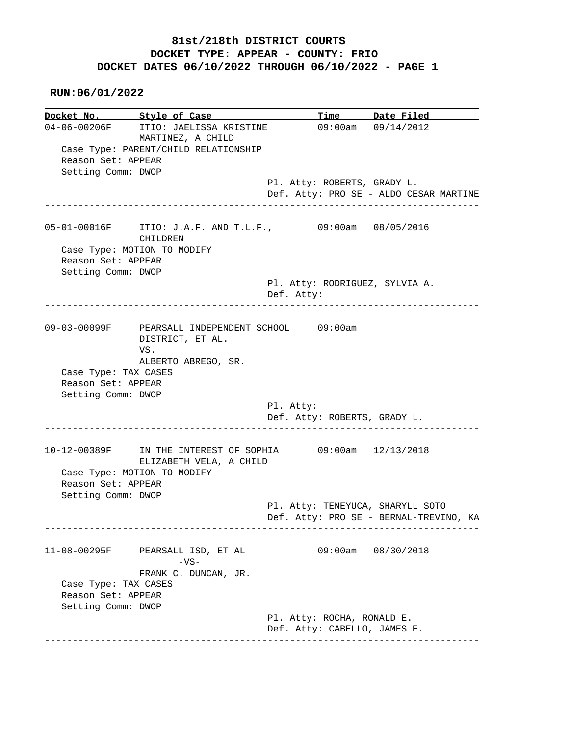# 81st/218th DISTRICT COURTS
## DOCKET TYPE: APPEAR - COUNTY: FRIO
## DOCKET DATES 06/10/2022 THROUGH 06/10/2022 - PAGE 1

**RUN:06/01/2022**

| Docket No. | Style of Case | Time | Date Filed |
|---|---|---|---|
| 04-06-00206F | ITIO: JAELISSA KRISTINE MARTINEZ, A CHILD | 09:00am | 09/14/2012 |

Case Type: PARENT/CHILD RELATIONSHIP
Reason Set: APPEAR
Setting Comm: DWOP
Pl. Atty: ROBERTS, GRADY L.
Def. Atty: PRO SE - ALDO CESAR MARTINE

---

| Docket No. | Style of Case | Time | Date Filed |
|---|---|---|---|
| 05-01-00016F | ITIO: J.A.F. AND T.L.F., CHILDREN | 09:00am | 08/05/2016 |

Case Type: MOTION TO MODIFY
Reason Set: APPEAR
Setting Comm: DWOP
Pl. Atty: RODRIGUEZ, SYLVIA A.
Def. Atty:

---

| Docket No. | Style of Case | Time | Date Filed |
|---|---|---|---|
| 09-03-00099F | PEARSALL INDEPENDENT SCHOOL DISTRICT, ET AL. VS. ALBERTO ABREGO, SR. | 09:00am | |

Case Type: TAX CASES
Reason Set: APPEAR
Setting Comm: DWOP
Pl. Atty:
Def. Atty: ROBERTS, GRADY L.

---

| Docket No. | Style of Case | Time | Date Filed |
|---|---|---|---|
| 10-12-00389F | IN THE INTEREST OF SOPHIA ELIZABETH VELA, A CHILD | 09:00am | 12/13/2018 |

Case Type: MOTION TO MODIFY
Reason Set: APPEAR
Setting Comm: DWOP
Pl. Atty: TENEYUCA, SHARYLL SOTO
Def. Atty: PRO SE - BERNAL-TREVINO, KA

---

| Docket No. | Style of Case | Time | Date Filed |
|---|---|---|---|
| 11-08-00295F | PEARSALL ISD, ET AL -VS- FRANK C. DUNCAN, JR. | 09:00am | 08/30/2018 |

Case Type: TAX CASES
Reason Set: APPEAR
Setting Comm: DWOP
Pl. Atty: ROCHA, RONALD E.
Def. Atty: CABELLO, JAMES E.

---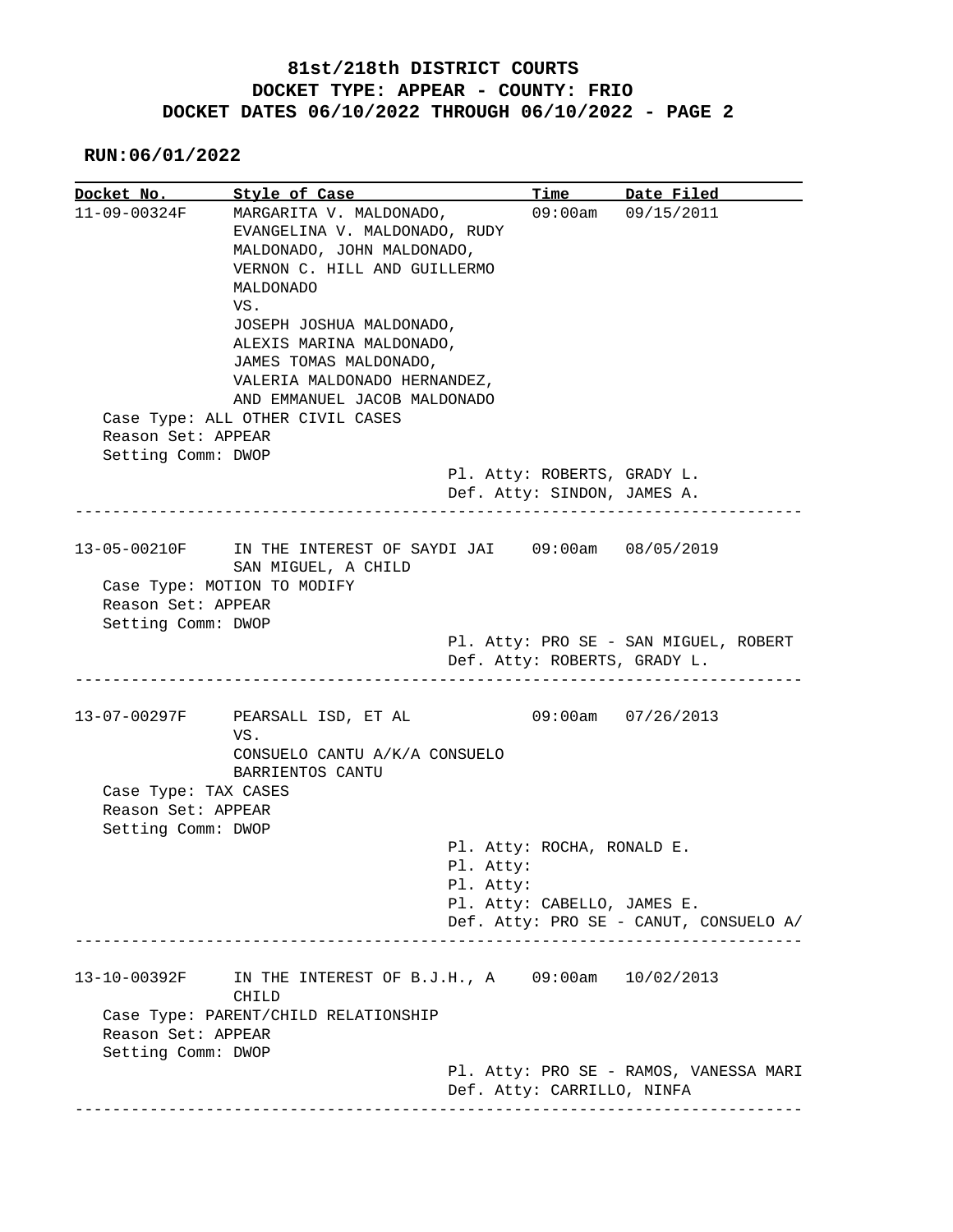**81st/218th DISTRICT COURTS**
**DOCKET TYPE: APPEAR - COUNTY: FRIO**
**DOCKET DATES 06/10/2022 THROUGH 06/10/2022 - PAGE 2**

**RUN:06/01/2022**

| Docket No. | Style of Case | Time | Date Filed |
|---|---|---|---|
| 11-09-00324F | MARGARITA V. MALDONADO, EVANGELINA V. MALDONADO, RUDY MALDONADO, JOHN MALDONADO, VERNON C. HILL AND GUILLERMO MALDONADO VS. JOSEPH JOSHUA MALDONADO, ALEXIS MARINA MALDONADO, JAMES TOMAS MALDONADO, VALERIA MALDONADO HERNANDEZ, AND EMMANUEL JACOB MALDONADO | 09:00am | 09/15/2011 |

Case Type: ALL OTHER CIVIL CASES
Reason Set: APPEAR
Setting Comm: DWOP
Pl. Atty: ROBERTS, GRADY L.
Def. Atty: SINDON, JAMES A.

---

| Docket No. | Style of Case | Time | Date Filed |
|---|---|---|---|
| 13-05-00210F | IN THE INTEREST OF SAYDI JAI SAN MIGUEL, A CHILD | 09:00am | 08/05/2019 |

Case Type: MOTION TO MODIFY
Reason Set: APPEAR
Setting Comm: DWOP
Pl. Atty: PRO SE - SAN MIGUEL, ROBERT
Def. Atty: ROBERTS, GRADY L.

---

| Docket No. | Style of Case | Time | Date Filed |
|---|---|---|---|
| 13-07-00297F | PEARSALL ISD, ET AL VS. CONSUELO CANTU A/K/A CONSUELO BARRIENTOS CANTU | 09:00am | 07/26/2013 |

Case Type: TAX CASES
Reason Set: APPEAR
Setting Comm: DWOP
Pl. Atty: ROCHA, RONALD E.
Pl. Atty:
Pl. Atty:
Pl. Atty: CABELLO, JAMES E.
Def. Atty: PRO SE - CANUT, CONSUELO A/

---

| Docket No. | Style of Case | Time | Date Filed |
|---|---|---|---|
| 13-10-00392F | IN THE INTEREST OF B.J.H., A CHILD | 09:00am | 10/02/2013 |

Case Type: PARENT/CHILD RELATIONSHIP
Reason Set: APPEAR
Setting Comm: DWOP
Pl. Atty: PRO SE - RAMOS, VANESSA MARI
Def. Atty: CARRILLO, NINFA

---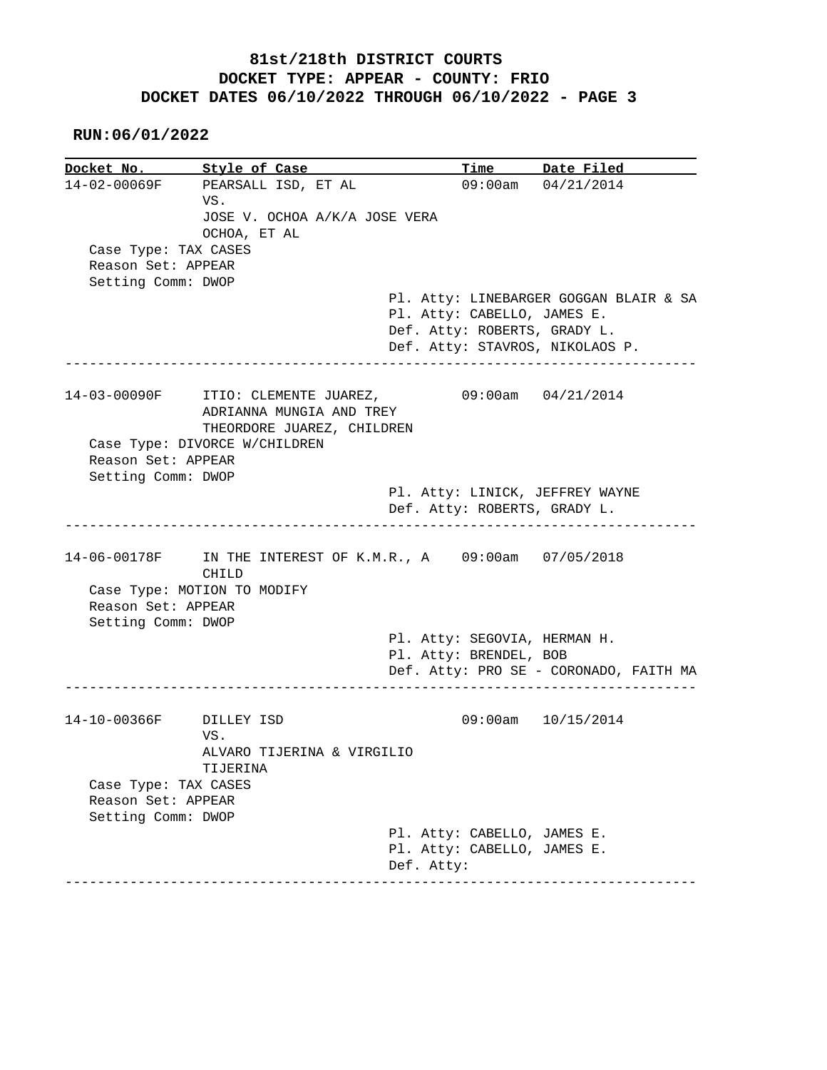**81st/218th DISTRICT COURTS**
**DOCKET TYPE: APPEAR - COUNTY: FRIO**
**DOCKET DATES 06/10/2022 THROUGH 06/10/2022 - PAGE 3**

**RUN:06/01/2022**

| Docket No. | Style of Case | Time | Date Filed |
|---|---|---|---|
| 14-02-00069F | PEARSALL ISD, ET AL VS. JOSE V. OCHOA A/K/A JOSE VERA OCHOA, ET AL | 09:00am | 04/21/2014 |

Case Type: TAX CASES
Reason Set: APPEAR
Setting Comm: DWOP

Pl. Atty: LINEBARGER GOGGAN BLAIR & SA
Pl. Atty: CABELLO, JAMES E.
Def. Atty: ROBERTS, GRADY L.
Def. Atty: STAVROS, NIKOLAOS P.

---

| Docket No. | Style of Case | Time | Date Filed |
|---|---|---|---|
| 14-03-00090F | ITIO: CLEMENTE JUAREZ, ADRIANNA MUNGIA AND TREY THEORDORE JUAREZ, CHILDREN | 09:00am | 04/21/2014 |

Case Type: DIVORCE W/CHILDREN
Reason Set: APPEAR
Setting Comm: DWOP

Pl. Atty: LINICK, JEFFREY WAYNE
Def. Atty: ROBERTS, GRADY L.

---

| Docket No. | Style of Case | Time | Date Filed |
|---|---|---|---|
| 14-06-00178F | IN THE INTEREST OF K.M.R., A CHILD | 09:00am | 07/05/2018 |

Case Type: MOTION TO MODIFY
Reason Set: APPEAR
Setting Comm: DWOP

Pl. Atty: SEGOVIA, HERMAN H.
Pl. Atty: BRENDEL, BOB
Def. Atty: PRO SE - CORONADO, FAITH MA

---

| Docket No. | Style of Case | Time | Date Filed |
|---|---|---|---|
| 14-10-00366F | DILLEY ISD VS. ALVARO TIJERINA & VIRGILIO TIJERINA | 09:00am | 10/15/2014 |

Case Type: TAX CASES
Reason Set: APPEAR
Setting Comm: DWOP

Pl. Atty: CABELLO, JAMES E.
Pl. Atty: CABELLO, JAMES E.
Def. Atty:

---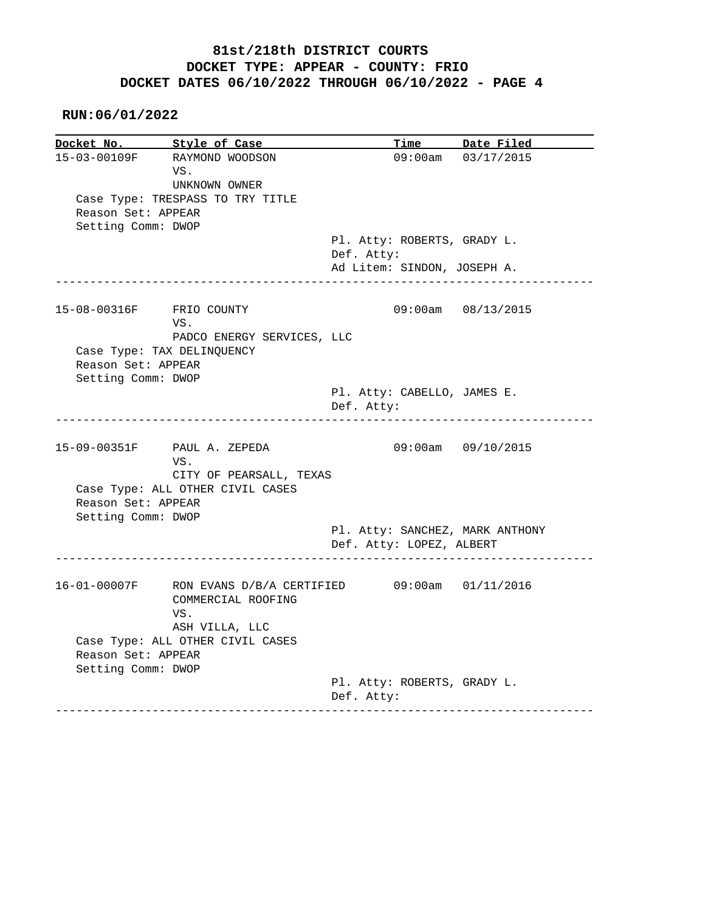**81st/218th DISTRICT COURTS**
**DOCKET TYPE: APPEAR - COUNTY: FRIO**
**DOCKET DATES 06/10/2022 THROUGH 06/10/2022 - PAGE 4**

**RUN:06/01/2022**

| Docket No. | Style of Case | Time | Date Filed |
|---|---|---|---|
| 15-03-00109F | RAYMOND WOODSON VS. UNKNOWN OWNER | 09:00am | 03/17/2015 |

Case Type: TRESPASS TO TRY TITLE
Reason Set: APPEAR
Setting Comm: DWOP

Pl. Atty: ROBERTS, GRADY L.
Def. Atty:
Ad Litem: SINDON, JOSEPH A.

---

| Docket No. | Style of Case | Time | Date Filed |
|---|---|---|---|
| 15-08-00316F | FRIO COUNTY VS. PADCO ENERGY SERVICES, LLC | 09:00am | 08/13/2015 |

Case Type: TAX DELINQUENCY
Reason Set: APPEAR
Setting Comm: DWOP

Pl. Atty: CABELLO, JAMES E.
Def. Atty:

---

| Docket No. | Style of Case | Time | Date Filed |
|---|---|---|---|
| 15-09-00351F | PAUL A. ZEPEDA VS. CITY OF PEARSALL, TEXAS | 09:00am | 09/10/2015 |

Case Type: ALL OTHER CIVIL CASES
Reason Set: APPEAR
Setting Comm: DWOP

Pl. Atty: SANCHEZ, MARK ANTHONY
Def. Atty: LOPEZ, ALBERT

---

| Docket No. | Style of Case | Time | Date Filed |
|---|---|---|---|
| 16-01-00007F | RON EVANS D/B/A CERTIFIED COMMERCIAL ROOFING VS. ASH VILLA, LLC | 09:00am | 01/11/2016 |

Case Type: ALL OTHER CIVIL CASES
Reason Set: APPEAR
Setting Comm: DWOP

Pl. Atty: ROBERTS, GRADY L.
Def. Atty:

---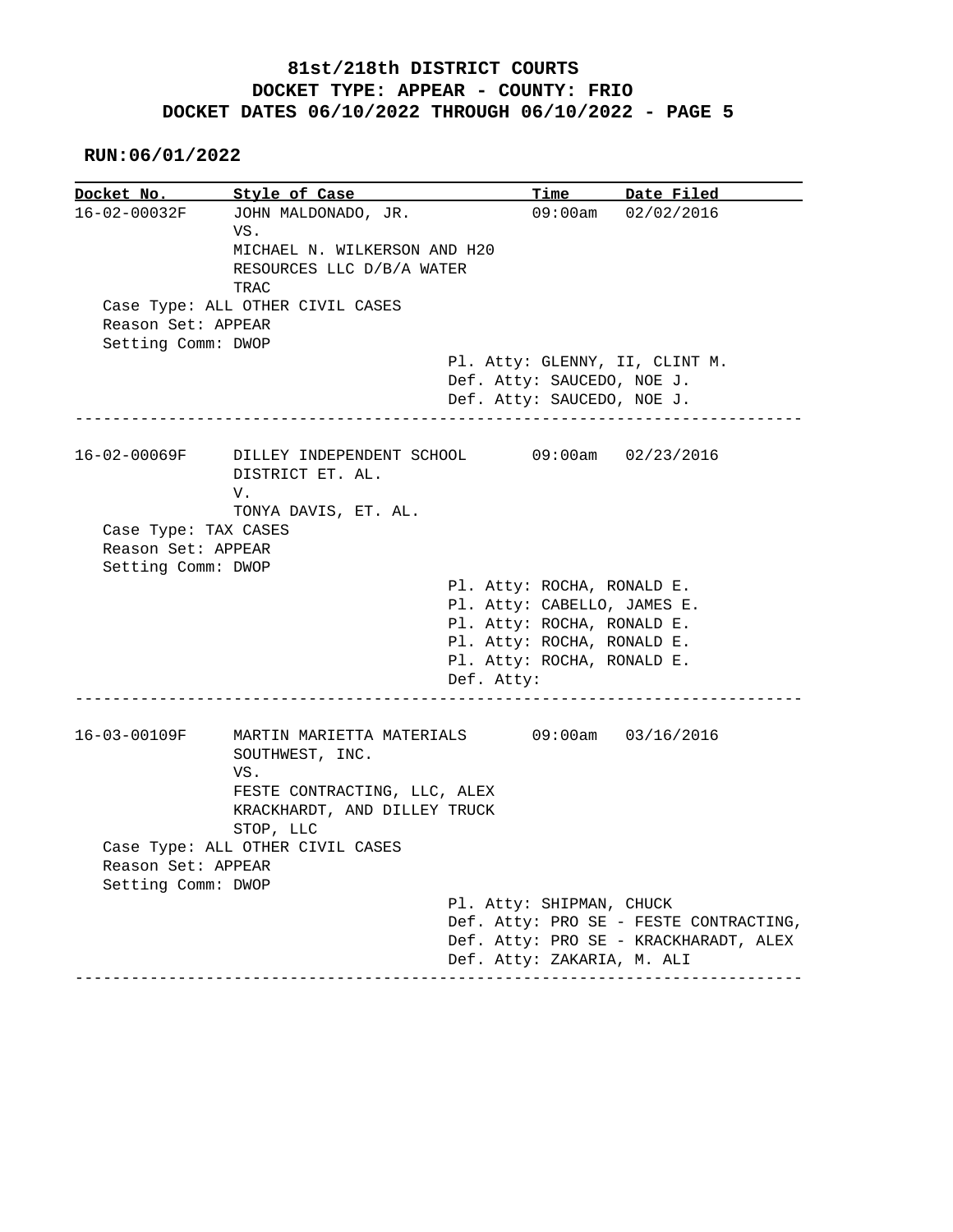# 81st/218th DISTRICT COURTS
## DOCKET TYPE: APPEAR - COUNTY: FRIO
## DOCKET DATES 06/10/2022 THROUGH 06/10/2022 - PAGE 5

**RUN:06/01/2022**

| Docket No. | Style of Case | Time | Date Filed |
|---|---|---|---|
| 16-02-00032F | JOHN MALDONADO, JR. VS. MICHAEL N. WILKERSON AND H20 RESOURCES LLC D/B/A WATER TRAC | 09:00am | 02/02/2016 |

Case Type: ALL OTHER CIVIL CASES
Reason Set: APPEAR
Setting Comm: DWOP

Pl. Atty: GLENNY, II, CLINT M.
Def. Atty: SAUCEDO, NOE J.
Def. Atty: SAUCEDO, NOE J.

---

| Docket No. | Style of Case | Time | Date Filed |
|---|---|---|---|
| 16-02-00069F | DILLEY INDEPENDENT SCHOOL DISTRICT ET. AL. V. TONYA DAVIS, ET. AL. | 09:00am | 02/23/2016 |

Case Type: TAX CASES
Reason Set: APPEAR
Setting Comm: DWOP

Pl. Atty: ROCHA, RONALD E.
Pl. Atty: CABELLO, JAMES E.
Pl. Atty: ROCHA, RONALD E.
Pl. Atty: ROCHA, RONALD E.
Pl. Atty: ROCHA, RONALD E.
Def. Atty:

---

| Docket No. | Style of Case | Time | Date Filed |
|---|---|---|---|
| 16-03-00109F | MARTIN MARIETTA MATERIALS SOUTHWEST, INC. VS. FESTE CONTRACTING, LLC, ALEX KRACKHARDT, AND DILLEY TRUCK STOP, LLC | 09:00am | 03/16/2016 |

Case Type: ALL OTHER CIVIL CASES
Reason Set: APPEAR
Setting Comm: DWOP

Pl. Atty: SHIPMAN, CHUCK
Def. Atty: PRO SE - FESTE CONTRACTING,
Def. Atty: PRO SE - KRACKHARADT, ALEX
Def. Atty: ZAKARIA, M. ALI

---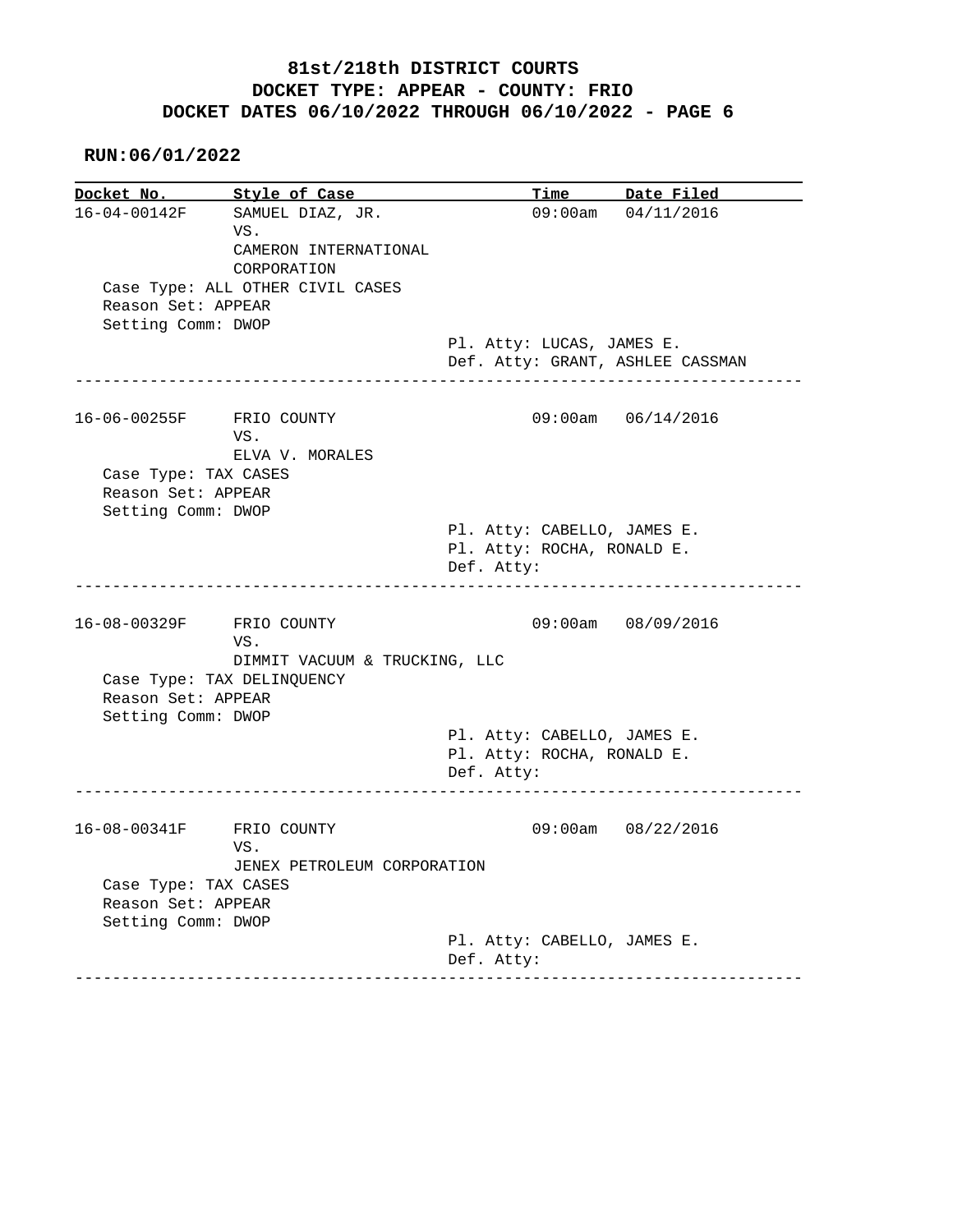**81st/218th DISTRICT COURTS**
**DOCKET TYPE: APPEAR - COUNTY: FRIO**
**DOCKET DATES 06/10/2022 THROUGH 06/10/2022 - PAGE 6**

**RUN:06/01/2022**

| Docket No. | Style of Case | Time | Date Filed |
|---|---|---|---|
| 16-04-00142F | SAMUEL DIAZ, JR. VS. CAMERON INTERNATIONAL CORPORATION | 09:00am | 04/11/2016 |

Case Type: ALL OTHER CIVIL CASES
Reason Set: APPEAR
Setting Comm: DWOP
Pl. Atty: LUCAS, JAMES E.
Def. Atty: GRANT, ASHLEE CASSMAN

---

| Docket No. | Style of Case | Time | Date Filed |
|---|---|---|---|
| 16-06-00255F | FRIO COUNTY VS. ELVA V. MORALES | 09:00am | 06/14/2016 |

Case Type: TAX CASES
Reason Set: APPEAR
Setting Comm: DWOP
Pl. Atty: CABELLO, JAMES E.
Pl. Atty: ROCHA, RONALD E.
Def. Atty:

---

| Docket No. | Style of Case | Time | Date Filed |
|---|---|---|---|
| 16-08-00329F | FRIO COUNTY VS. DIMMIT VACUUM & TRUCKING, LLC | 09:00am | 08/09/2016 |

Case Type: TAX DELINQUENCY
Reason Set: APPEAR
Setting Comm: DWOP
Pl. Atty: CABELLO, JAMES E.
Pl. Atty: ROCHA, RONALD E.
Def. Atty:

---

| Docket No. | Style of Case | Time | Date Filed |
|---|---|---|---|
| 16-08-00341F | FRIO COUNTY VS. JENEX PETROLEUM CORPORATION | 09:00am | 08/22/2016 |

Case Type: TAX CASES
Reason Set: APPEAR
Setting Comm: DWOP
Pl. Atty: CABELLO, JAMES E.
Def. Atty:

---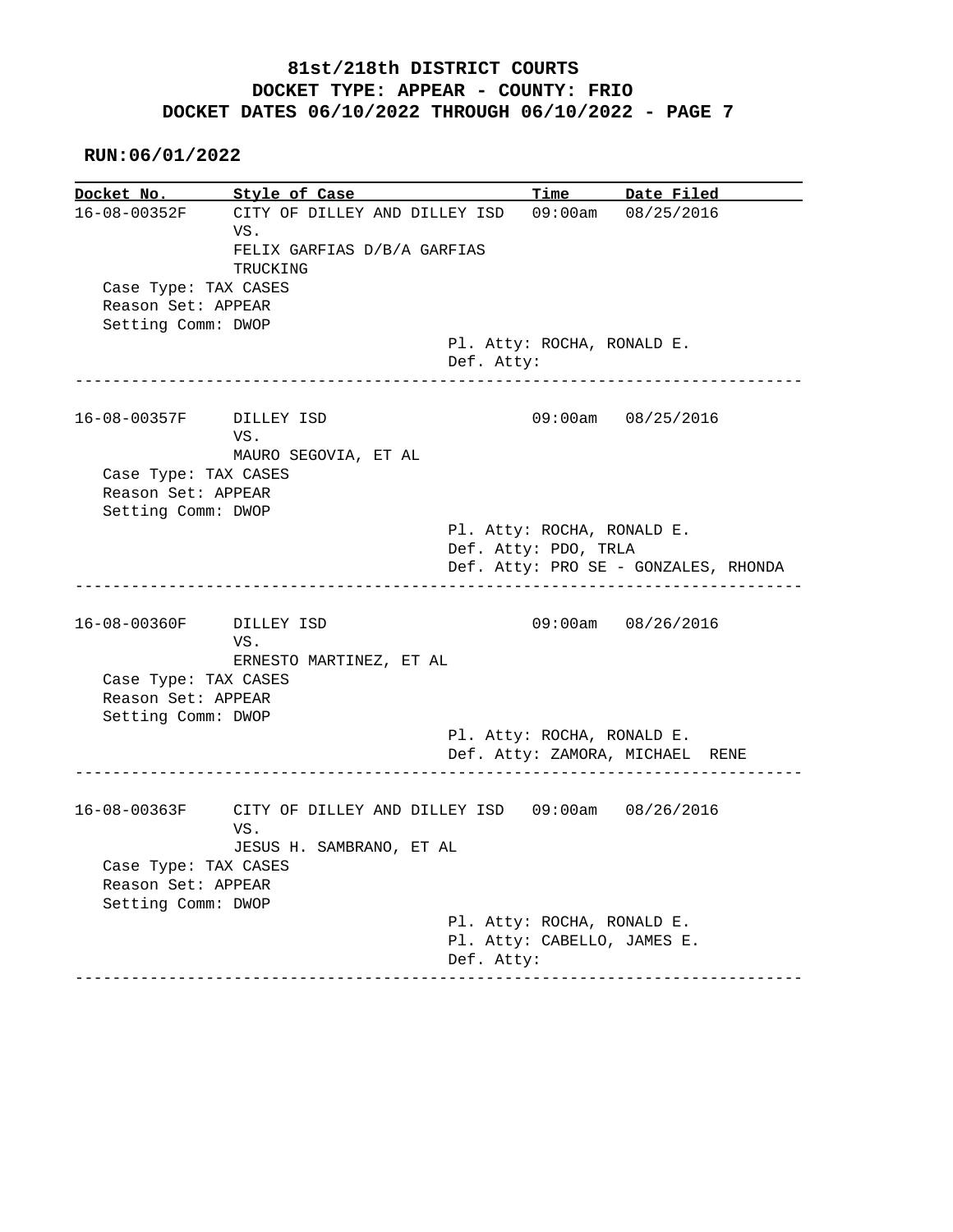**81st/218th DISTRICT COURTS**
**DOCKET TYPE: APPEAR - COUNTY: FRIO**
**DOCKET DATES 06/10/2022 THROUGH 06/10/2022 - PAGE 7**

**RUN:06/01/2022**

| Docket No. | Style of Case | Time | Date Filed |
|---|---|---|---|
| 16-08-00352F | CITY OF DILLEY AND DILLEY ISD VS. FELIX GARFIAS D/B/A GARFIAS TRUCKING | 09:00am | 08/25/2016 |

Case Type: TAX CASES
Reason Set: APPEAR
Setting Comm: DWOP

Pl. Atty: ROCHA, RONALD E.
Def. Atty:

---

| Docket No. | Style of Case | Time | Date Filed |
|---|---|---|---|
| 16-08-00357F | DILLEY ISD VS. MAURO SEGOVIA, ET AL | 09:00am | 08/25/2016 |

Case Type: TAX CASES
Reason Set: APPEAR
Setting Comm: DWOP

Pl. Atty: ROCHA, RONALD E.
Def. Atty: PDO, TRLA
Def. Atty: PRO SE - GONZALES, RHONDA

---

| Docket No. | Style of Case | Time | Date Filed |
|---|---|---|---|
| 16-08-00360F | DILLEY ISD VS. ERNESTO MARTINEZ, ET AL | 09:00am | 08/26/2016 |

Case Type: TAX CASES
Reason Set: APPEAR
Setting Comm: DWOP

Pl. Atty: ROCHA, RONALD E.
Def. Atty: ZAMORA, MICHAEL RENE

---

| Docket No. | Style of Case | Time | Date Filed |
|---|---|---|---|
| 16-08-00363F | CITY OF DILLEY AND DILLEY ISD VS. JESUS H. SAMBRANO, ET AL | 09:00am | 08/26/2016 |

Case Type: TAX CASES
Reason Set: APPEAR
Setting Comm: DWOP

Pl. Atty: ROCHA, RONALD E.
Pl. Atty: CABELLO, JAMES E.
Def. Atty:

---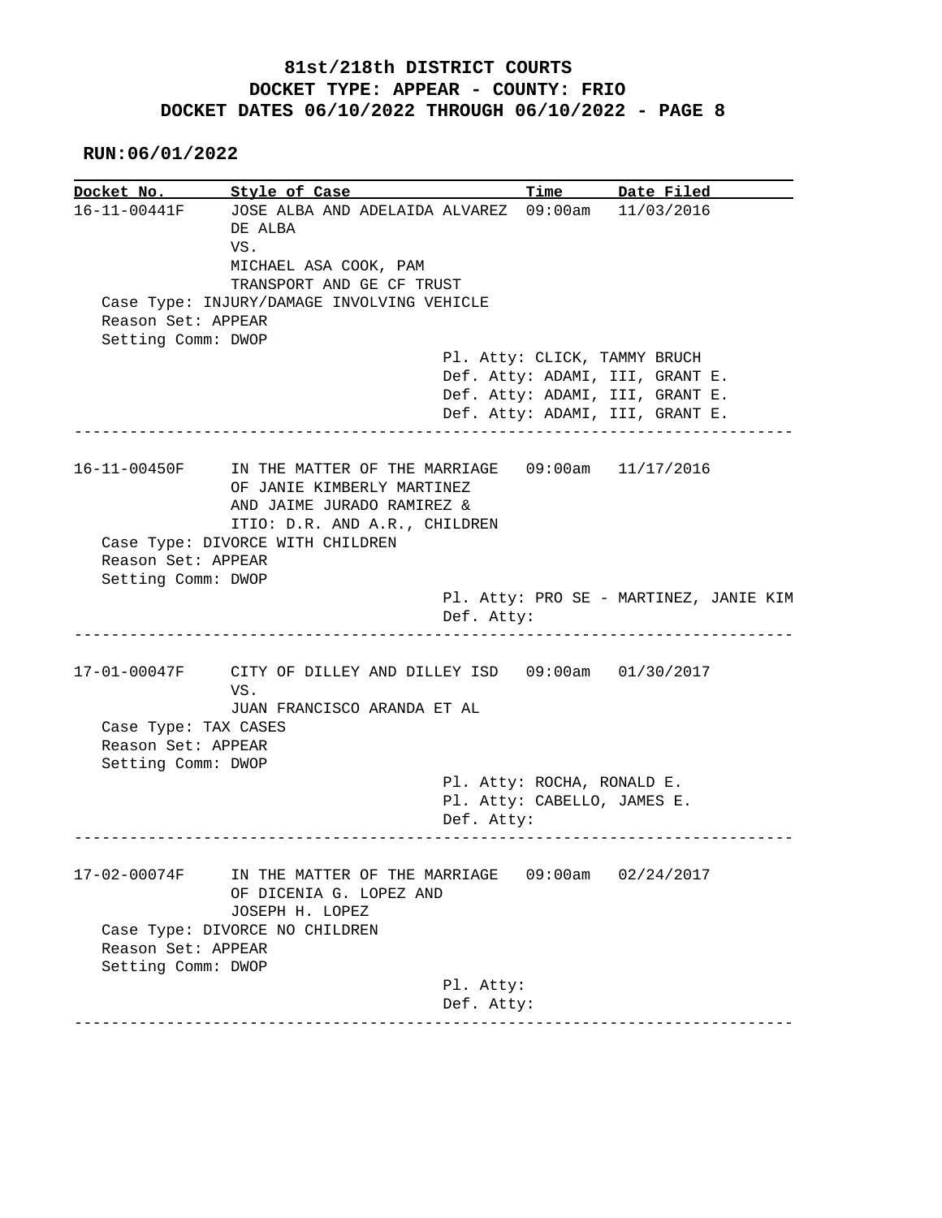# 81st/218th DISTRICT COURTS
# DOCKET TYPE: APPEAR - COUNTY: FRIO
# DOCKET DATES 06/10/2022 THROUGH 06/10/2022 - PAGE 8

**RUN:06/01/2022**

| Docket No. | Style of Case | Time | Date Filed |
|---|---|---|---|
| 16-11-00441F | JOSE ALBA AND ADELAIDA ALVAREZ DE ALBA VS. MICHAEL ASA COOK, PAM TRANSPORT AND GE CF TRUST | 09:00am | 11/03/2016 |

Case Type: INJURY/DAMAGE INVOLVING VEHICLE
Reason Set: APPEAR
Setting Comm: DWOP

Pl. Atty: CLICK, TAMMY BRUCH
Def. Atty: ADAMI, III, GRANT E.
Def. Atty: ADAMI, III, GRANT E.
Def. Atty: ADAMI, III, GRANT E.

---

| Docket No. | Style of Case | Time | Date Filed |
|---|---|---|---|
| 16-11-00450F | IN THE MATTER OF THE MARRIAGE OF JANIE KIMBERLY MARTINEZ AND JAIME JURADO RAMIREZ & ITIO: D.R. AND A.R., CHILDREN | 09:00am | 11/17/2016 |

Case Type: DIVORCE WITH CHILDREN
Reason Set: APPEAR
Setting Comm: DWOP

Pl. Atty: PRO SE - MARTINEZ, JANIE KIM
Def. Atty:

---

| Docket No. | Style of Case | Time | Date Filed |
|---|---|---|---|
| 17-01-00047F | CITY OF DILLEY AND DILLEY ISD VS. JUAN FRANCISCO ARANDA ET AL | 09:00am | 01/30/2017 |

Case Type: TAX CASES
Reason Set: APPEAR
Setting Comm: DWOP

Pl. Atty: ROCHA, RONALD E.
Pl. Atty: CABELLO, JAMES E.
Def. Atty:

---

| Docket No. | Style of Case | Time | Date Filed |
|---|---|---|---|
| 17-02-00074F | IN THE MATTER OF THE MARRIAGE OF DICENIA G. LOPEZ AND JOSEPH H. LOPEZ | 09:00am | 02/24/2017 |

Case Type: DIVORCE NO CHILDREN
Reason Set: APPEAR
Setting Comm: DWOP

Pl. Atty:
Def. Atty:

---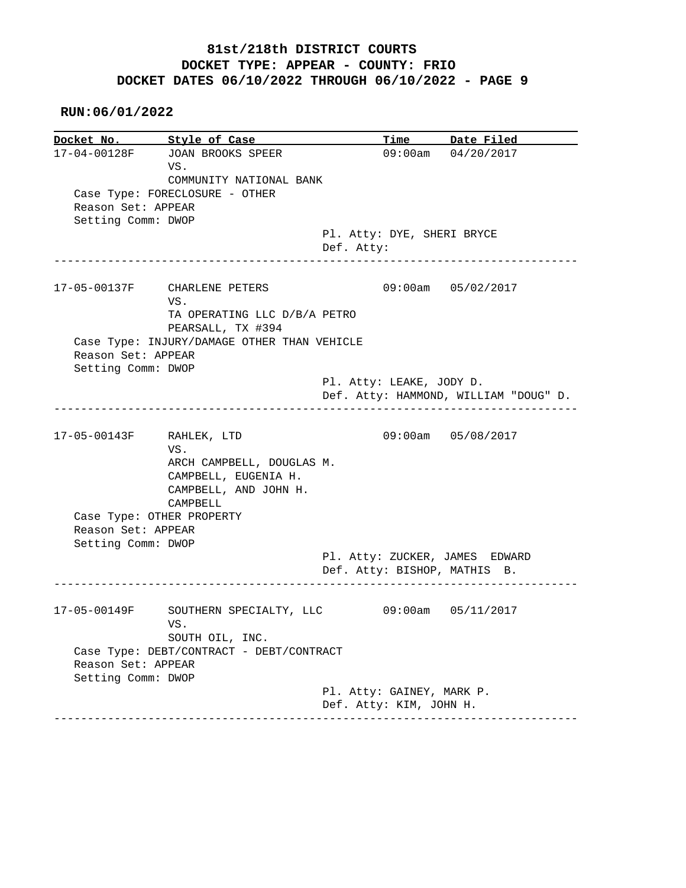**81st/218th DISTRICT COURTS**
**DOCKET TYPE: APPEAR - COUNTY: FRIO**
**DOCKET DATES 06/10/2022 THROUGH 06/10/2022 - PAGE 9**

**RUN:06/01/2022**

| Docket No. | Style of Case | Time | Date Filed |
|---|---|---|---|
| 17-04-00128F | JOAN BROOKS SPEER VS. COMMUNITY NATIONAL BANK | 09:00am | 04/20/2017 |

Case Type: FORECLOSURE - OTHER
Reason Set: APPEAR
Setting Comm: DWOP
Pl. Atty: DYE, SHERI BRYCE
Def. Atty:

---

| Docket No. | Style of Case | Time | Date Filed |
|---|---|---|---|
| 17-05-00137F | CHARLENE PETERS VS. TA OPERATING LLC D/B/A PETRO PEARSALL, TX #394 | 09:00am | 05/02/2017 |

Case Type: INJURY/DAMAGE OTHER THAN VEHICLE
Reason Set: APPEAR
Setting Comm: DWOP
Pl. Atty: LEAKE, JODY D.
Def. Atty: HAMMOND, WILLIAM "DOUG" D.

---

| Docket No. | Style of Case | Time | Date Filed |
|---|---|---|---|
| 17-05-00143F | RAHLEK, LTD VS. ARCH CAMPBELL, DOUGLAS M. CAMPBELL, EUGENIA H. CAMPBELL, AND JOHN H. CAMPBELL | 09:00am | 05/08/2017 |

Case Type: OTHER PROPERTY
Reason Set: APPEAR
Setting Comm: DWOP
Pl. Atty: ZUCKER, JAMES EDWARD
Def. Atty: BISHOP, MATHIS B.

---

| Docket No. | Style of Case | Time | Date Filed |
|---|---|---|---|
| 17-05-00149F | SOUTHERN SPECIALTY, LLC VS. SOUTH OIL, INC. | 09:00am | 05/11/2017 |

Case Type: DEBT/CONTRACT - DEBT/CONTRACT
Reason Set: APPEAR
Setting Comm: DWOP
Pl. Atty: GAINEY, MARK P.
Def. Atty: KIM, JOHN H.

---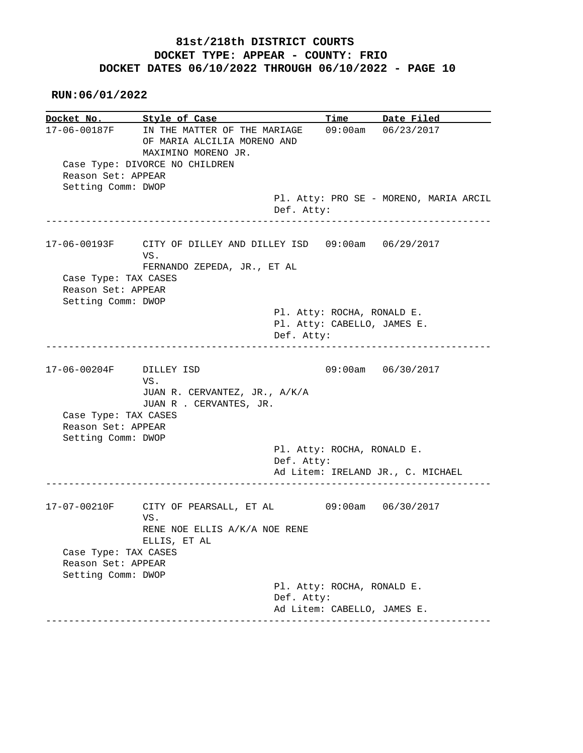**81st/218th DISTRICT COURTS**
**DOCKET TYPE: APPEAR - COUNTY: FRIO**
**DOCKET DATES 06/10/2022 THROUGH 06/10/2022 - PAGE 10**

**RUN:06/01/2022**

```
Docket No.       Style of Case                     Time       Date Filed
17-06-00187F     IN THE MATTER OF THE MARIAGE      09:00am    06/23/2017
                 OF MARIA ALCILIA MORENO AND
                 MAXIMINO MORENO JR.
   Case Type: DIVORCE NO CHILDREN
   Reason Set: APPEAR
   Setting Comm: DWOP
                                       Pl. Atty: PRO SE - MORENO, MARIA ARCIL
                                       Def. Atty:
------------------------------------------------------------------------------

17-06-00193F     CITY OF DILLEY AND DILLEY ISD     09:00am    06/29/2017
                 VS.
                 FERNANDO ZEPEDA, JR., ET AL
   Case Type: TAX CASES
   Reason Set: APPEAR
   Setting Comm: DWOP
                                       Pl. Atty: ROCHA, RONALD E.
                                       Pl. Atty: CABELLO, JAMES E.
                                       Def. Atty:
------------------------------------------------------------------------------

17-06-00204F     DILLEY ISD                        09:00am    06/30/2017
                 VS.
                 JUAN R. CERVANTEZ, JR., A/K/A
                 JUAN R . CERVANTES, JR.
   Case Type: TAX CASES
   Reason Set: APPEAR
   Setting Comm: DWOP
                                       Pl. Atty: ROCHA, RONALD E.
                                       Def. Atty:
                                       Ad Litem: IRELAND JR., C. MICHAEL
------------------------------------------------------------------------------

17-07-00210F     CITY OF PEARSALL, ET AL           09:00am    06/30/2017
                 VS.
                 RENE NOE ELLIS A/K/A NOE RENE
                 ELLIS, ET AL
   Case Type: TAX CASES
   Reason Set: APPEAR
   Setting Comm: DWOP
                                       Pl. Atty: ROCHA, RONALD E.
                                       Def. Atty:
                                       Ad Litem: CABELLO, JAMES E.
------------------------------------------------------------------------------
```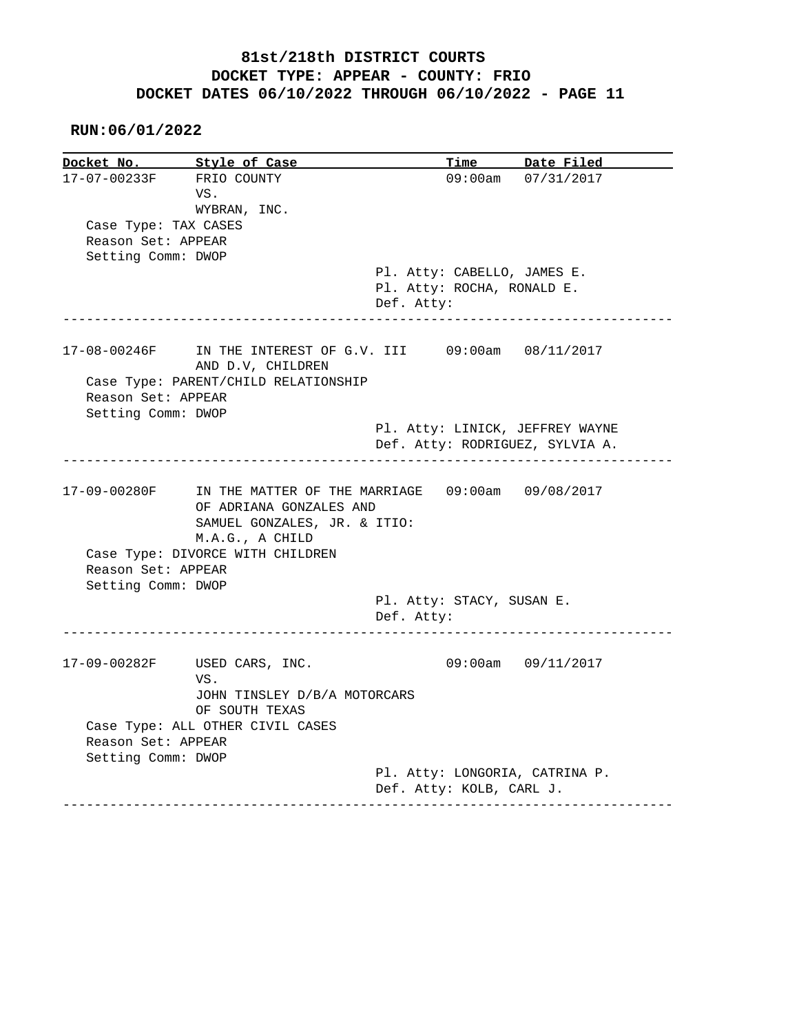**81st/218th DISTRICT COURTS**
**DOCKET TYPE: APPEAR - COUNTY: FRIO**
**DOCKET DATES 06/10/2022 THROUGH 06/10/2022 - PAGE 11**

**RUN:06/01/2022**

| Docket No. | Style of Case | Time | Date Filed |
|---|---|---|---|
| 17-07-00233F | FRIO COUNTY VS. WYBRAN, INC. | 09:00am | 07/31/2017 |

Case Type: TAX CASES
Reason Set: APPEAR
Setting Comm: DWOP
Pl. Atty: CABELLO, JAMES E.
Pl. Atty: ROCHA, RONALD E.
Def. Atty:

---

| Docket No. | Style of Case | Time | Date Filed |
|---|---|---|---|
| 17-08-00246F | IN THE INTEREST OF G.V. III AND D.V, CHILDREN | 09:00am | 08/11/2017 |

Case Type: PARENT/CHILD RELATIONSHIP
Reason Set: APPEAR
Setting Comm: DWOP
Pl. Atty: LINICK, JEFFREY WAYNE
Def. Atty: RODRIGUEZ, SYLVIA A.

---

| Docket No. | Style of Case | Time | Date Filed |
|---|---|---|---|
| 17-09-00280F | IN THE MATTER OF THE MARRIAGE OF ADRIANA GONZALES AND SAMUEL GONZALES, JR. & ITIO: M.A.G., A CHILD | 09:00am | 09/08/2017 |

Case Type: DIVORCE WITH CHILDREN
Reason Set: APPEAR
Setting Comm: DWOP
Pl. Atty: STACY, SUSAN E.
Def. Atty:

---

| Docket No. | Style of Case | Time | Date Filed |
|---|---|---|---|
| 17-09-00282F | USED CARS, INC. VS. JOHN TINSLEY D/B/A MOTORCARS OF SOUTH TEXAS | 09:00am | 09/11/2017 |

Case Type: ALL OTHER CIVIL CASES
Reason Set: APPEAR
Setting Comm: DWOP
Pl. Atty: LONGORIA, CATRINA P.
Def. Atty: KOLB, CARL J.

---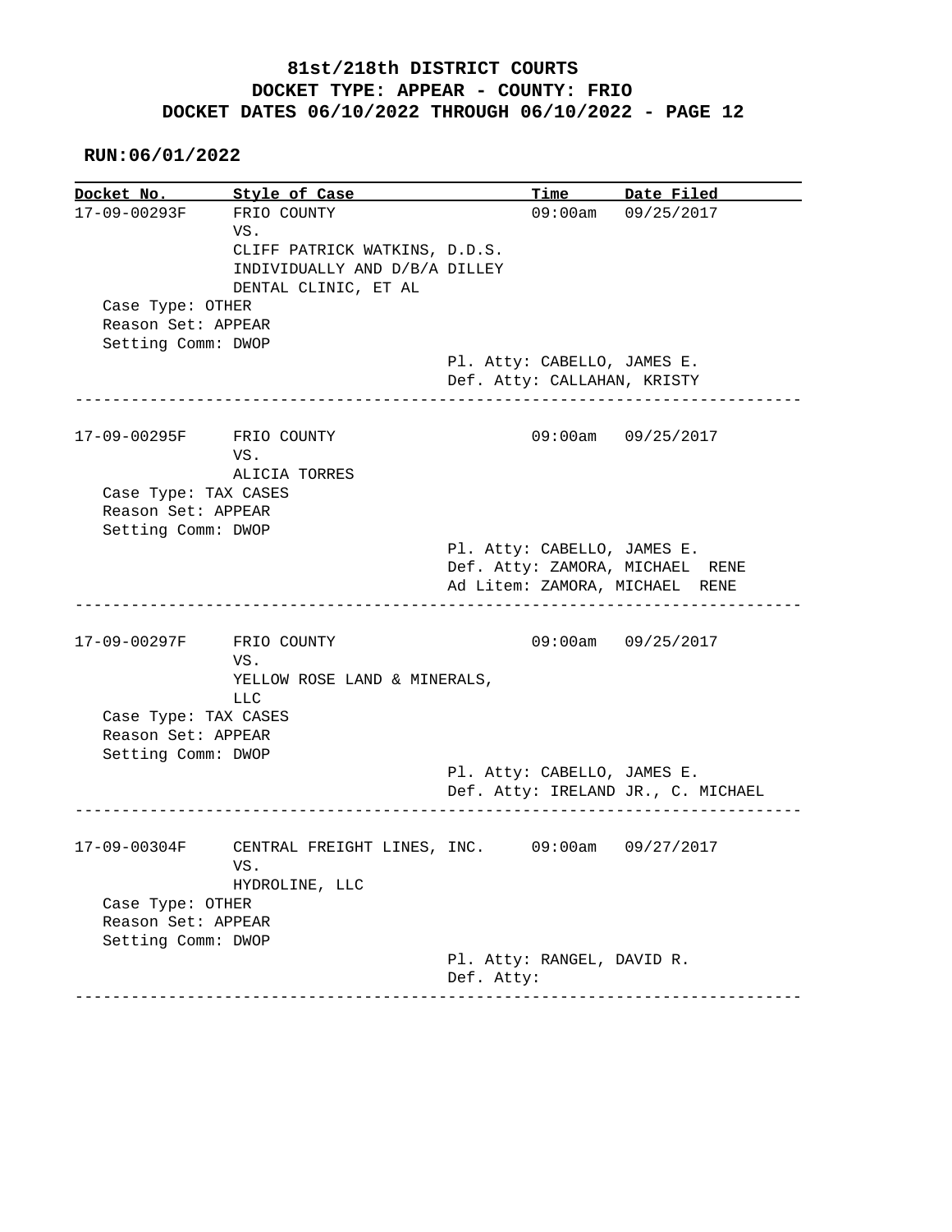# 81st/218th DISTRICT COURTS
## DOCKET TYPE: APPEAR - COUNTY: FRIO
## DOCKET DATES 06/10/2022 THROUGH 06/10/2022 - PAGE 12

**RUN:06/01/2022**

| Docket No. | Style of Case | Time | Date Filed |
|---|---|---|---|
| 17-09-00293F | FRIO COUNTY VS. CLIFF PATRICK WATKINS, D.D.S. INDIVIDUALLY AND D/B/A DILLEY DENTAL CLINIC, ET AL | 09:00am | 09/25/2017 |

Case Type: OTHER
Reason Set: APPEAR
Setting Comm: DWOP
Pl. Atty: CABELLO, JAMES E.
Def. Atty: CALLAHAN, KRISTY

---

| Docket No. | Style of Case | Time | Date Filed |
|---|---|---|---|
| 17-09-00295F | FRIO COUNTY VS. ALICIA TORRES | 09:00am | 09/25/2017 |

Case Type: TAX CASES
Reason Set: APPEAR
Setting Comm: DWOP
Pl. Atty: CABELLO, JAMES E.
Def. Atty: ZAMORA, MICHAEL RENE
Ad Litem: ZAMORA, MICHAEL RENE

---

| Docket No. | Style of Case | Time | Date Filed |
|---|---|---|---|
| 17-09-00297F | FRIO COUNTY VS. YELLOW ROSE LAND & MINERALS, LLC | 09:00am | 09/25/2017 |

Case Type: TAX CASES
Reason Set: APPEAR
Setting Comm: DWOP
Pl. Atty: CABELLO, JAMES E.
Def. Atty: IRELAND JR., C. MICHAEL

---

| Docket No. | Style of Case | Time | Date Filed |
|---|---|---|---|
| 17-09-00304F | CENTRAL FREIGHT LINES, INC. VS. HYDROLINE, LLC | 09:00am | 09/27/2017 |

Case Type: OTHER
Reason Set: APPEAR
Setting Comm: DWOP
Pl. Atty: RANGEL, DAVID R.
Def. Atty:

---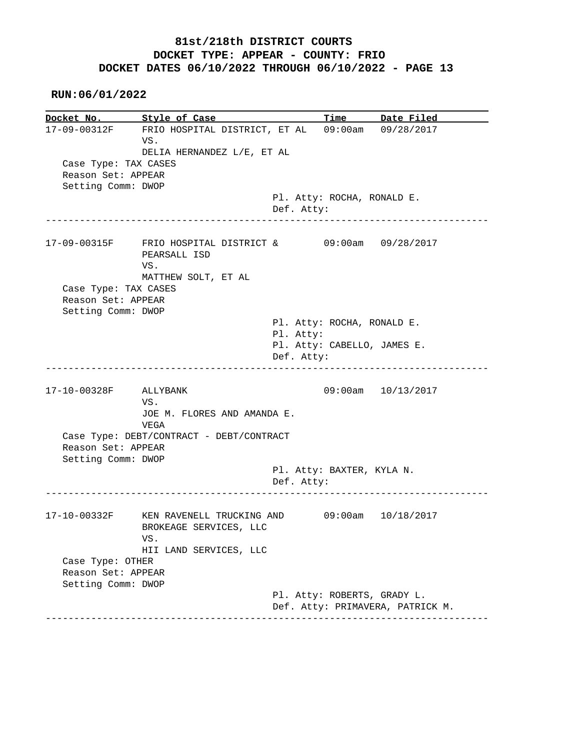**81st/218th DISTRICT COURTS**
**DOCKET TYPE: APPEAR - COUNTY: FRIO**
**DOCKET DATES 06/10/2022 THROUGH 06/10/2022 - PAGE 13**

**RUN:06/01/2022**

| Docket No. | Style of Case | Time | Date Filed |
|---|---|---|---|
| 17-09-00312F | FRIO HOSPITAL DISTRICT, ET AL VS. DELIA HERNANDEZ L/E, ET AL | 09:00am | 09/28/2017 |

Case Type: TAX CASES
Reason Set: APPEAR
Setting Comm: DWOP
Pl. Atty: ROCHA, RONALD E.
Def. Atty:

---

| Docket No. | Style of Case | Time | Date Filed |
|---|---|---|---|
| 17-09-00315F | FRIO HOSPITAL DISTRICT & PEARSALL ISD VS. MATTHEW SOLT, ET AL | 09:00am | 09/28/2017 |

Case Type: TAX CASES
Reason Set: APPEAR
Setting Comm: DWOP
Pl. Atty: ROCHA, RONALD E.
Pl. Atty:
Pl. Atty: CABELLO, JAMES E.
Def. Atty:

---

| Docket No. | Style of Case | Time | Date Filed |
|---|---|---|---|
| 17-10-00328F | ALLYBANK VS. JOE M. FLORES AND AMANDA E. VEGA | 09:00am | 10/13/2017 |

Case Type: DEBT/CONTRACT - DEBT/CONTRACT
Reason Set: APPEAR
Setting Comm: DWOP
Pl. Atty: BAXTER, KYLA N.
Def. Atty:

---

| Docket No. | Style of Case | Time | Date Filed |
|---|---|---|---|
| 17-10-00332F | KEN RAVENELL TRUCKING AND BROKEAGE SERVICES, LLC VS. HII LAND SERVICES, LLC | 09:00am | 10/18/2017 |

Case Type: OTHER
Reason Set: APPEAR
Setting Comm: DWOP
Pl. Atty: ROBERTS, GRADY L.
Def. Atty: PRIMAVERA, PATRICK M.

---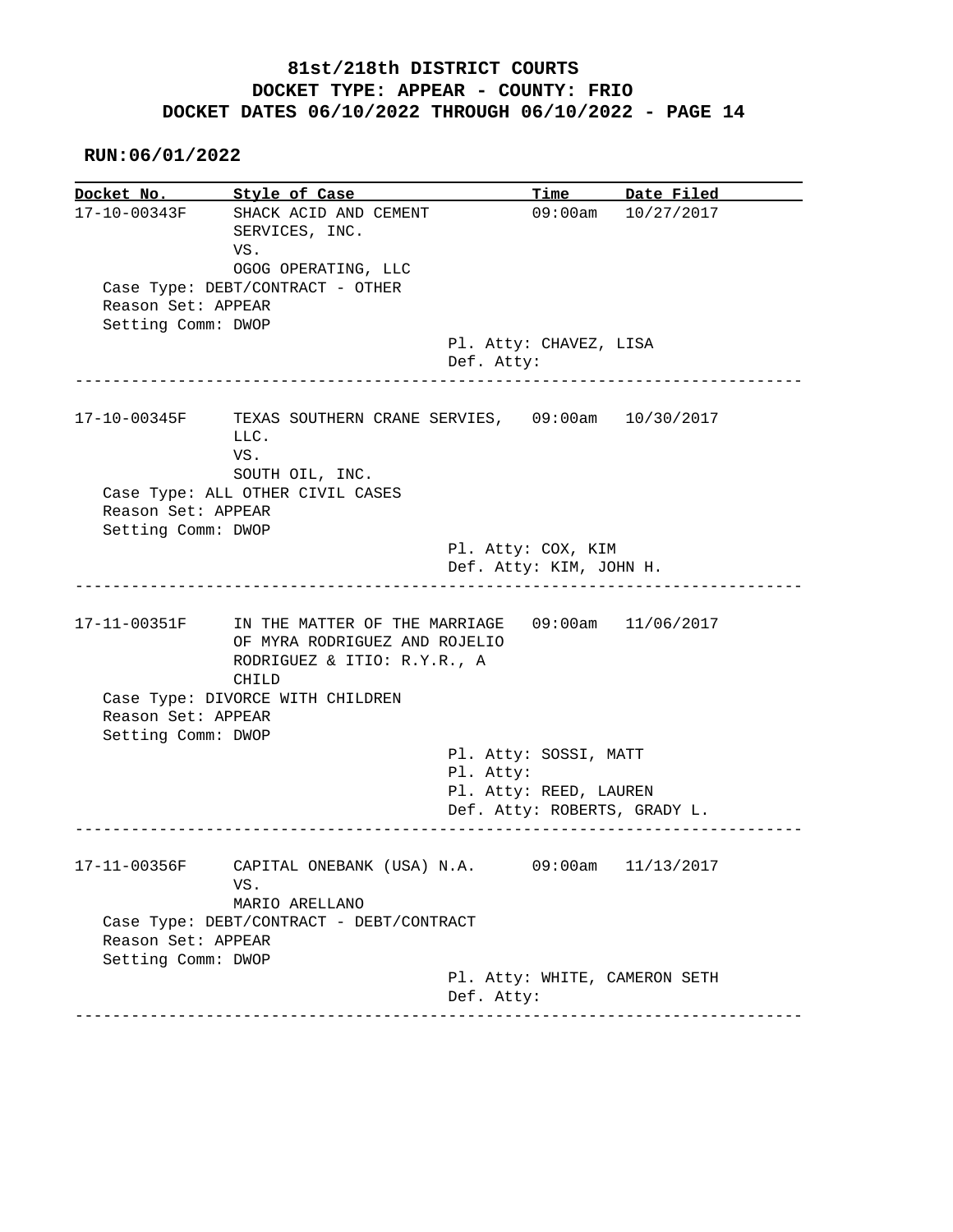# 81st/218th DISTRICT COURTS
# DOCKET TYPE: APPEAR - COUNTY: FRIO
# DOCKET DATES 06/10/2022 THROUGH 06/10/2022 - PAGE 14

**RUN:06/01/2022**

| Docket No. | Style of Case | Time | Date Filed |
|---|---|---|---|
| 17-10-00343F | SHACK ACID AND CEMENT SERVICES, INC. VS. OGOG OPERATING, LLC | 09:00am | 10/27/2017 |

Case Type: DEBT/CONTRACT - OTHER
Reason Set: APPEAR
Setting Comm: DWOP

Pl. Atty: CHAVEZ, LISA
Def. Atty:

---

| Docket No. | Style of Case | Time | Date Filed |
|---|---|---|---|
| 17-10-00345F | TEXAS SOUTHERN CRANE SERVIES, LLC. VS. SOUTH OIL, INC. | 09:00am | 10/30/2017 |

Case Type: ALL OTHER CIVIL CASES
Reason Set: APPEAR
Setting Comm: DWOP

Pl. Atty: COX, KIM
Def. Atty: KIM, JOHN H.

---

| Docket No. | Style of Case | Time | Date Filed |
|---|---|---|---|
| 17-11-00351F | IN THE MATTER OF THE MARRIAGE OF MYRA RODRIGUEZ AND ROJELIO RODRIGUEZ & ITIO: R.Y.R., A CHILD | 09:00am | 11/06/2017 |

Case Type: DIVORCE WITH CHILDREN
Reason Set: APPEAR
Setting Comm: DWOP

Pl. Atty: SOSSI, MATT
Pl. Atty:
Pl. Atty: REED, LAUREN
Def. Atty: ROBERTS, GRADY L.

---

| Docket No. | Style of Case | Time | Date Filed |
|---|---|---|---|
| 17-11-00356F | CAPITAL ONEBANK (USA) N.A. VS. MARIO ARELLANO | 09:00am | 11/13/2017 |

Case Type: DEBT/CONTRACT - DEBT/CONTRACT
Reason Set: APPEAR
Setting Comm: DWOP

Pl. Atty: WHITE, CAMERON SETH
Def. Atty:

---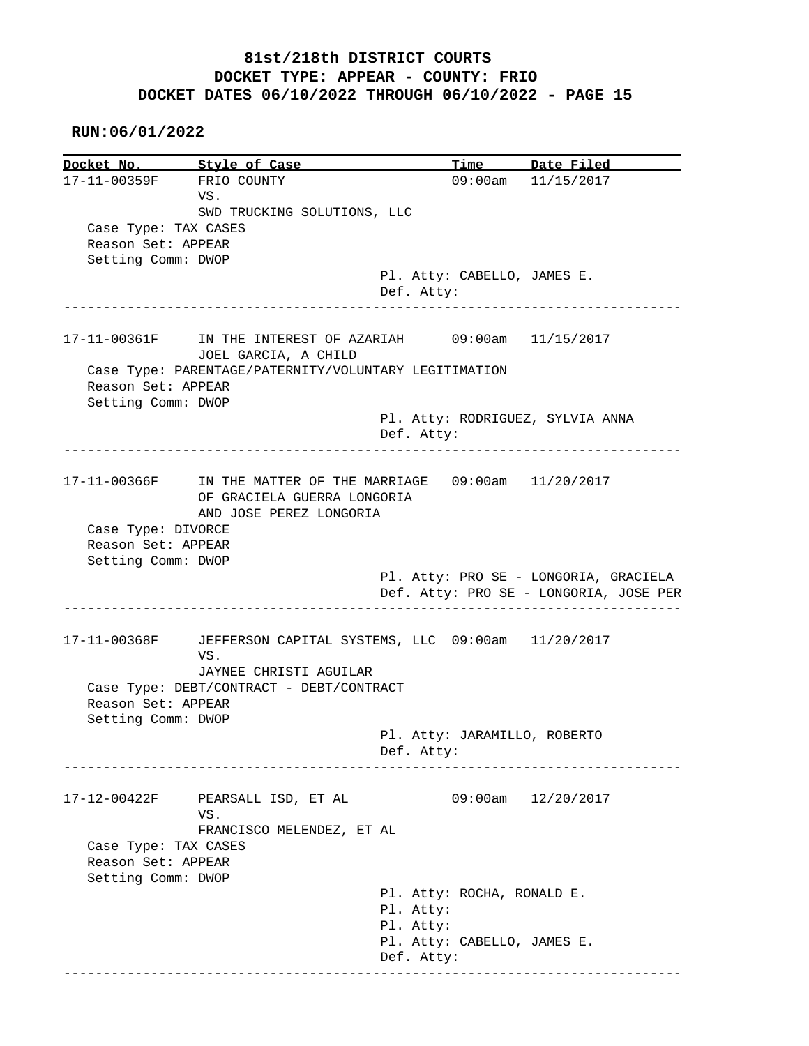# 81st/218th DISTRICT COURTS
## DOCKET TYPE: APPEAR - COUNTY: FRIO
## DOCKET DATES 06/10/2022 THROUGH 06/10/2022 - PAGE 15

**RUN:06/01/2022**

| Docket No. | Style of Case | Time | Date Filed |
|---|---|---|---|
| 17-11-00359F | FRIO COUNTY VS. SWD TRUCKING SOLUTIONS, LLC | 09:00am | 11/15/2017 |

Case Type: TAX CASES
Reason Set: APPEAR
Setting Comm: DWOP
Pl. Atty: CABELLO, JAMES E.
Def. Atty:

---

| Docket No. | Style of Case | Time | Date Filed |
|---|---|---|---|
| 17-11-00361F | IN THE INTEREST OF AZARIAH JOEL GARCIA, A CHILD | 09:00am | 11/15/2017 |

Case Type: PARENTAGE/PATERNITY/VOLUNTARY LEGITIMATION
Reason Set: APPEAR
Setting Comm: DWOP
Pl. Atty: RODRIGUEZ, SYLVIA ANNA
Def. Atty:

---

| Docket No. | Style of Case | Time | Date Filed |
|---|---|---|---|
| 17-11-00366F | IN THE MATTER OF THE MARRIAGE OF GRACIELA GUERRA LONGORIA AND JOSE PEREZ LONGORIA | 09:00am | 11/20/2017 |

Case Type: DIVORCE
Reason Set: APPEAR
Setting Comm: DWOP
Pl. Atty: PRO SE - LONGORIA, GRACIELA
Def. Atty: PRO SE - LONGORIA, JOSE PER

---

| Docket No. | Style of Case | Time | Date Filed |
|---|---|---|---|
| 17-11-00368F | JEFFERSON CAPITAL SYSTEMS, LLC VS. JAYNEE CHRISTI AGUILAR | 09:00am | 11/20/2017 |

Case Type: DEBT/CONTRACT - DEBT/CONTRACT
Reason Set: APPEAR
Setting Comm: DWOP
Pl. Atty: JARAMILLO, ROBERTO
Def. Atty:

---

| Docket No. | Style of Case | Time | Date Filed |
|---|---|---|---|
| 17-12-00422F | PEARSALL ISD, ET AL VS. FRANCISCO MELENDEZ, ET AL | 09:00am | 12/20/2017 |

Case Type: TAX CASES
Reason Set: APPEAR
Setting Comm: DWOP
Pl. Atty: ROCHA, RONALD E.
Pl. Atty:
Pl. Atty:
Pl. Atty: CABELLO, JAMES E.
Def. Atty:

---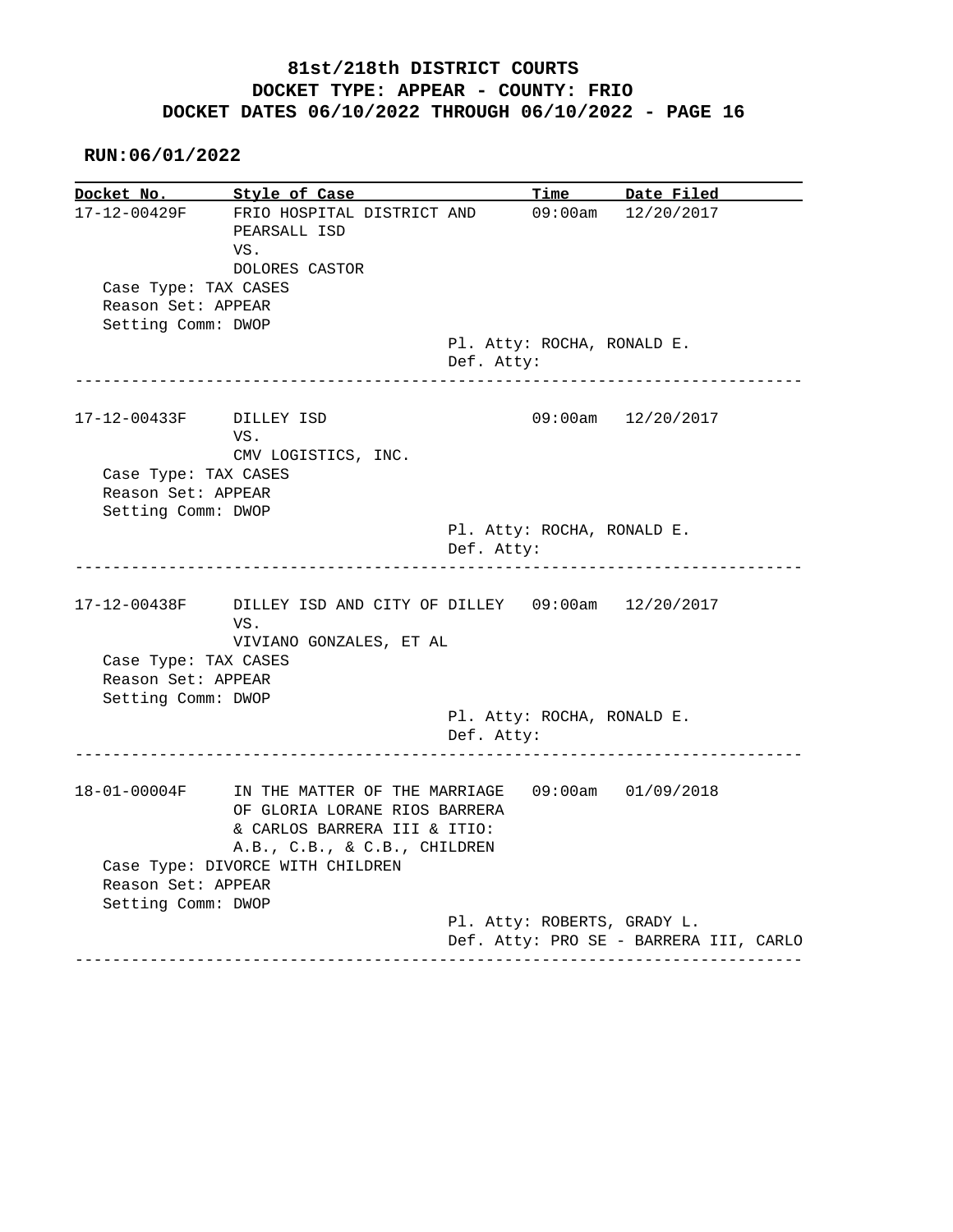# 81st/218th DISTRICT COURTS
## DOCKET TYPE: APPEAR - COUNTY: FRIO
## DOCKET DATES 06/10/2022 THROUGH 06/10/2022 - PAGE 16

**RUN:06/01/2022**

| Docket No. | Style of Case | Time | Date Filed |
|---|---|---|---|
| 17-12-00429F | FRIO HOSPITAL DISTRICT AND PEARSALL ISD VS. DOLORES CASTOR | 09:00am | 12/20/2017 |

Case Type: TAX CASES
Reason Set: APPEAR
Setting Comm: DWOP
Pl. Atty: ROCHA, RONALD E.
Def. Atty:

---

| Docket No. | Style of Case | Time | Date Filed |
|---|---|---|---|
| 17-12-00433F | DILLEY ISD VS. CMV LOGISTICS, INC. | 09:00am | 12/20/2017 |

Case Type: TAX CASES
Reason Set: APPEAR
Setting Comm: DWOP
Pl. Atty: ROCHA, RONALD E.
Def. Atty:

---

| Docket No. | Style of Case | Time | Date Filed |
|---|---|---|---|
| 17-12-00438F | DILLEY ISD AND CITY OF DILLEY VS. VIVIANO GONZALES, ET AL | 09:00am | 12/20/2017 |

Case Type: TAX CASES
Reason Set: APPEAR
Setting Comm: DWOP
Pl. Atty: ROCHA, RONALD E.
Def. Atty:

---

| Docket No. | Style of Case | Time | Date Filed |
|---|---|---|---|
| 18-01-00004F | IN THE MATTER OF THE MARRIAGE OF GLORIA LORANE RIOS BARRERA & CARLOS BARRERA III & ITIO: A.B., C.B., & C.B., CHILDREN | 09:00am | 01/09/2018 |

Case Type: DIVORCE WITH CHILDREN
Reason Set: APPEAR
Setting Comm: DWOP
Pl. Atty: ROBERTS, GRADY L.
Def. Atty: PRO SE - BARRERA III, CARLO

---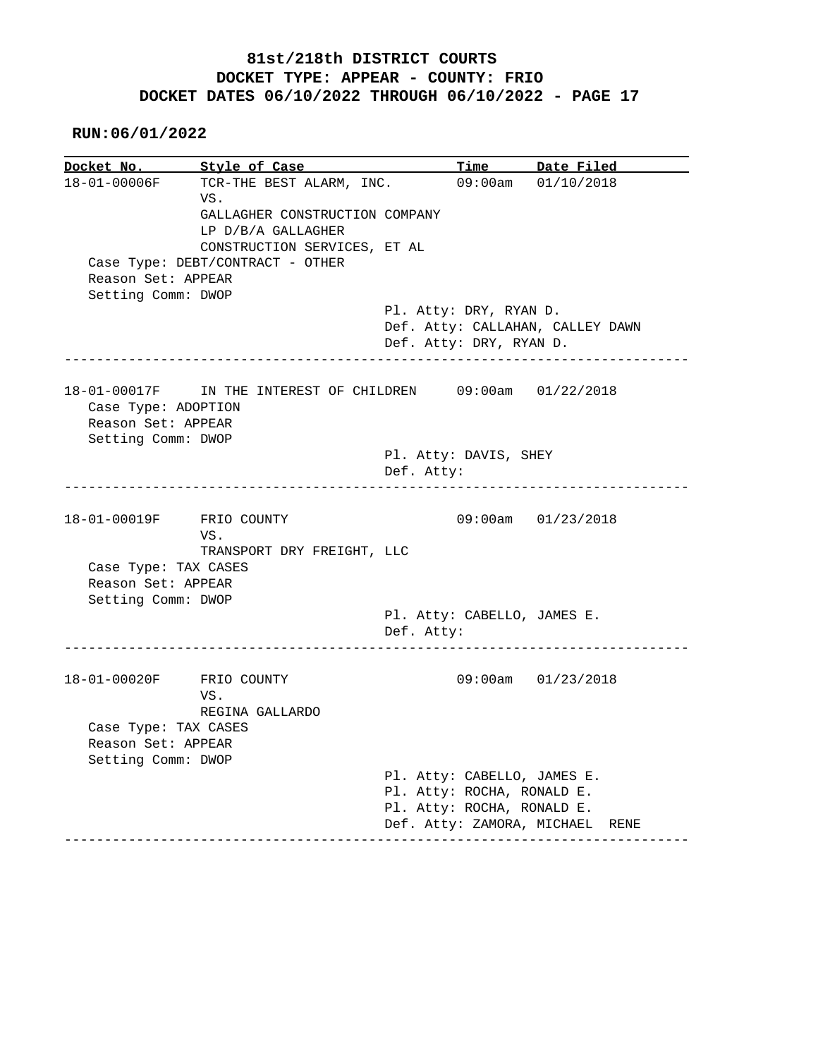**81st/218th DISTRICT COURTS**
**DOCKET TYPE: APPEAR - COUNTY: FRIO**
**DOCKET DATES 06/10/2022 THROUGH 06/10/2022 - PAGE 17**

**RUN:06/01/2022**

| Docket No. | Style of Case | Time | Date Filed |
|---|---|---|---|

**18-01-00006F** — TCR-THE BEST ALARM, INC. VS. GALLAGHER CONSTRUCTION COMPANY LP D/B/A GALLAGHER CONSTRUCTION SERVICES, ET AL — 09:00am — 01/10/2018

Case Type: DEBT/CONTRACT - OTHER
Reason Set: APPEAR
Setting Comm: DWOP

Pl. Atty: DRY, RYAN D.
Def. Atty: CALLAHAN, CALLEY DAWN
Def. Atty: DRY, RYAN D.

---

**18-01-00017F** — IN THE INTEREST OF CHILDREN — 09:00am — 01/22/2018

Case Type: ADOPTION
Reason Set: APPEAR
Setting Comm: DWOP

Pl. Atty: DAVIS, SHEY
Def. Atty:

---

**18-01-00019F** — FRIO COUNTY VS. TRANSPORT DRY FREIGHT, LLC — 09:00am — 01/23/2018

Case Type: TAX CASES
Reason Set: APPEAR
Setting Comm: DWOP

Pl. Atty: CABELLO, JAMES E.
Def. Atty:

---

**18-01-00020F** — FRIO COUNTY VS. REGINA GALLARDO — 09:00am — 01/23/2018

Case Type: TAX CASES
Reason Set: APPEAR
Setting Comm: DWOP

Pl. Atty: CABELLO, JAMES E.
Pl. Atty: ROCHA, RONALD E.
Pl. Atty: ROCHA, RONALD E.
Def. Atty: ZAMORA, MICHAEL RENE

---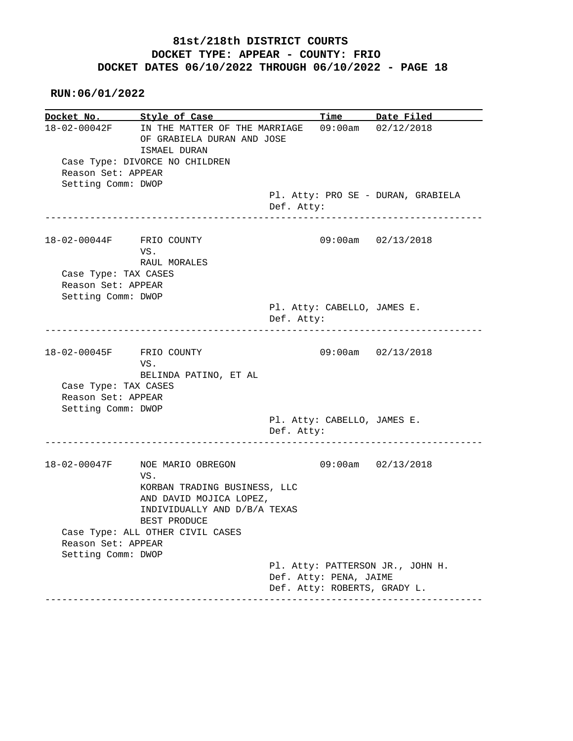**81st/218th DISTRICT COURTS**
**DOCKET TYPE: APPEAR - COUNTY: FRIO**
**DOCKET DATES 06/10/2022 THROUGH 06/10/2022 - PAGE 18**

**RUN:06/01/2022**

| Docket No. | Style of Case | Time | Date Filed |
|---|---|---|---|
| 18-02-00042F | IN THE MATTER OF THE MARRIAGE OF GRABIELA DURAN AND JOSE ISMAEL DURAN | 09:00am | 02/12/2018 |

Case Type: DIVORCE NO CHILDREN
Reason Set: APPEAR
Setting Comm: DWOP
Pl. Atty: PRO SE - DURAN, GRABIELA
Def. Atty:

---

| Docket No. | Style of Case | Time | Date Filed |
|---|---|---|---|
| 18-02-00044F | FRIO COUNTY VS. RAUL MORALES | 09:00am | 02/13/2018 |

Case Type: TAX CASES
Reason Set: APPEAR
Setting Comm: DWOP
Pl. Atty: CABELLO, JAMES E.
Def. Atty:

---

| Docket No. | Style of Case | Time | Date Filed |
|---|---|---|---|
| 18-02-00045F | FRIO COUNTY VS. BELINDA PATINO, ET AL | 09:00am | 02/13/2018 |

Case Type: TAX CASES
Reason Set: APPEAR
Setting Comm: DWOP
Pl. Atty: CABELLO, JAMES E.
Def. Atty:

---

| Docket No. | Style of Case | Time | Date Filed |
|---|---|---|---|
| 18-02-00047F | NOE MARIO OBREGON VS. KORBAN TRADING BUSINESS, LLC AND DAVID MOJICA LOPEZ, INDIVIDUALLY AND D/B/A TEXAS BEST PRODUCE | 09:00am | 02/13/2018 |

Case Type: ALL OTHER CIVIL CASES
Reason Set: APPEAR
Setting Comm: DWOP
Pl. Atty: PATTERSON JR., JOHN H.
Def. Atty: PENA, JAIME
Def. Atty: ROBERTS, GRADY L.

---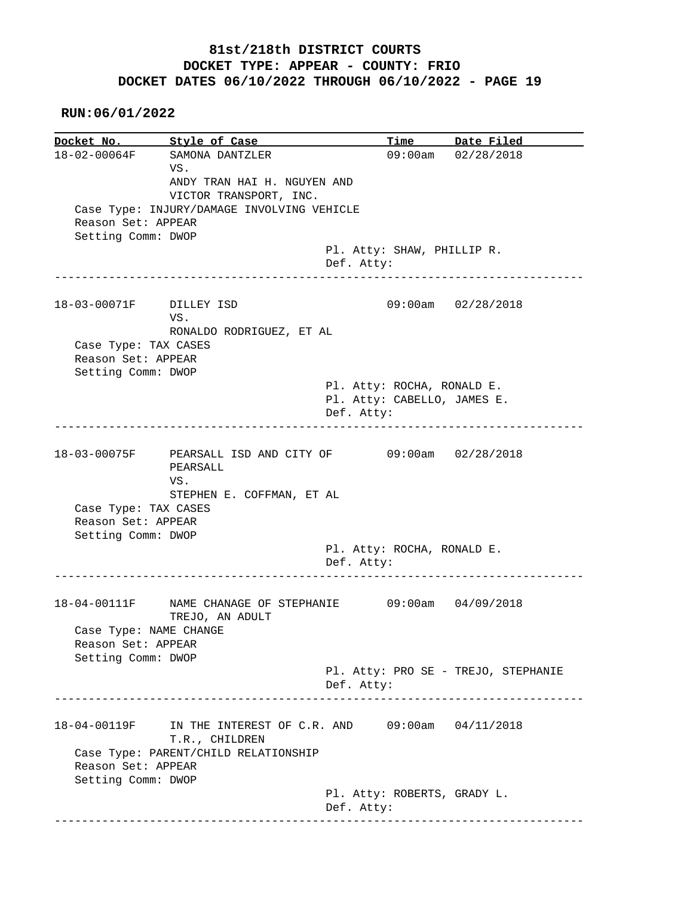# 81st/218th DISTRICT COURTS
## DOCKET TYPE: APPEAR - COUNTY: FRIO
## DOCKET DATES 06/10/2022 THROUGH 06/10/2022 - PAGE 19

**RUN:06/01/2022**

| Docket No. | Style of Case | Time | Date Filed |
|---|---|---|---|
| 18-02-00064F | SAMONA DANTZLER VS. ANDY TRAN HAI H. NGUYEN AND VICTOR TRANSPORT, INC. | 09:00am | 02/28/2018 |

Case Type: INJURY/DAMAGE INVOLVING VEHICLE
Reason Set: APPEAR
Setting Comm: DWOP
Pl. Atty: SHAW, PHILLIP R.
Def. Atty:

---

| Docket No. | Style of Case | Time | Date Filed |
|---|---|---|---|
| 18-03-00071F | DILLEY ISD VS. RONALDO RODRIGUEZ, ET AL | 09:00am | 02/28/2018 |

Case Type: TAX CASES
Reason Set: APPEAR
Setting Comm: DWOP
Pl. Atty: ROCHA, RONALD E.
Pl. Atty: CABELLO, JAMES E.
Def. Atty:

---

| Docket No. | Style of Case | Time | Date Filed |
|---|---|---|---|
| 18-03-00075F | PEARSALL ISD AND CITY OF PEARSALL VS. STEPHEN E. COFFMAN, ET AL | 09:00am | 02/28/2018 |

Case Type: TAX CASES
Reason Set: APPEAR
Setting Comm: DWOP
Pl. Atty: ROCHA, RONALD E.
Def. Atty:

---

| Docket No. | Style of Case | Time | Date Filed |
|---|---|---|---|
| 18-04-00111F | NAME CHANAGE OF STEPHANIE TREJO, AN ADULT | 09:00am | 04/09/2018 |

Case Type: NAME CHANGE
Reason Set: APPEAR
Setting Comm: DWOP
Pl. Atty: PRO SE - TREJO, STEPHANIE
Def. Atty:

---

| Docket No. | Style of Case | Time | Date Filed |
|---|---|---|---|
| 18-04-00119F | IN THE INTEREST OF C.R. AND T.R., CHILDREN | 09:00am | 04/11/2018 |

Case Type: PARENT/CHILD RELATIONSHIP
Reason Set: APPEAR
Setting Comm: DWOP
Pl. Atty: ROBERTS, GRADY L.
Def. Atty:

---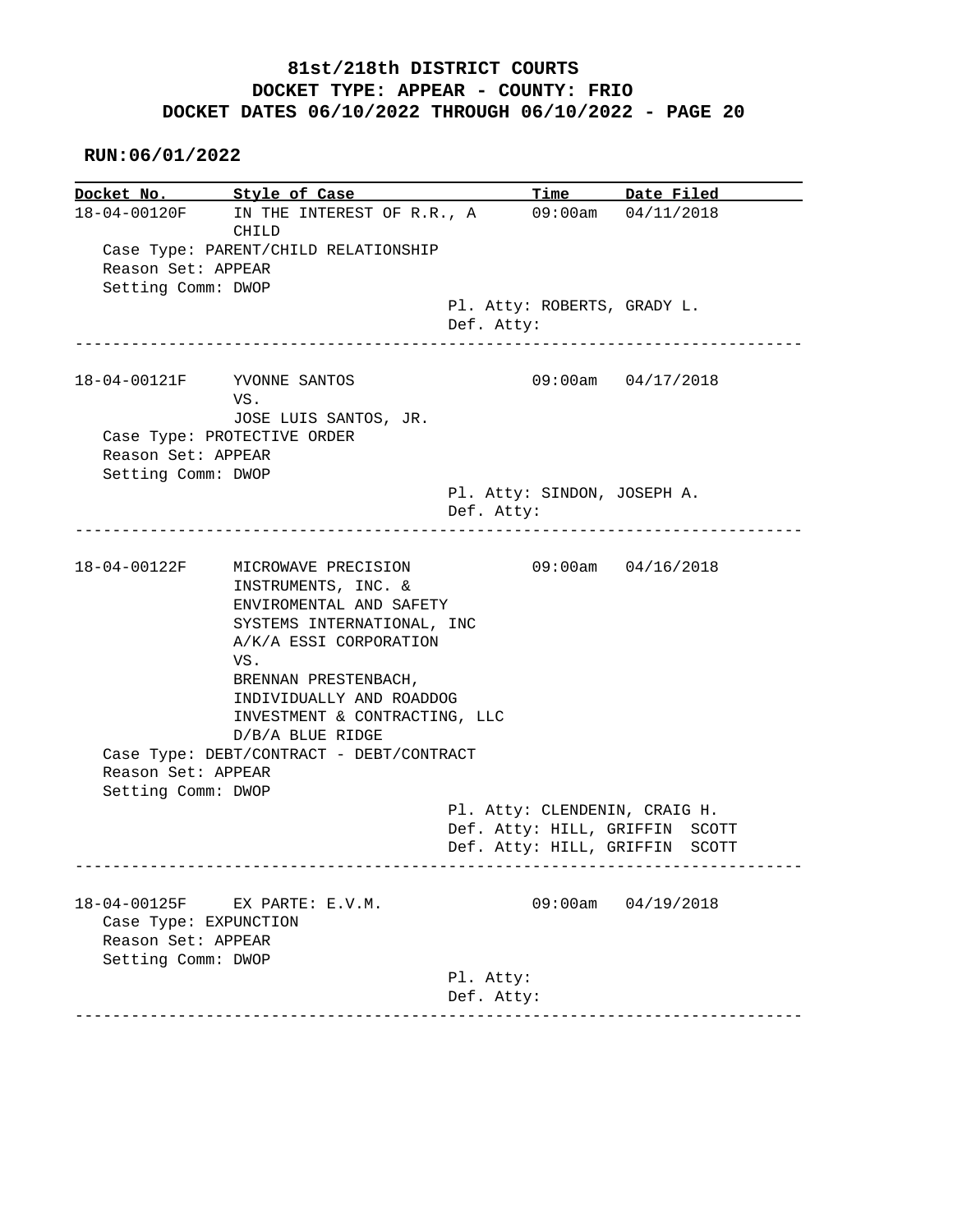**81st/218th DISTRICT COURTS**
**DOCKET TYPE: APPEAR - COUNTY: FRIO**
**DOCKET DATES 06/10/2022 THROUGH 06/10/2022 - PAGE 20**

**RUN:06/01/2022**

| Docket No. | Style of Case | Time | Date Filed |
|---|---|---|---|
| 18-04-00120F | IN THE INTEREST OF R.R., A CHILD | 09:00am | 04/11/2018 |

Case Type: PARENT/CHILD RELATIONSHIP
Reason Set: APPEAR
Setting Comm: DWOP

Pl. Atty: ROBERTS, GRADY L.
Def. Atty:

---

| Docket No. | Style of Case | Time | Date Filed |
|---|---|---|---|
| 18-04-00121F | YVONNE SANTOS VS. JOSE LUIS SANTOS, JR. | 09:00am | 04/17/2018 |

Case Type: PROTECTIVE ORDER
Reason Set: APPEAR
Setting Comm: DWOP

Pl. Atty: SINDON, JOSEPH A.
Def. Atty:

---

| Docket No. | Style of Case | Time | Date Filed |
|---|---|---|---|
| 18-04-00122F | MICROWAVE PRECISION INSTRUMENTS, INC. & ENVIROMENTAL AND SAFETY SYSTEMS INTERNATIONAL, INC A/K/A ESSI CORPORATION VS. BRENNAN PRESTENBACH, INDIVIDUALLY AND ROADDOG INVESTMENT & CONTRACTING, LLC D/B/A BLUE RIDGE | 09:00am | 04/16/2018 |

Case Type: DEBT/CONTRACT - DEBT/CONTRACT
Reason Set: APPEAR
Setting Comm: DWOP

Pl. Atty: CLENDENIN, CRAIG H.
Def. Atty: HILL, GRIFFIN SCOTT
Def. Atty: HILL, GRIFFIN SCOTT

---

| Docket No. | Style of Case | Time | Date Filed |
|---|---|---|---|
| 18-04-00125F | EX PARTE: E.V.M. | 09:00am | 04/19/2018 |

Case Type: EXPUNCTION
Reason Set: APPEAR
Setting Comm: DWOP

Pl. Atty:
Def. Atty:

---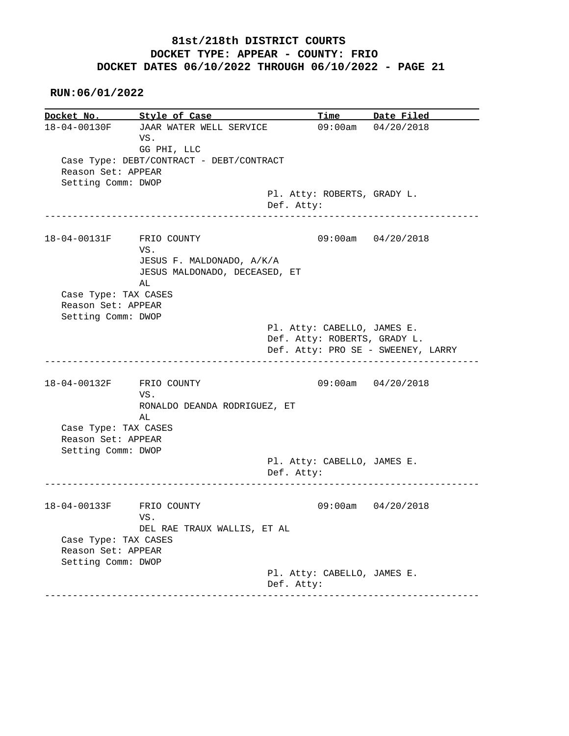**81st/218th DISTRICT COURTS**
**DOCKET TYPE: APPEAR - COUNTY: FRIO**
**DOCKET DATES 06/10/2022 THROUGH 06/10/2022 - PAGE 21**

**RUN:06/01/2022**

| Docket No. | Style of Case | Time | Date Filed |
|---|---|---|---|

```
18-04-00130F     JAAR WATER WELL SERVICE          09:00am   04/20/2018
                 VS.
                 GG PHI, LLC
   Case Type: DEBT/CONTRACT - DEBT/CONTRACT
   Reason Set: APPEAR
   Setting Comm: DWOP
                                      Pl. Atty: ROBERTS, GRADY L.
                                      Def. Atty:
-----------------------------------------------------------------------------

18-04-00131F     FRIO COUNTY                      09:00am   04/20/2018
                 VS.
                 JESUS F. MALDONADO, A/K/A
                 JESUS MALDONADO, DECEASED, ET
                 AL
   Case Type: TAX CASES
   Reason Set: APPEAR
   Setting Comm: DWOP
                                      Pl. Atty: CABELLO, JAMES E.
                                      Def. Atty: ROBERTS, GRADY L.
                                      Def. Atty: PRO SE - SWEENEY, LARRY
-----------------------------------------------------------------------------

18-04-00132F     FRIO COUNTY                      09:00am   04/20/2018
                 VS.
                 RONALDO DEANDA RODRIGUEZ, ET
                 AL
   Case Type: TAX CASES
   Reason Set: APPEAR
   Setting Comm: DWOP
                                      Pl. Atty: CABELLO, JAMES E.
                                      Def. Atty:
-----------------------------------------------------------------------------

18-04-00133F     FRIO COUNTY                      09:00am   04/20/2018
                 VS.
                 DEL RAE TRAUX WALLIS, ET AL
   Case Type: TAX CASES
   Reason Set: APPEAR
   Setting Comm: DWOP
                                      Pl. Atty: CABELLO, JAMES E.
                                      Def. Atty:
-----------------------------------------------------------------------------
```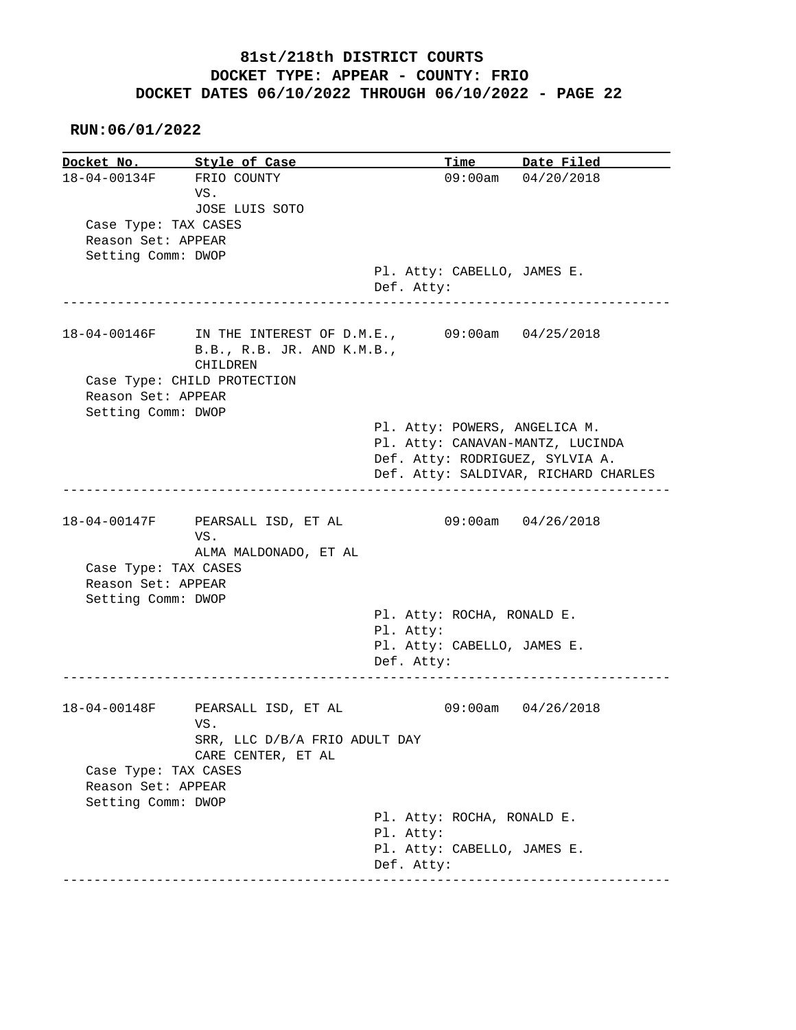# 81st/218th DISTRICT COURTS
## DOCKET TYPE: APPEAR - COUNTY: FRIO
## DOCKET DATES 06/10/2022 THROUGH 06/10/2022 - PAGE 22

**RUN:06/01/2022**

| Docket No. | Style of Case | Time | Date Filed |
|---|---|---|---|
| 18-04-00134F | FRIO COUNTY VS. JOSE LUIS SOTO | 09:00am | 04/20/2018 |

Case Type: TAX CASES
Reason Set: APPEAR
Setting Comm: DWOP

Pl. Atty: CABELLO, JAMES E.
Def. Atty:

---

| Docket No. | Style of Case | Time | Date Filed |
|---|---|---|---|
| 18-04-00146F | IN THE INTEREST OF D.M.E., B.B., R.B. JR. AND K.M.B., CHILDREN | 09:00am | 04/25/2018 |

Case Type: CHILD PROTECTION
Reason Set: APPEAR
Setting Comm: DWOP

Pl. Atty: POWERS, ANGELICA M.
Pl. Atty: CANAVAN-MANTZ, LUCINDA
Def. Atty: RODRIGUEZ, SYLVIA A.
Def. Atty: SALDIVAR, RICHARD CHARLES

---

| Docket No. | Style of Case | Time | Date Filed |
|---|---|---|---|
| 18-04-00147F | PEARSALL ISD, ET AL VS. ALMA MALDONADO, ET AL | 09:00am | 04/26/2018 |

Case Type: TAX CASES
Reason Set: APPEAR
Setting Comm: DWOP

Pl. Atty: ROCHA, RONALD E.
Pl. Atty:
Pl. Atty: CABELLO, JAMES E.
Def. Atty:

---

| Docket No. | Style of Case | Time | Date Filed |
|---|---|---|---|
| 18-04-00148F | PEARSALL ISD, ET AL VS. SRR, LLC D/B/A FRIO ADULT DAY CARE CENTER, ET AL | 09:00am | 04/26/2018 |

Case Type: TAX CASES
Reason Set: APPEAR
Setting Comm: DWOP

Pl. Atty: ROCHA, RONALD E.
Pl. Atty:
Pl. Atty: CABELLO, JAMES E.
Def. Atty:

---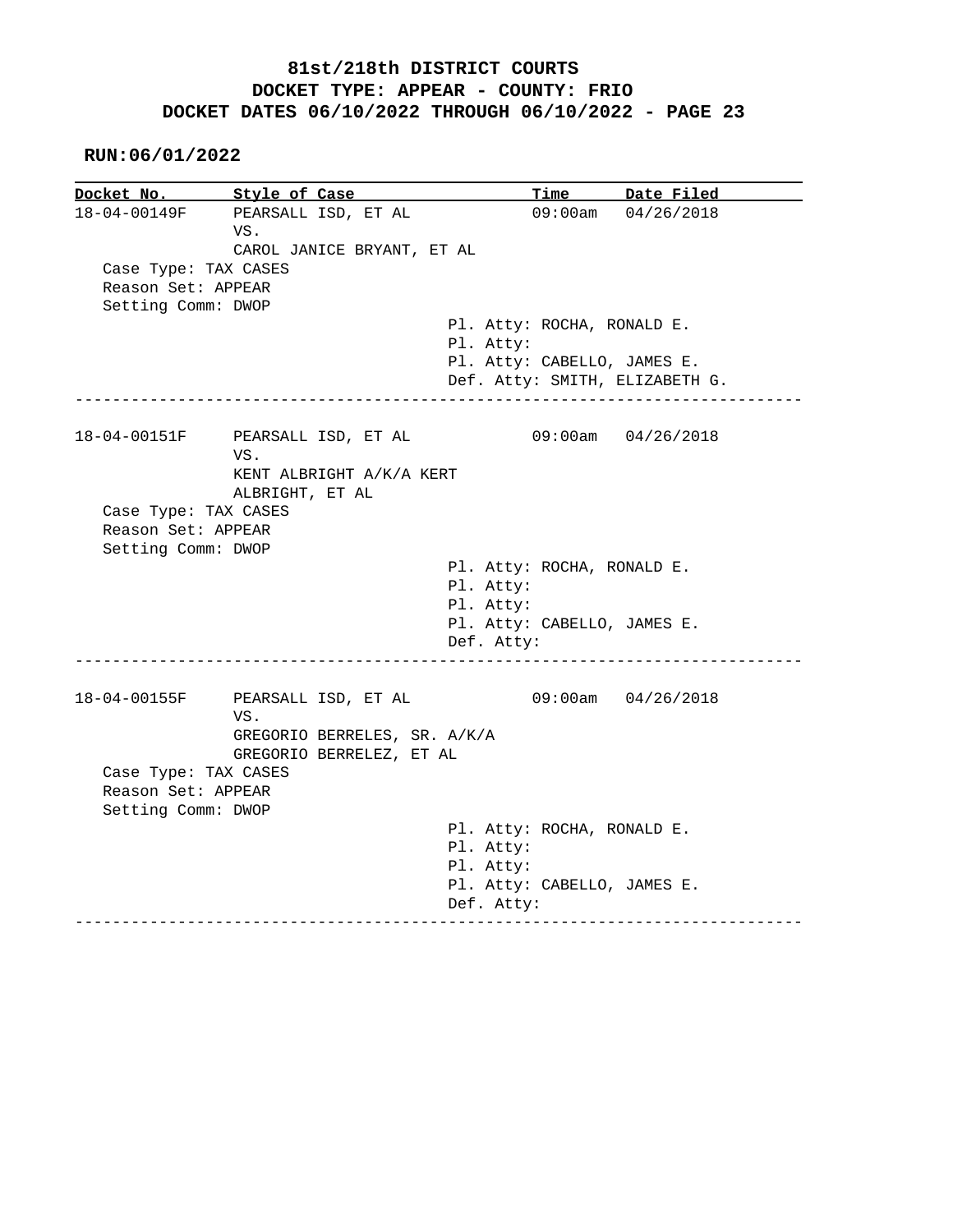**81st/218th DISTRICT COURTS**
**DOCKET TYPE: APPEAR - COUNTY: FRIO**
**DOCKET DATES 06/10/2022 THROUGH 06/10/2022 - PAGE 23**

**RUN:06/01/2022**

| Docket No. | Style of Case | Time | Date Filed |
|---|---|---|---|
| 18-04-00149F | PEARSALL ISD, ET AL VS. CAROL JANICE BRYANT, ET AL | 09:00am | 04/26/2018 |

Case Type: TAX CASES
Reason Set: APPEAR
Setting Comm: DWOP

Pl. Atty: ROCHA, RONALD E.
Pl. Atty:
Pl. Atty: CABELLO, JAMES E.
Def. Atty: SMITH, ELIZABETH G.

---

| Docket No. | Style of Case | Time | Date Filed |
|---|---|---|---|
| 18-04-00151F | PEARSALL ISD, ET AL VS. KENT ALBRIGHT A/K/A KERT ALBRIGHT, ET AL | 09:00am | 04/26/2018 |

Case Type: TAX CASES
Reason Set: APPEAR
Setting Comm: DWOP

Pl. Atty: ROCHA, RONALD E.
Pl. Atty:
Pl. Atty:
Pl. Atty: CABELLO, JAMES E.
Def. Atty:

---

| Docket No. | Style of Case | Time | Date Filed |
|---|---|---|---|
| 18-04-00155F | PEARSALL ISD, ET AL VS. GREGORIO BERRELES, SR. A/K/A GREGORIO BERRELEZ, ET AL | 09:00am | 04/26/2018 |

Case Type: TAX CASES
Reason Set: APPEAR
Setting Comm: DWOP

Pl. Atty: ROCHA, RONALD E.
Pl. Atty:
Pl. Atty:
Pl. Atty: CABELLO, JAMES E.
Def. Atty:

---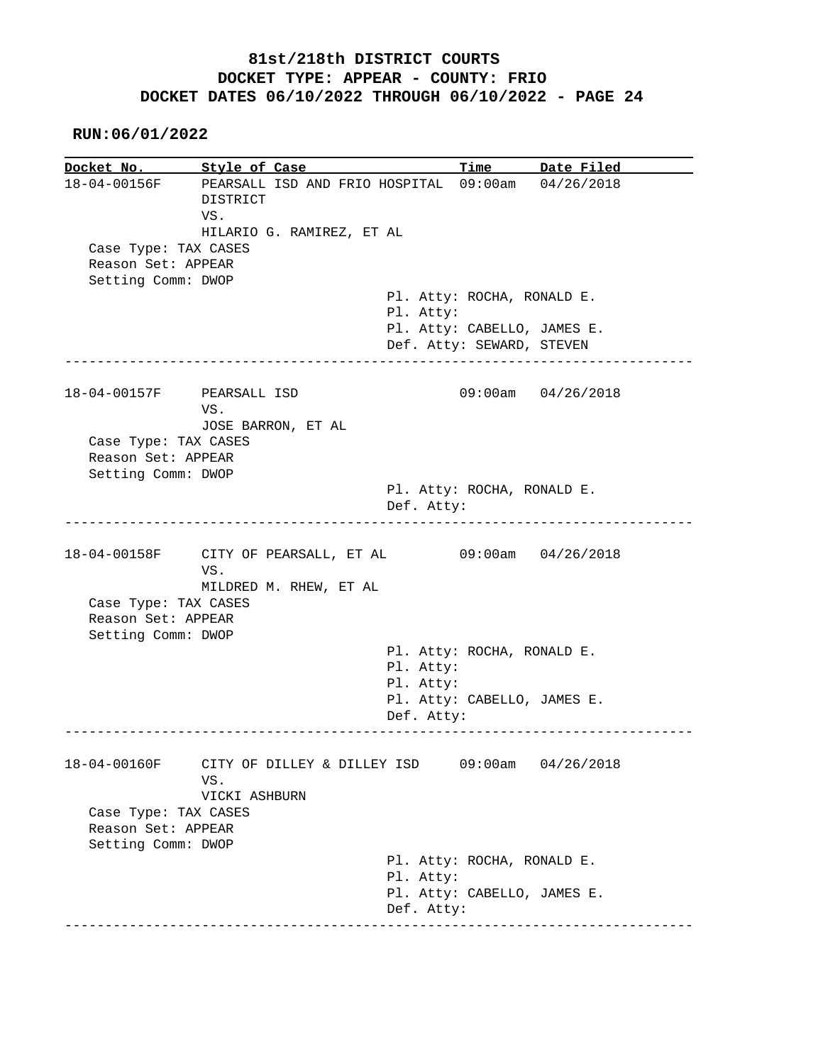# 81st/218th DISTRICT COURTS
## DOCKET TYPE: APPEAR - COUNTY: FRIO
## DOCKET DATES 06/10/2022 THROUGH 06/10/2022 - PAGE 24

**RUN:06/01/2022**

| Docket No. | Style of Case | Time | Date Filed |
|---|---|---|---|
| 18-04-00156F | PEARSALL ISD AND FRIO HOSPITAL DISTRICT VS. HILARIO G. RAMIREZ, ET AL | 09:00am | 04/26/2018 |

Case Type: TAX CASES
Reason Set: APPEAR
Setting Comm: DWOP

Pl. Atty: ROCHA, RONALD E.
Pl. Atty:
Pl. Atty: CABELLO, JAMES E.
Def. Atty: SEWARD, STEVEN

---

| Docket No. | Style of Case | Time | Date Filed |
|---|---|---|---|
| 18-04-00157F | PEARSALL ISD VS. JOSE BARRON, ET AL | 09:00am | 04/26/2018 |

Case Type: TAX CASES
Reason Set: APPEAR
Setting Comm: DWOP

Pl. Atty: ROCHA, RONALD E.
Def. Atty:

---

| Docket No. | Style of Case | Time | Date Filed |
|---|---|---|---|
| 18-04-00158F | CITY OF PEARSALL, ET AL VS. MILDRED M. RHEW, ET AL | 09:00am | 04/26/2018 |

Case Type: TAX CASES
Reason Set: APPEAR
Setting Comm: DWOP

Pl. Atty: ROCHA, RONALD E.
Pl. Atty:
Pl. Atty:
Pl. Atty: CABELLO, JAMES E.
Def. Atty:

---

| Docket No. | Style of Case | Time | Date Filed |
|---|---|---|---|
| 18-04-00160F | CITY OF DILLEY & DILLEY ISD VS. VICKI ASHBURN | 09:00am | 04/26/2018 |

Case Type: TAX CASES
Reason Set: APPEAR
Setting Comm: DWOP

Pl. Atty: ROCHA, RONALD E.
Pl. Atty:
Pl. Atty: CABELLO, JAMES E.
Def. Atty:

---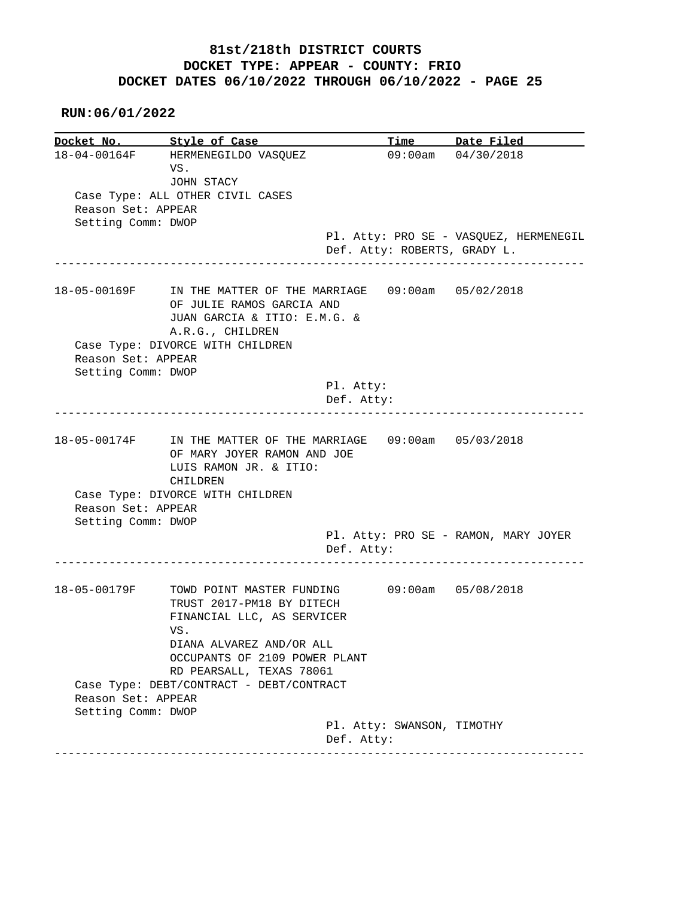# 81st/218th DISTRICT COURTS
# DOCKET TYPE: APPEAR - COUNTY: FRIO
# DOCKET DATES 06/10/2022 THROUGH 06/10/2022 - PAGE 25

**RUN:06/01/2022**

| Docket No. | Style of Case | Time | Date Filed |
|---|---|---|---|
| 18-04-00164F | HERMENEGILDO VASQUEZ VS. JOHN STACY | 09:00am | 04/30/2018 |

Case Type: ALL OTHER CIVIL CASES
Reason Set: APPEAR
Setting Comm: DWOP
Pl. Atty: PRO SE - VASQUEZ, HERMENEGIL
Def. Atty: ROBERTS, GRADY L.

---

| Docket No. | Style of Case | Time | Date Filed |
|---|---|---|---|
| 18-05-00169F | IN THE MATTER OF THE MARRIAGE OF JULIE RAMOS GARCIA AND JUAN GARCIA & ITIO: E.M.G. & A.R.G., CHILDREN | 09:00am | 05/02/2018 |

Case Type: DIVORCE WITH CHILDREN
Reason Set: APPEAR
Setting Comm: DWOP
Pl. Atty:
Def. Atty:

---

| Docket No. | Style of Case | Time | Date Filed |
|---|---|---|---|
| 18-05-00174F | IN THE MATTER OF THE MARRIAGE OF MARY JOYER RAMON AND JOE LUIS RAMON JR. & ITIO: CHILDREN | 09:00am | 05/03/2018 |

Case Type: DIVORCE WITH CHILDREN
Reason Set: APPEAR
Setting Comm: DWOP
Pl. Atty: PRO SE - RAMON, MARY JOYER
Def. Atty:

---

| Docket No. | Style of Case | Time | Date Filed |
|---|---|---|---|
| 18-05-00179F | TOWD POINT MASTER FUNDING TRUST 2017-PM18 BY DITECH FINANCIAL LLC, AS SERVICER VS. DIANA ALVAREZ AND/OR ALL OCCUPANTS OF 2109 POWER PLANT RD PEARSALL, TEXAS 78061 | 09:00am | 05/08/2018 |

Case Type: DEBT/CONTRACT - DEBT/CONTRACT
Reason Set: APPEAR
Setting Comm: DWOP
Pl. Atty: SWANSON, TIMOTHY
Def. Atty:

---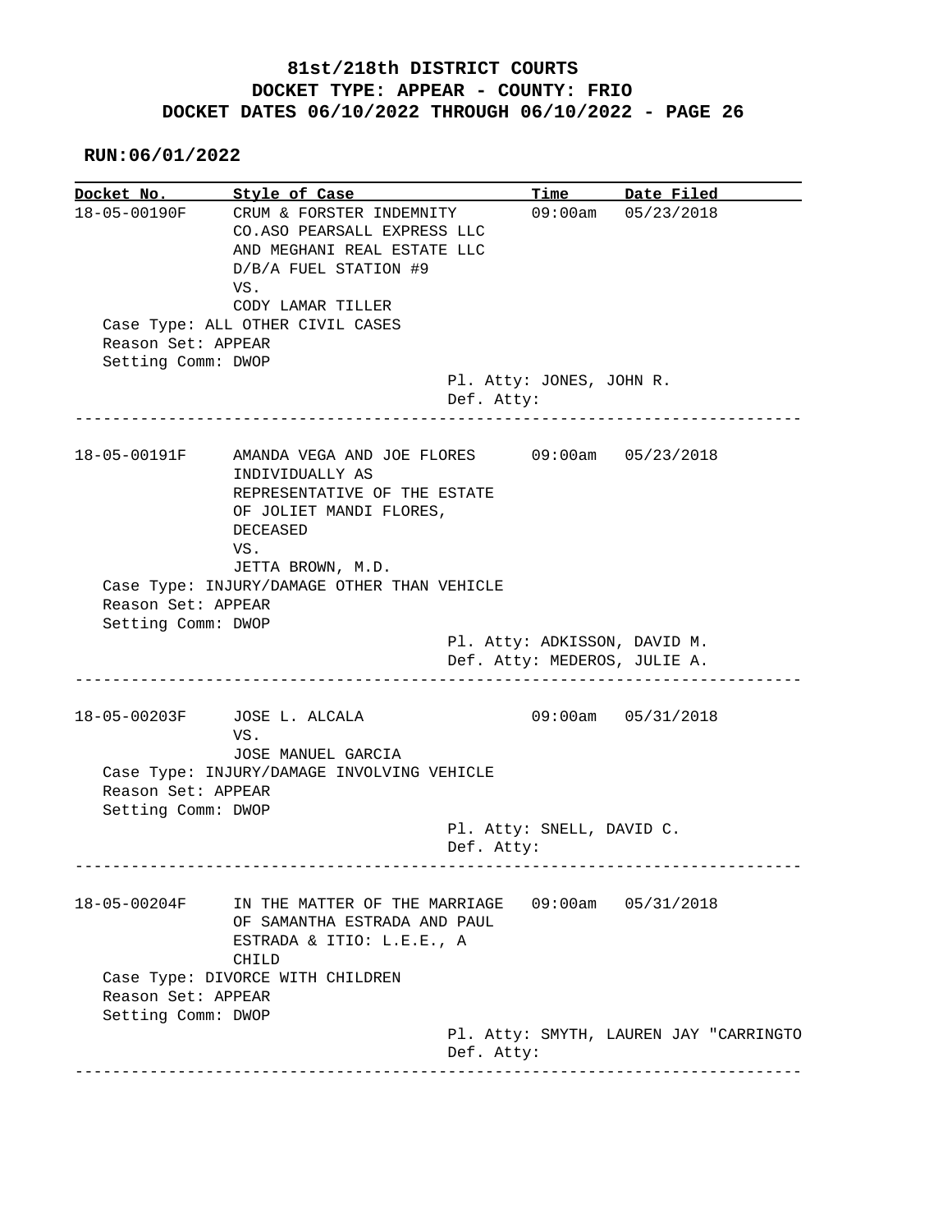# 81st/218th DISTRICT COURTS
## DOCKET TYPE: APPEAR - COUNTY: FRIO
## DOCKET DATES 06/10/2022 THROUGH 06/10/2022 - PAGE 26

**RUN:06/01/2022**

| Docket No. | Style of Case | Time | Date Filed |
|---|---|---|---|
| 18-05-00190F | CRUM & FORSTER INDEMNITY CO.ASO PEARSALL EXPRESS LLC AND MEGHANI REAL ESTATE LLC D/B/A FUEL STATION #9 VS. CODY LAMAR TILLER | 09:00am | 05/23/2018 |

Case Type: ALL OTHER CIVIL CASES
Reason Set: APPEAR
Setting Comm: DWOP
Pl. Atty: JONES, JOHN R.
Def. Atty:

---

| Docket No. | Style of Case | Time | Date Filed |
|---|---|---|---|
| 18-05-00191F | AMANDA VEGA AND JOE FLORES INDIVIDUALLY AS REPRESENTATIVE OF THE ESTATE OF JOLIET MANDI FLORES, DECEASED VS. JETTA BROWN, M.D. | 09:00am | 05/23/2018 |

Case Type: INJURY/DAMAGE OTHER THAN VEHICLE
Reason Set: APPEAR
Setting Comm: DWOP
Pl. Atty: ADKISSON, DAVID M.
Def. Atty: MEDEROS, JULIE A.

---

| Docket No. | Style of Case | Time | Date Filed |
|---|---|---|---|
| 18-05-00203F | JOSE L. ALCALA VS. JOSE MANUEL GARCIA | 09:00am | 05/31/2018 |

Case Type: INJURY/DAMAGE INVOLVING VEHICLE
Reason Set: APPEAR
Setting Comm: DWOP
Pl. Atty: SNELL, DAVID C.
Def. Atty:

---

| Docket No. | Style of Case | Time | Date Filed |
|---|---|---|---|
| 18-05-00204F | IN THE MATTER OF THE MARRIAGE OF SAMANTHA ESTRADA AND PAUL ESTRADA & ITIO: L.E.E., A CHILD | 09:00am | 05/31/2018 |

Case Type: DIVORCE WITH CHILDREN
Reason Set: APPEAR
Setting Comm: DWOP
Pl. Atty: SMYTH, LAUREN JAY "CARRINGTO
Def. Atty:

---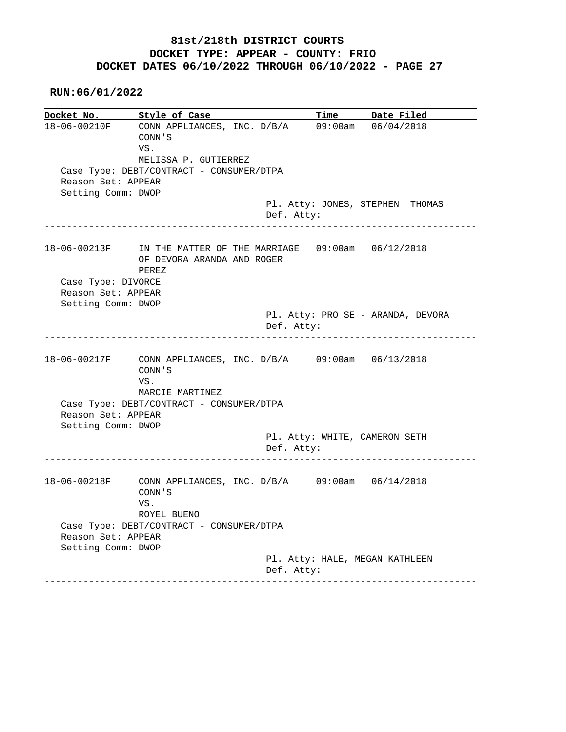# 81st/218th DISTRICT COURTS
## DOCKET TYPE: APPEAR - COUNTY: FRIO
## DOCKET DATES 06/10/2022 THROUGH 06/10/2022 - PAGE 27

**RUN:06/01/2022**

| Docket No. | Style of Case | Time | Date Filed |
|---|---|---|---|
| 18-06-00210F | CONN APPLIANCES, INC. D/B/A CONN'S VS. MELISSA P. GUTIERREZ | 09:00am | 06/04/2018 |

Case Type: DEBT/CONTRACT - CONSUMER/DTPA
Reason Set: APPEAR
Setting Comm: DWOP
Pl. Atty: JONES, STEPHEN THOMAS
Def. Atty:

---

| Docket No. | Style of Case | Time | Date Filed |
|---|---|---|---|
| 18-06-00213F | IN THE MATTER OF THE MARRIAGE OF DEVORA ARANDA AND ROGER PEREZ | 09:00am | 06/12/2018 |

Case Type: DIVORCE
Reason Set: APPEAR
Setting Comm: DWOP
Pl. Atty: PRO SE - ARANDA, DEVORA
Def. Atty:

---

| Docket No. | Style of Case | Time | Date Filed |
|---|---|---|---|
| 18-06-00217F | CONN APPLIANCES, INC. D/B/A CONN'S VS. MARCIE MARTINEZ | 09:00am | 06/13/2018 |

Case Type: DEBT/CONTRACT - CONSUMER/DTPA
Reason Set: APPEAR
Setting Comm: DWOP
Pl. Atty: WHITE, CAMERON SETH
Def. Atty:

---

| Docket No. | Style of Case | Time | Date Filed |
|---|---|---|---|
| 18-06-00218F | CONN APPLIANCES, INC. D/B/A CONN'S VS. ROYEL BUENO | 09:00am | 06/14/2018 |

Case Type: DEBT/CONTRACT - CONSUMER/DTPA
Reason Set: APPEAR
Setting Comm: DWOP
Pl. Atty: HALE, MEGAN KATHLEEN
Def. Atty:

---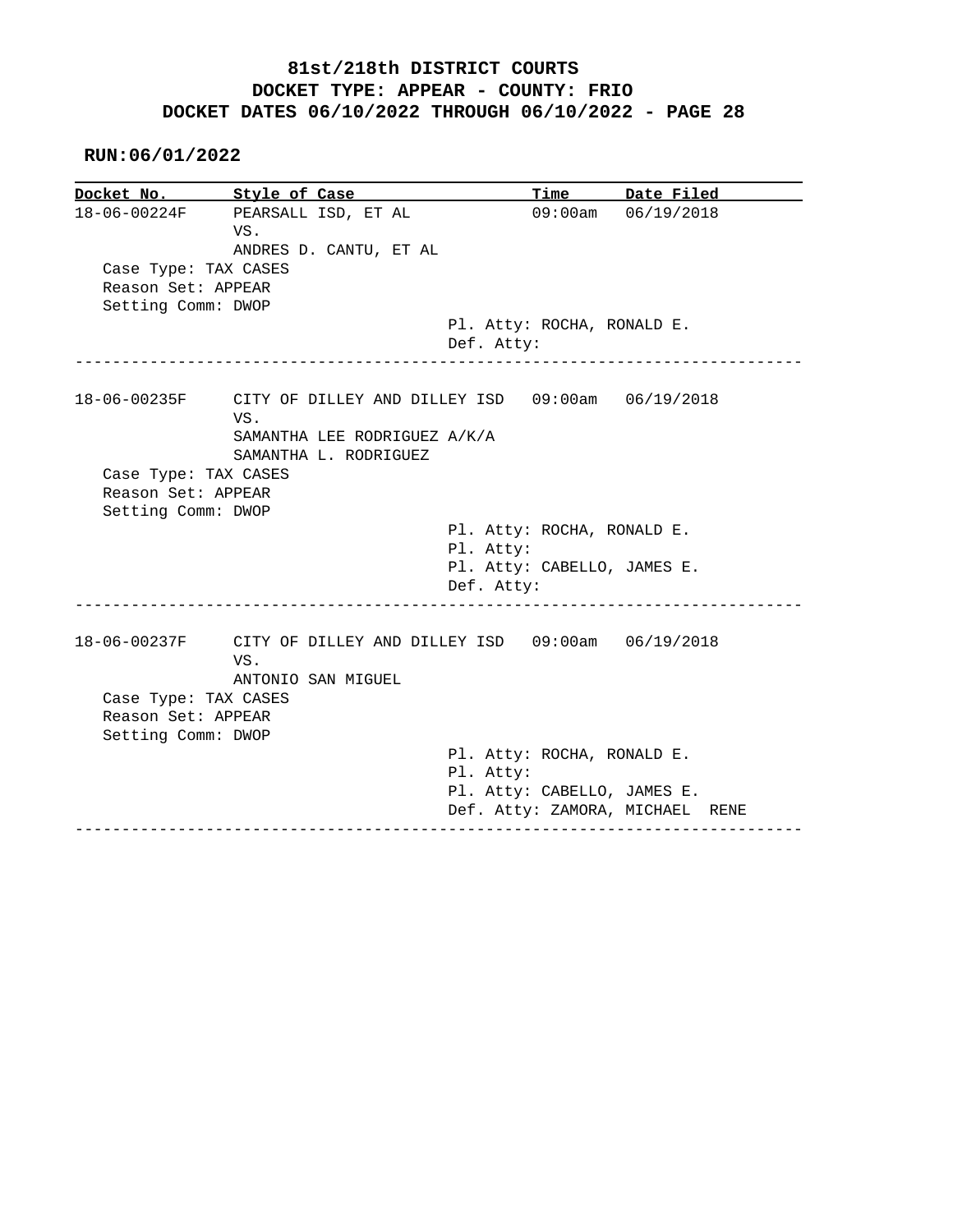# 81st/218th DISTRICT COURTS
## DOCKET TYPE: APPEAR - COUNTY: FRIO
## DOCKET DATES 06/10/2022 THROUGH 06/10/2022 - PAGE 28

**RUN:06/01/2022**

| Docket No. | Style of Case | Time | Date Filed |
|---|---|---|---|
| 18-06-00224F | PEARSALL ISD, ET AL VS. ANDRES D. CANTU, ET AL | 09:00am | 06/19/2018 |

Case Type: TAX CASES
Reason Set: APPEAR
Setting Comm: DWOP

Pl. Atty: ROCHA, RONALD E.
Def. Atty:

---

| Docket No. | Style of Case | Time | Date Filed |
|---|---|---|---|
| 18-06-00235F | CITY OF DILLEY AND DILLEY ISD VS. SAMANTHA LEE RODRIGUEZ A/K/A SAMANTHA L. RODRIGUEZ | 09:00am | 06/19/2018 |

Case Type: TAX CASES
Reason Set: APPEAR
Setting Comm: DWOP

Pl. Atty: ROCHA, RONALD E.
Pl. Atty:
Pl. Atty: CABELLO, JAMES E.
Def. Atty:

---

| Docket No. | Style of Case | Time | Date Filed |
|---|---|---|---|
| 18-06-00237F | CITY OF DILLEY AND DILLEY ISD VS. ANTONIO SAN MIGUEL | 09:00am | 06/19/2018 |

Case Type: TAX CASES
Reason Set: APPEAR
Setting Comm: DWOP

Pl. Atty: ROCHA, RONALD E.
Pl. Atty:
Pl. Atty: CABELLO, JAMES E.
Def. Atty: ZAMORA, MICHAEL RENE

---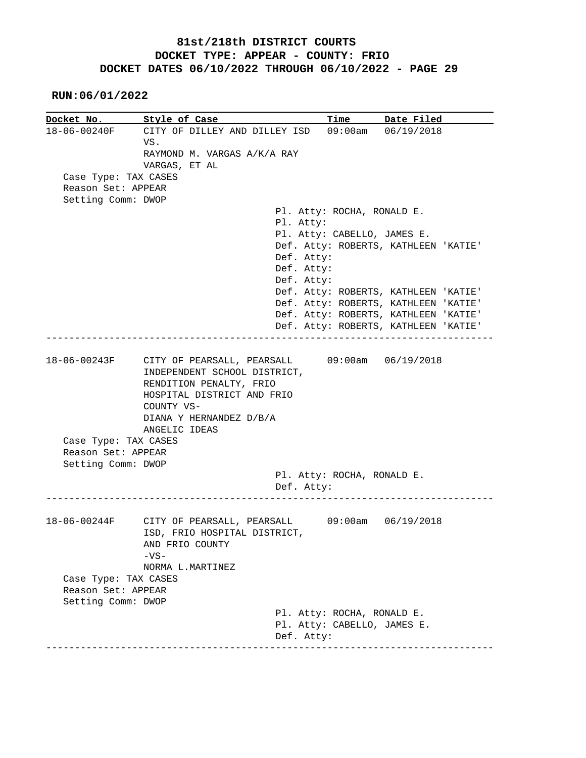# 81st/218th DISTRICT COURTS
## DOCKET TYPE: APPEAR - COUNTY: FRIO
## DOCKET DATES 06/10/2022 THROUGH 06/10/2022 - PAGE 29

**RUN:06/01/2022**

| Docket No. | Style of Case | Time | Date Filed |
|---|---|---|---|
| 18-06-00240F | CITY OF DILLEY AND DILLEY ISD VS. RAYMOND M. VARGAS A/K/A RAY VARGAS, ET AL | 09:00am | 06/19/2018 |

Case Type: TAX CASES
Reason Set: APPEAR
Setting Comm: DWOP

Pl. Atty: ROCHA, RONALD E.
Pl. Atty:
Pl. Atty: CABELLO, JAMES E.
Def. Atty: ROBERTS, KATHLEEN 'KATIE'
Def. Atty:
Def. Atty:
Def. Atty:
Def. Atty: ROBERTS, KATHLEEN 'KATIE'
Def. Atty: ROBERTS, KATHLEEN 'KATIE'
Def. Atty: ROBERTS, KATHLEEN 'KATIE'
Def. Atty: ROBERTS, KATHLEEN 'KATIE'

---

| Docket No. | Style of Case | Time | Date Filed |
|---|---|---|---|
| 18-06-00243F | CITY OF PEARSALL, PEARSALL INDEPENDENT SCHOOL DISTRICT, RENDITION PENALTY, FRIO HOSPITAL DISTRICT AND FRIO COUNTY VS- DIANA Y HERNANDEZ D/B/A ANGELIC IDEAS | 09:00am | 06/19/2018 |

Case Type: TAX CASES
Reason Set: APPEAR
Setting Comm: DWOP

Pl. Atty: ROCHA, RONALD E.
Def. Atty:

---

| Docket No. | Style of Case | Time | Date Filed |
|---|---|---|---|
| 18-06-00244F | CITY OF PEARSALL, PEARSALL ISD, FRIO HOSPITAL DISTRICT, AND FRIO COUNTY -VS- NORMA L.MARTINEZ | 09:00am | 06/19/2018 |

Case Type: TAX CASES
Reason Set: APPEAR
Setting Comm: DWOP

Pl. Atty: ROCHA, RONALD E.
Pl. Atty: CABELLO, JAMES E.
Def. Atty:

---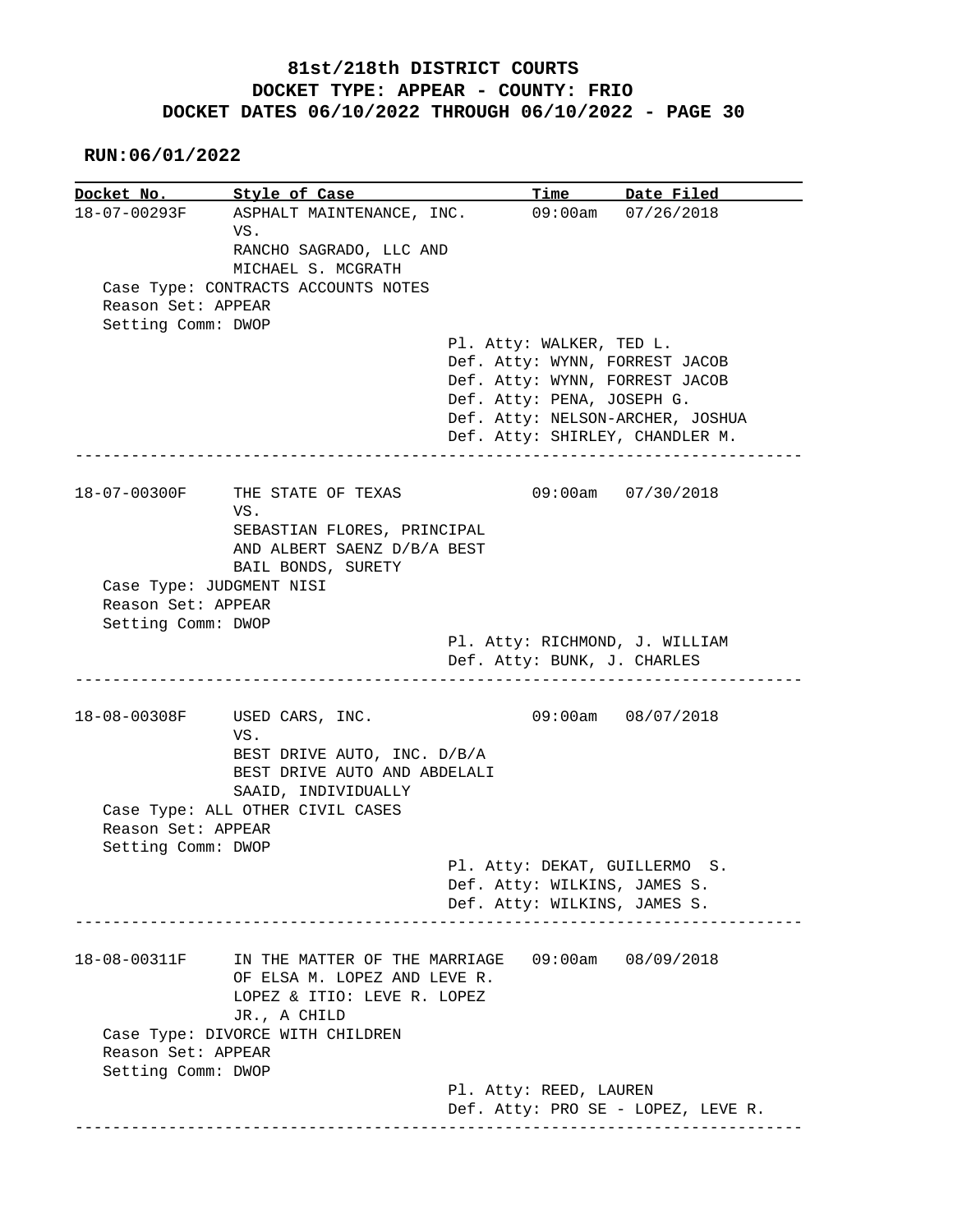# 81st/218th DISTRICT COURTS
## DOCKET TYPE: APPEAR - COUNTY: FRIO
## DOCKET DATES 06/10/2022 THROUGH 06/10/2022 - PAGE 30

**RUN:06/01/2022**

| Docket No. | Style of Case | Time | Date Filed |
|---|---|---|---|
| 18-07-00293F | ASPHALT MAINTENANCE, INC. VS. RANCHO SAGRADO, LLC AND MICHAEL S. MCGRATH | 09:00am | 07/26/2018 |

Case Type: CONTRACTS ACCOUNTS NOTES
Reason Set: APPEAR
Setting Comm: DWOP

Pl. Atty: WALKER, TED L.
Def. Atty: WYNN, FORREST JACOB
Def. Atty: WYNN, FORREST JACOB
Def. Atty: PENA, JOSEPH G.
Def. Atty: NELSON-ARCHER, JOSHUA
Def. Atty: SHIRLEY, CHANDLER M.

---

| Docket No. | Style of Case | Time | Date Filed |
|---|---|---|---|
| 18-07-00300F | THE STATE OF TEXAS VS. SEBASTIAN FLORES, PRINCIPAL AND ALBERT SAENZ D/B/A BEST BAIL BONDS, SURETY | 09:00am | 07/30/2018 |

Case Type: JUDGMENT NISI
Reason Set: APPEAR
Setting Comm: DWOP

Pl. Atty: RICHMOND, J. WILLIAM
Def. Atty: BUNK, J. CHARLES

---

| Docket No. | Style of Case | Time | Date Filed |
|---|---|---|---|
| 18-08-00308F | USED CARS, INC. VS. BEST DRIVE AUTO, INC. D/B/A BEST DRIVE AUTO AND ABDELALI SAAID, INDIVIDUALLY | 09:00am | 08/07/2018 |

Case Type: ALL OTHER CIVIL CASES
Reason Set: APPEAR
Setting Comm: DWOP

Pl. Atty: DEKAT, GUILLERMO S.
Def. Atty: WILKINS, JAMES S.
Def. Atty: WILKINS, JAMES S.

---

| Docket No. | Style of Case | Time | Date Filed |
|---|---|---|---|
| 18-08-00311F | IN THE MATTER OF THE MARRIAGE OF ELSA M. LOPEZ AND LEVE R. LOPEZ & ITIO: LEVE R. LOPEZ JR., A CHILD | 09:00am | 08/09/2018 |

Case Type: DIVORCE WITH CHILDREN
Reason Set: APPEAR
Setting Comm: DWOP

Pl. Atty: REED, LAUREN
Def. Atty: PRO SE - LOPEZ, LEVE R.

---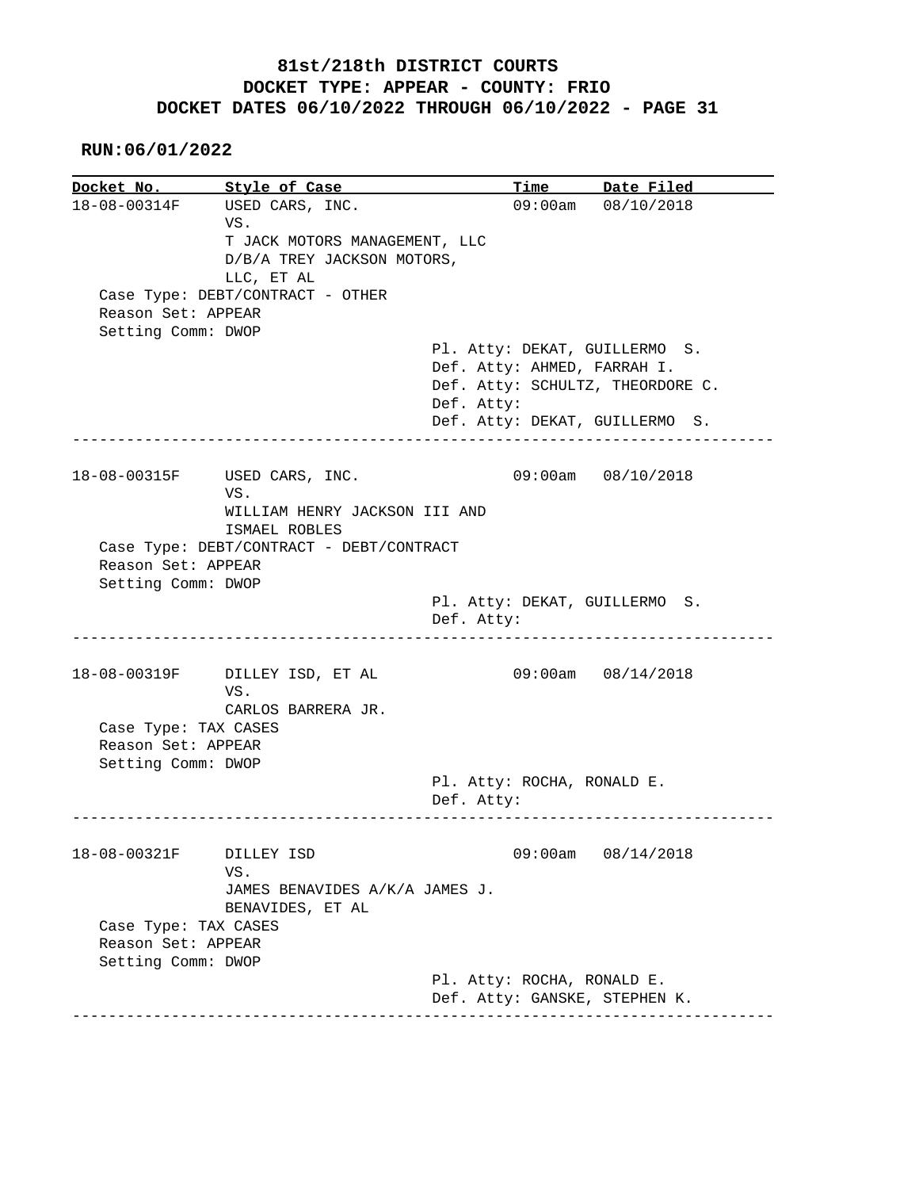# 81st/218th DISTRICT COURTS
## DOCKET TYPE: APPEAR - COUNTY: FRIO
## DOCKET DATES 06/10/2022 THROUGH 06/10/2022 - PAGE 31

**RUN:06/01/2022**

| Docket No. | Style of Case | Time | Date Filed |
|---|---|---|---|
| 18-08-00314F | USED CARS, INC. VS. T JACK MOTORS MANAGEMENT, LLC D/B/A TREY JACKSON MOTORS, LLC, ET AL | 09:00am | 08/10/2018 |

Case Type: DEBT/CONTRACT - OTHER
Reason Set: APPEAR
Setting Comm: DWOP

Pl. Atty: DEKAT, GUILLERMO S.
Def. Atty: AHMED, FARRAH I.
Def. Atty: SCHULTZ, THEORDORE C.
Def. Atty:
Def. Atty: DEKAT, GUILLERMO S.

---

| Docket No. | Style of Case | Time | Date Filed |
|---|---|---|---|
| 18-08-00315F | USED CARS, INC. VS. WILLIAM HENRY JACKSON III AND ISMAEL ROBLES | 09:00am | 08/10/2018 |

Case Type: DEBT/CONTRACT - DEBT/CONTRACT
Reason Set: APPEAR
Setting Comm: DWOP

Pl. Atty: DEKAT, GUILLERMO S.
Def. Atty:

---

| Docket No. | Style of Case | Time | Date Filed |
|---|---|---|---|
| 18-08-00319F | DILLEY ISD, ET AL VS. CARLOS BARRERA JR. | 09:00am | 08/14/2018 |

Case Type: TAX CASES
Reason Set: APPEAR
Setting Comm: DWOP

Pl. Atty: ROCHA, RONALD E.
Def. Atty:

---

| Docket No. | Style of Case | Time | Date Filed |
|---|---|---|---|
| 18-08-00321F | DILLEY ISD VS. JAMES BENAVIDES A/K/A JAMES J. BENAVIDES, ET AL | 09:00am | 08/14/2018 |

Case Type: TAX CASES
Reason Set: APPEAR
Setting Comm: DWOP

Pl. Atty: ROCHA, RONALD E.
Def. Atty: GANSKE, STEPHEN K.

---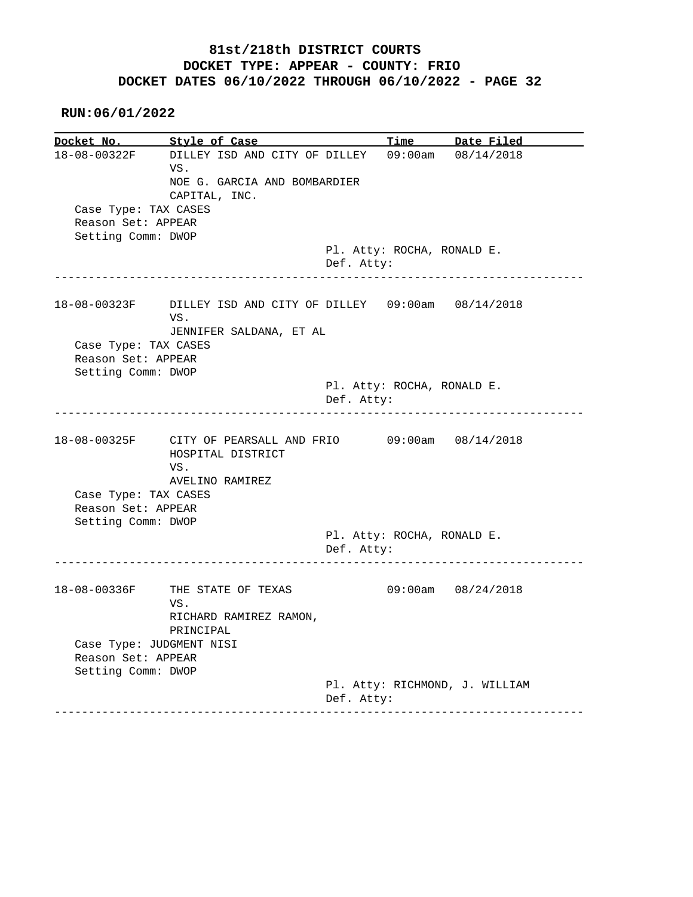# 81st/218th DISTRICT COURTS
## DOCKET TYPE: APPEAR - COUNTY: FRIO
## DOCKET DATES 06/10/2022 THROUGH 06/10/2022 - PAGE 32

**RUN:06/01/2022**

| Docket No. | Style of Case | Time | Date Filed |
|---|---|---|---|
| 18-08-00322F | DILLEY ISD AND CITY OF DILLEY VS. NOE G. GARCIA AND BOMBARDIER CAPITAL, INC. | 09:00am | 08/14/2018 |

Case Type: TAX CASES
Reason Set: APPEAR
Setting Comm: DWOP
Pl. Atty: ROCHA, RONALD E.
Def. Atty:

---

| Docket No. | Style of Case | Time | Date Filed |
|---|---|---|---|
| 18-08-00323F | DILLEY ISD AND CITY OF DILLEY VS. JENNIFER SALDANA, ET AL | 09:00am | 08/14/2018 |

Case Type: TAX CASES
Reason Set: APPEAR
Setting Comm: DWOP
Pl. Atty: ROCHA, RONALD E.
Def. Atty:

---

| Docket No. | Style of Case | Time | Date Filed |
|---|---|---|---|
| 18-08-00325F | CITY OF PEARSALL AND FRIO HOSPITAL DISTRICT VS. AVELINO RAMIREZ | 09:00am | 08/14/2018 |

Case Type: TAX CASES
Reason Set: APPEAR
Setting Comm: DWOP
Pl. Atty: ROCHA, RONALD E.
Def. Atty:

---

| Docket No. | Style of Case | Time | Date Filed |
|---|---|---|---|
| 18-08-00336F | THE STATE OF TEXAS VS. RICHARD RAMIREZ RAMON, PRINCIPAL | 09:00am | 08/24/2018 |

Case Type: JUDGMENT NISI
Reason Set: APPEAR
Setting Comm: DWOP
Pl. Atty: RICHMOND, J. WILLIAM
Def. Atty:

---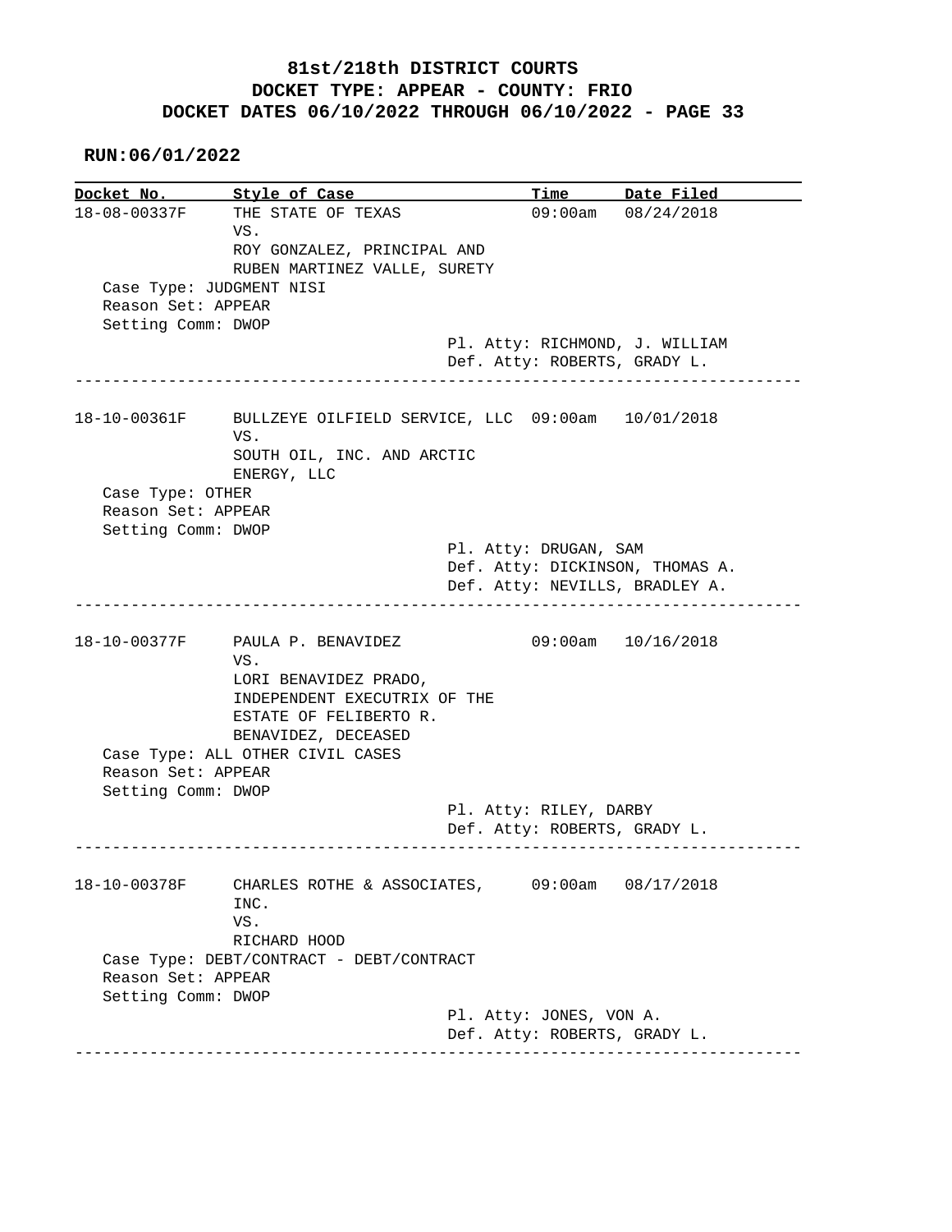# 81st/218th DISTRICT COURTS
## DOCKET TYPE: APPEAR - COUNTY: FRIO
## DOCKET DATES 06/10/2022 THROUGH 06/10/2022 - PAGE 33

**RUN:06/01/2022**

| Docket No. | Style of Case | Time | Date Filed |
|---|---|---|---|
| 18-08-00337F | THE STATE OF TEXAS VS. ROY GONZALEZ, PRINCIPAL AND RUBEN MARTINEZ VALLE, SURETY | 09:00am | 08/24/2018 |

Case Type: JUDGMENT NISI
Reason Set: APPEAR
Setting Comm: DWOP
Pl. Atty: RICHMOND, J. WILLIAM
Def. Atty: ROBERTS, GRADY L.

---

| Docket No. | Style of Case | Time | Date Filed |
|---|---|---|---|
| 18-10-00361F | BULLZEYE OILFIELD SERVICE, LLC VS. SOUTH OIL, INC. AND ARCTIC ENERGY, LLC | 09:00am | 10/01/2018 |

Case Type: OTHER
Reason Set: APPEAR
Setting Comm: DWOP
Pl. Atty: DRUGAN, SAM
Def. Atty: DICKINSON, THOMAS A.
Def. Atty: NEVILLS, BRADLEY A.

---

| Docket No. | Style of Case | Time | Date Filed |
|---|---|---|---|
| 18-10-00377F | PAULA P. BENAVIDEZ VS. LORI BENAVIDEZ PRADO, INDEPENDENT EXECUTRIX OF THE ESTATE OF FELIBERTO R. BENAVIDEZ, DECEASED | 09:00am | 10/16/2018 |

Case Type: ALL OTHER CIVIL CASES
Reason Set: APPEAR
Setting Comm: DWOP
Pl. Atty: RILEY, DARBY
Def. Atty: ROBERTS, GRADY L.

---

| Docket No. | Style of Case | Time | Date Filed |
|---|---|---|---|
| 18-10-00378F | CHARLES ROTHE & ASSOCIATES, INC. VS. RICHARD HOOD | 09:00am | 08/17/2018 |

Case Type: DEBT/CONTRACT - DEBT/CONTRACT
Reason Set: APPEAR
Setting Comm: DWOP
Pl. Atty: JONES, VON A.
Def. Atty: ROBERTS, GRADY L.

---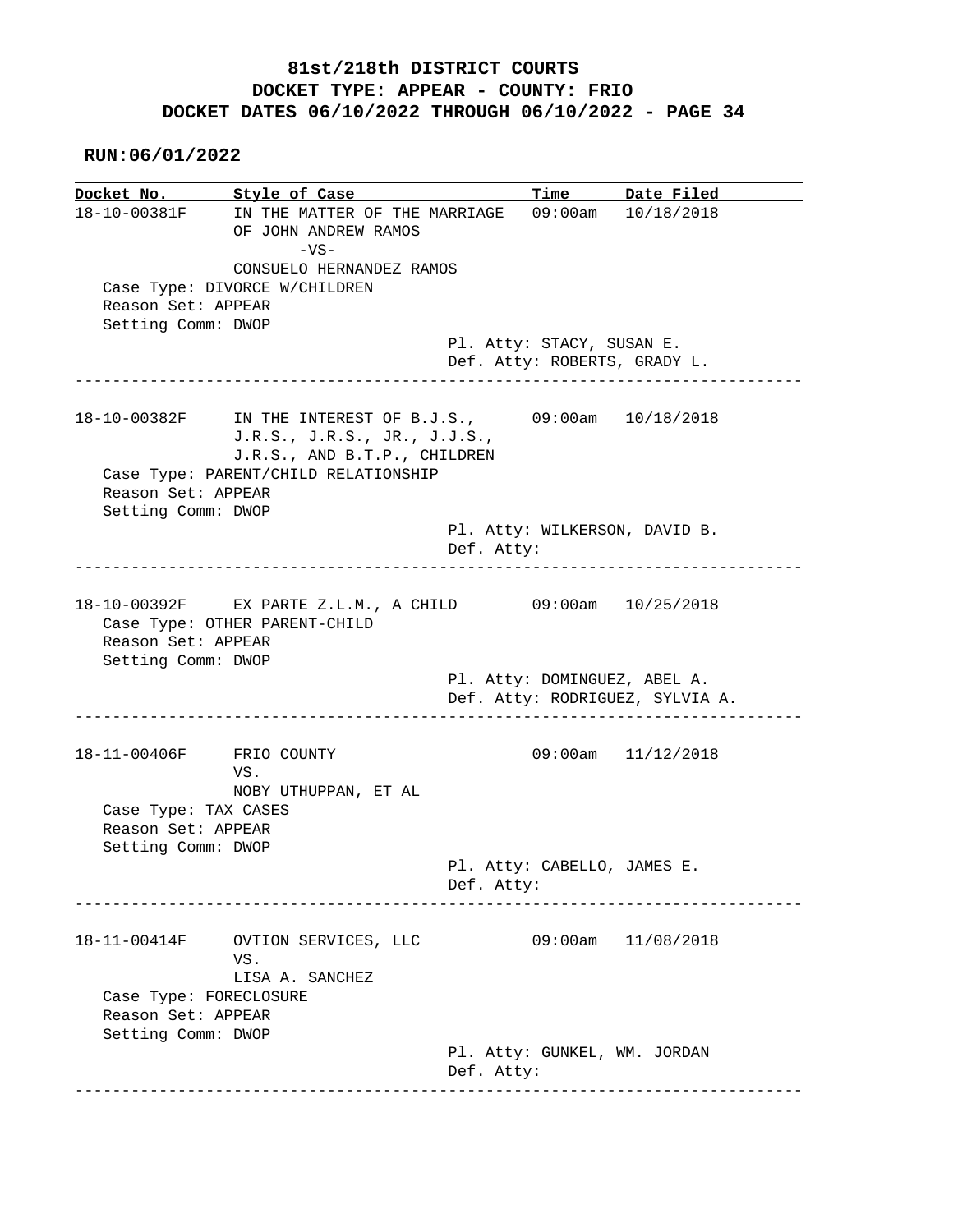# 81st/218th DISTRICT COURTS
## DOCKET TYPE: APPEAR - COUNTY: FRIO
## DOCKET DATES 06/10/2022 THROUGH 06/10/2022 - PAGE 34

**RUN:06/01/2022**

| Docket No. | Style of Case | Time | Date Filed |
|---|---|---|---|
| 18-10-00381F | IN THE MATTER OF THE MARRIAGE OF JOHN ANDREW RAMOS -VS- CONSUELO HERNANDEZ RAMOS | 09:00am | 10/18/2018 |

Case Type: DIVORCE W/CHILDREN
Reason Set: APPEAR
Setting Comm: DWOP
Pl. Atty: STACY, SUSAN E.
Def. Atty: ROBERTS, GRADY L.

---

| Docket No. | Style of Case | Time | Date Filed |
|---|---|---|---|
| 18-10-00382F | IN THE INTEREST OF B.J.S., J.R.S., J.R.S., JR., J.J.S., J.R.S., AND B.T.P., CHILDREN | 09:00am | 10/18/2018 |

Case Type: PARENT/CHILD RELATIONSHIP
Reason Set: APPEAR
Setting Comm: DWOP
Pl. Atty: WILKERSON, DAVID B.
Def. Atty:

---

| Docket No. | Style of Case | Time | Date Filed |
|---|---|---|---|
| 18-10-00392F | EX PARTE Z.L.M., A CHILD | 09:00am | 10/25/2018 |

Case Type: OTHER PARENT-CHILD
Reason Set: APPEAR
Setting Comm: DWOP
Pl. Atty: DOMINGUEZ, ABEL A.
Def. Atty: RODRIGUEZ, SYLVIA A.

---

| Docket No. | Style of Case | Time | Date Filed |
|---|---|---|---|
| 18-11-00406F | FRIO COUNTY VS. NOBY UTHUPPAN, ET AL | 09:00am | 11/12/2018 |

Case Type: TAX CASES
Reason Set: APPEAR
Setting Comm: DWOP
Pl. Atty: CABELLO, JAMES E.
Def. Atty:

---

| Docket No. | Style of Case | Time | Date Filed |
|---|---|---|---|
| 18-11-00414F | OVTION SERVICES, LLC VS. LISA A. SANCHEZ | 09:00am | 11/08/2018 |

Case Type: FORECLOSURE
Reason Set: APPEAR
Setting Comm: DWOP
Pl. Atty: GUNKEL, WM. JORDAN
Def. Atty:

---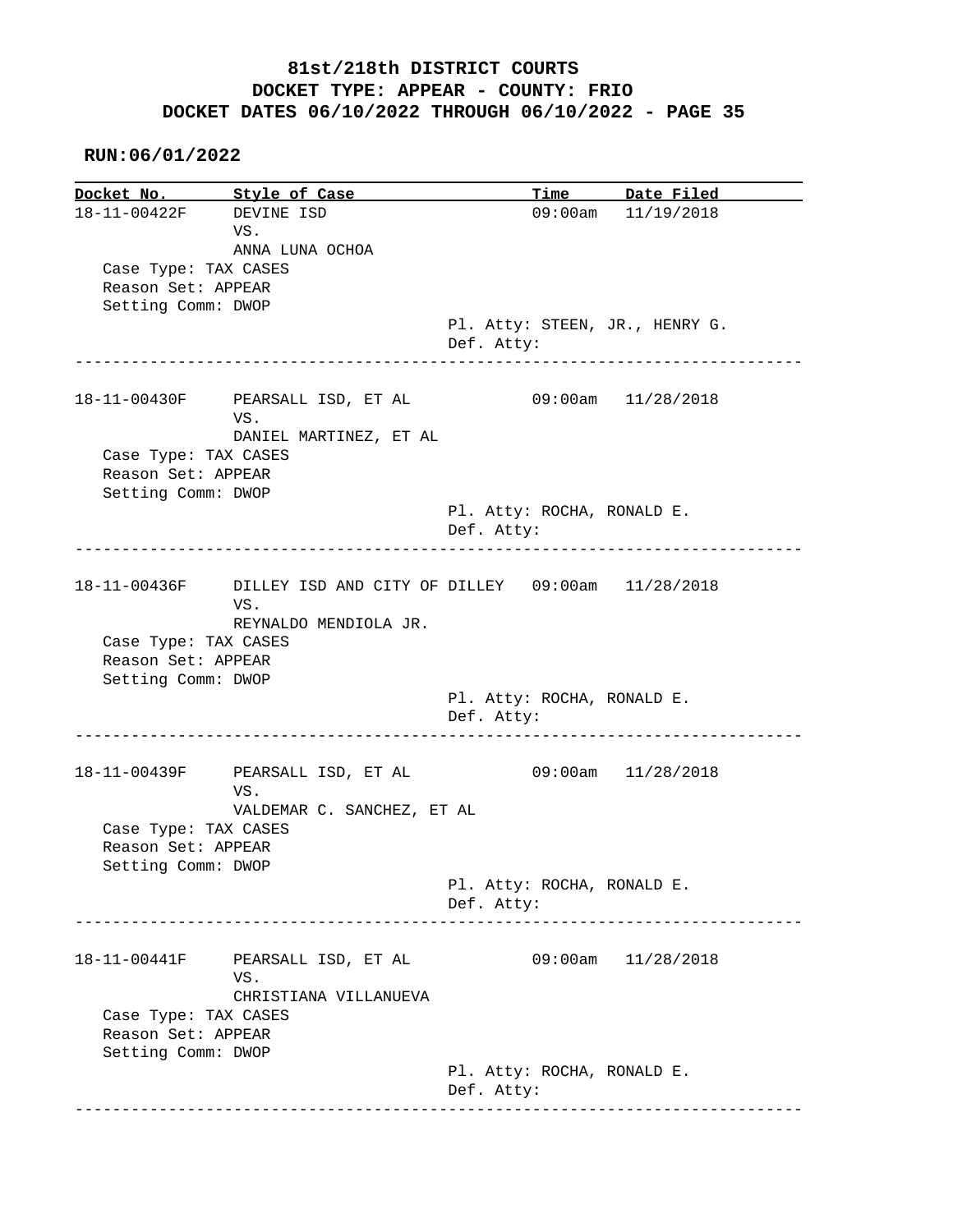**81st/218th DISTRICT COURTS**
**DOCKET TYPE: APPEAR - COUNTY: FRIO**
**DOCKET DATES 06/10/2022 THROUGH 06/10/2022 - PAGE 35**

**RUN:06/01/2022**

| Docket No. | Style of Case | Time | Date Filed |
|---|---|---|---|
| 18-11-00422F | DEVINE ISD VS. ANNA LUNA OCHOA | 09:00am | 11/19/2018 |

Case Type: TAX CASES
Reason Set: APPEAR
Setting Comm: DWOP
Pl. Atty: STEEN, JR., HENRY G.
Def. Atty:

---

| Docket No. | Style of Case | Time | Date Filed |
|---|---|---|---|
| 18-11-00430F | PEARSALL ISD, ET AL VS. DANIEL MARTINEZ, ET AL | 09:00am | 11/28/2018 |

Case Type: TAX CASES
Reason Set: APPEAR
Setting Comm: DWOP
Pl. Atty: ROCHA, RONALD E.
Def. Atty:

---

| Docket No. | Style of Case | Time | Date Filed |
|---|---|---|---|
| 18-11-00436F | DILLEY ISD AND CITY OF DILLEY VS. REYNALDO MENDIOLA JR. | 09:00am | 11/28/2018 |

Case Type: TAX CASES
Reason Set: APPEAR
Setting Comm: DWOP
Pl. Atty: ROCHA, RONALD E.
Def. Atty:

---

| Docket No. | Style of Case | Time | Date Filed |
|---|---|---|---|
| 18-11-00439F | PEARSALL ISD, ET AL VS. VALDEMAR C. SANCHEZ, ET AL | 09:00am | 11/28/2018 |

Case Type: TAX CASES
Reason Set: APPEAR
Setting Comm: DWOP
Pl. Atty: ROCHA, RONALD E.
Def. Atty:

---

| Docket No. | Style of Case | Time | Date Filed |
|---|---|---|---|
| 18-11-00441F | PEARSALL ISD, ET AL VS. CHRISTIANA VILLANUEVA | 09:00am | 11/28/2018 |

Case Type: TAX CASES
Reason Set: APPEAR
Setting Comm: DWOP
Pl. Atty: ROCHA, RONALD E.
Def. Atty:

---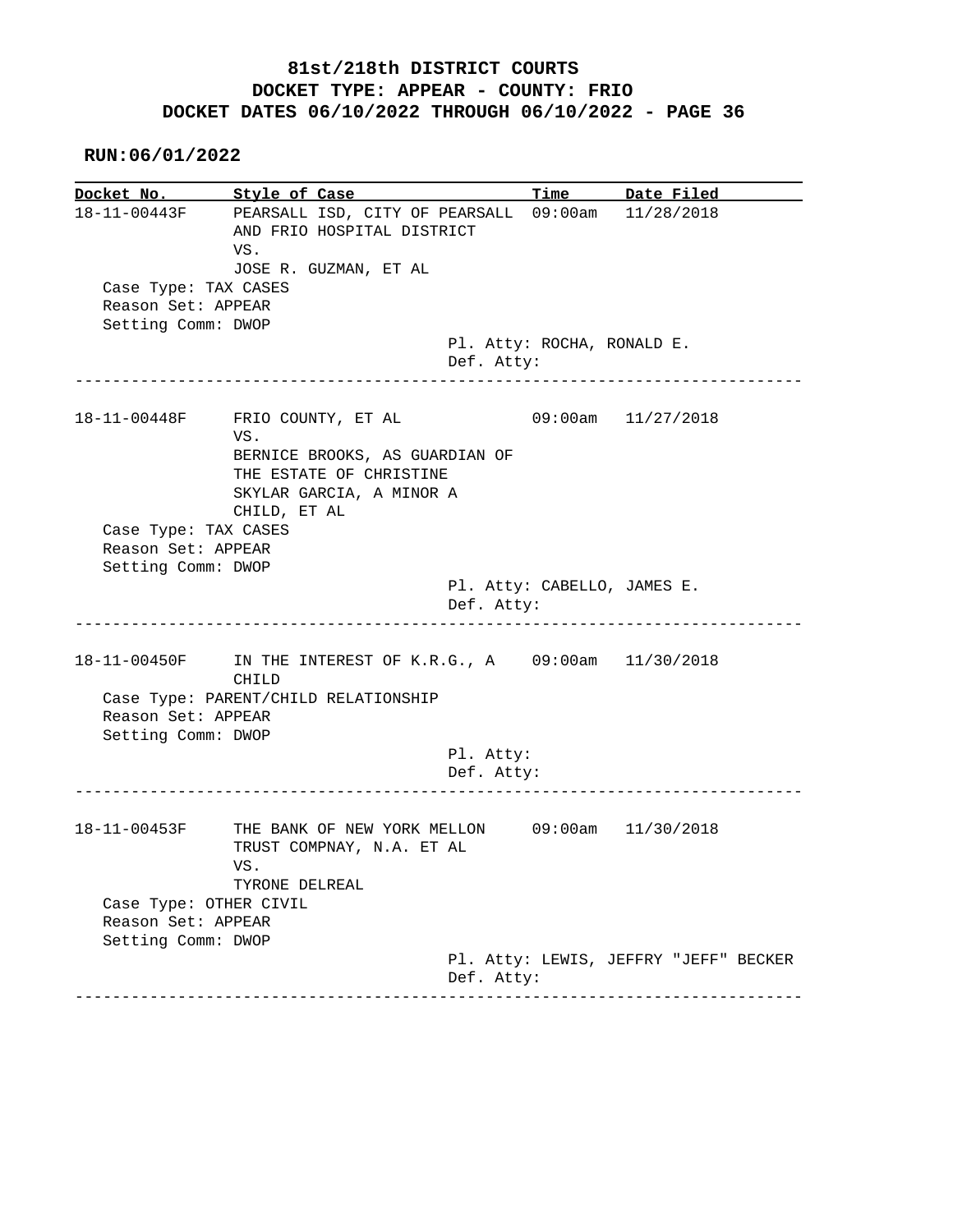# 81st/218th DISTRICT COURTS
## DOCKET TYPE: APPEAR - COUNTY: FRIO
## DOCKET DATES 06/10/2022 THROUGH 06/10/2022 - PAGE 36

**RUN:06/01/2022**

| Docket No. | Style of Case | Time | Date Filed |
|---|---|---|---|
| 18-11-00443F | PEARSALL ISD, CITY OF PEARSALL AND FRIO HOSPITAL DISTRICT VS. JOSE R. GUZMAN, ET AL | 09:00am | 11/28/2018 |

Case Type: TAX CASES
Reason Set: APPEAR
Setting Comm: DWOP
Pl. Atty: ROCHA, RONALD E.
Def. Atty:

---

| Docket No. | Style of Case | Time | Date Filed |
|---|---|---|---|
| 18-11-00448F | FRIO COUNTY, ET AL VS. BERNICE BROOKS, AS GUARDIAN OF THE ESTATE OF CHRISTINE SKYLAR GARCIA, A MINOR A CHILD, ET AL | 09:00am | 11/27/2018 |

Case Type: TAX CASES
Reason Set: APPEAR
Setting Comm: DWOP
Pl. Atty: CABELLO, JAMES E.
Def. Atty:

---

| Docket No. | Style of Case | Time | Date Filed |
|---|---|---|---|
| 18-11-00450F | IN THE INTEREST OF K.R.G., A CHILD | 09:00am | 11/30/2018 |

Case Type: PARENT/CHILD RELATIONSHIP
Reason Set: APPEAR
Setting Comm: DWOP
Pl. Atty:
Def. Atty:

---

| Docket No. | Style of Case | Time | Date Filed |
|---|---|---|---|
| 18-11-00453F | THE BANK OF NEW YORK MELLON TRUST COMPNAY, N.A. ET AL VS. TYRONE DELREAL | 09:00am | 11/30/2018 |

Case Type: OTHER CIVIL
Reason Set: APPEAR
Setting Comm: DWOP
Pl. Atty: LEWIS, JEFFRY "JEFF" BECKER
Def. Atty:

---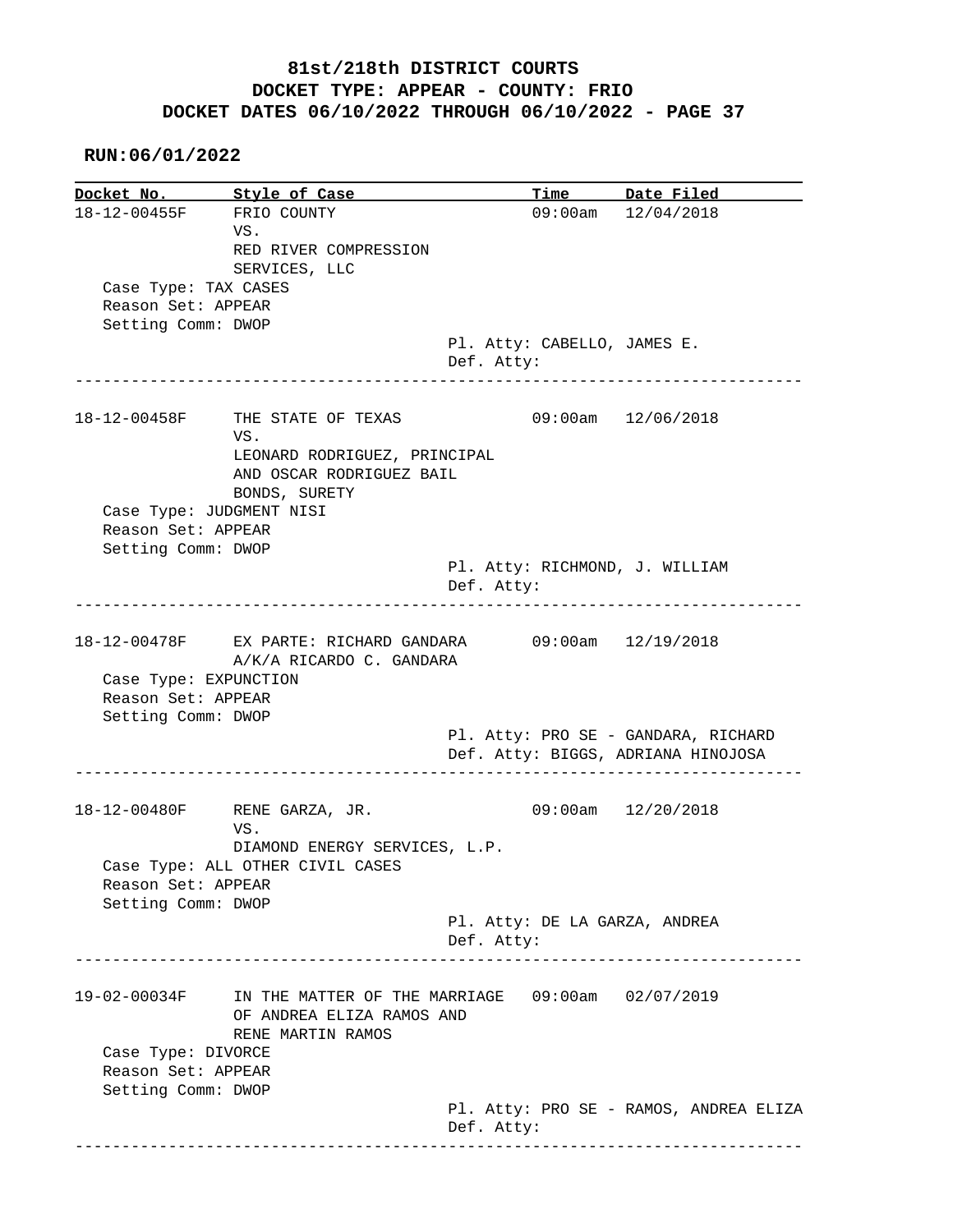# 81st/218th DISTRICT COURTS
## DOCKET TYPE: APPEAR - COUNTY: FRIO
## DOCKET DATES 06/10/2022 THROUGH 06/10/2022 - PAGE 37

**RUN:06/01/2022**

| Docket No. | Style of Case | Time | Date Filed |
|---|---|---|---|
| 18-12-00455F | FRIO COUNTY VS. RED RIVER COMPRESSION SERVICES, LLC | 09:00am | 12/04/2018 |

Case Type: TAX CASES
Reason Set: APPEAR
Setting Comm: DWOP
Pl. Atty: CABELLO, JAMES E.
Def. Atty:

---

| Docket No. | Style of Case | Time | Date Filed |
|---|---|---|---|
| 18-12-00458F | THE STATE OF TEXAS VS. LEONARD RODRIGUEZ, PRINCIPAL AND OSCAR RODRIGUEZ BAIL BONDS, SURETY | 09:00am | 12/06/2018 |

Case Type: JUDGMENT NISI
Reason Set: APPEAR
Setting Comm: DWOP
Pl. Atty: RICHMOND, J. WILLIAM
Def. Atty:

---

| Docket No. | Style of Case | Time | Date Filed |
|---|---|---|---|
| 18-12-00478F | EX PARTE: RICHARD GANDARA A/K/A RICARDO C. GANDARA | 09:00am | 12/19/2018 |

Case Type: EXPUNCTION
Reason Set: APPEAR
Setting Comm: DWOP
Pl. Atty: PRO SE - GANDARA, RICHARD
Def. Atty: BIGGS, ADRIANA HINOJOSA

---

| Docket No. | Style of Case | Time | Date Filed |
|---|---|---|---|
| 18-12-00480F | RENE GARZA, JR. VS. DIAMOND ENERGY SERVICES, L.P. | 09:00am | 12/20/2018 |

Case Type: ALL OTHER CIVIL CASES
Reason Set: APPEAR
Setting Comm: DWOP
Pl. Atty: DE LA GARZA, ANDREA
Def. Atty:

---

| Docket No. | Style of Case | Time | Date Filed |
|---|---|---|---|
| 19-02-00034F | IN THE MATTER OF THE MARRIAGE OF ANDREA ELIZA RAMOS AND RENE MARTIN RAMOS | 09:00am | 02/07/2019 |

Case Type: DIVORCE
Reason Set: APPEAR
Setting Comm: DWOP
Pl. Atty: PRO SE - RAMOS, ANDREA ELIZA
Def. Atty:

---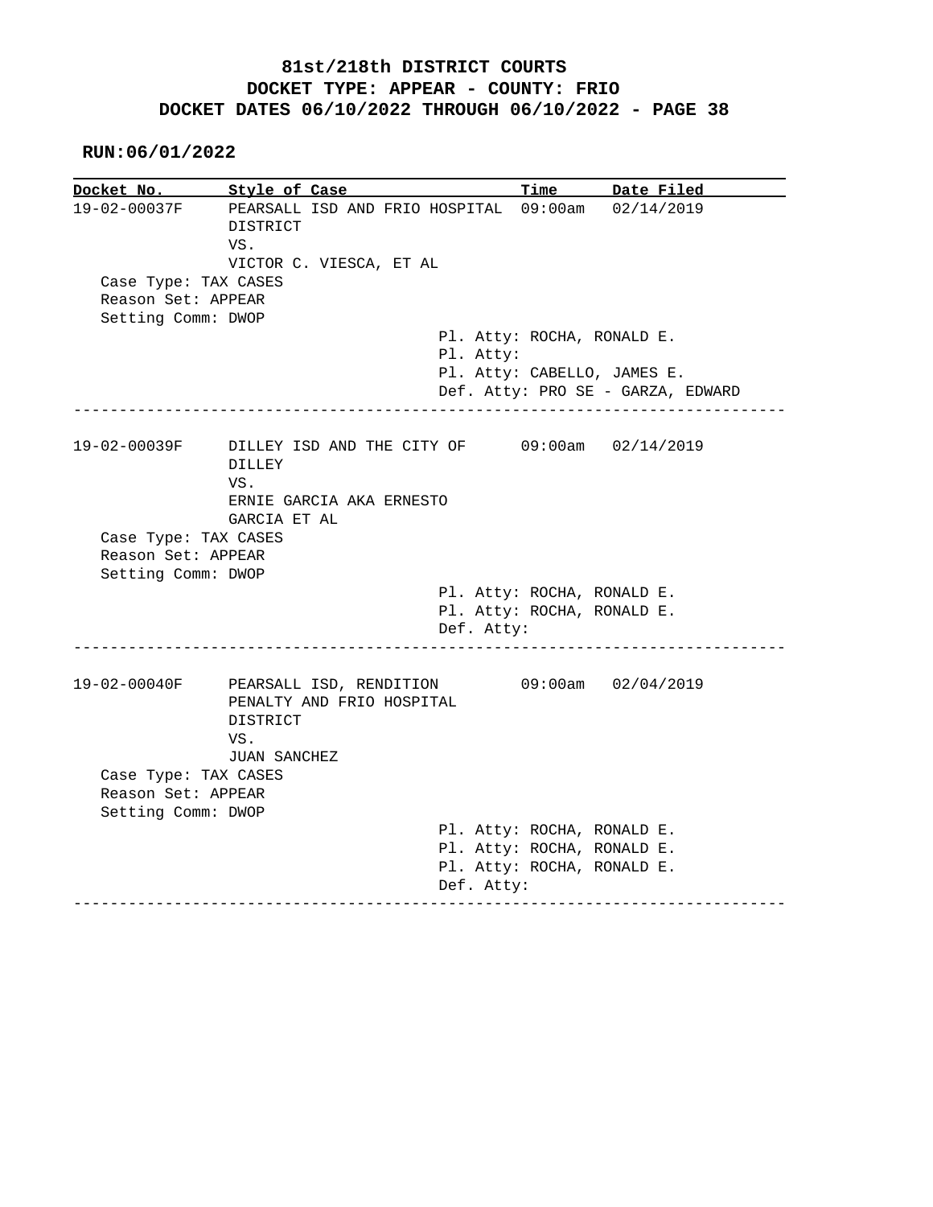# 81st/218th DISTRICT COURTS
## DOCKET TYPE: APPEAR - COUNTY: FRIO
## DOCKET DATES 06/10/2022 THROUGH 06/10/2022 - PAGE 38

**RUN:06/01/2022**

| Docket No. | Style of Case | Time | Date Filed |
|---|---|---|---|
| 19-02-00037F | PEARSALL ISD AND FRIO HOSPITAL DISTRICT VS. VICTOR C. VIESCA, ET AL | 09:00am | 02/14/2019 |

Case Type: TAX CASES
Reason Set: APPEAR
Setting Comm: DWOP

Pl. Atty: ROCHA, RONALD E.
Pl. Atty:
Pl. Atty: CABELLO, JAMES E.
Def. Atty: PRO SE - GARZA, EDWARD

---

| Docket No. | Style of Case | Time | Date Filed |
|---|---|---|---|
| 19-02-00039F | DILLEY ISD AND THE CITY OF DILLEY VS. ERNIE GARCIA AKA ERNESTO GARCIA ET AL | 09:00am | 02/14/2019 |

Case Type: TAX CASES
Reason Set: APPEAR
Setting Comm: DWOP

Pl. Atty: ROCHA, RONALD E.
Pl. Atty: ROCHA, RONALD E.
Def. Atty:

---

| Docket No. | Style of Case | Time | Date Filed |
|---|---|---|---|
| 19-02-00040F | PEARSALL ISD, RENDITION PENALTY AND FRIO HOSPITAL DISTRICT VS. JUAN SANCHEZ | 09:00am | 02/04/2019 |

Case Type: TAX CASES
Reason Set: APPEAR
Setting Comm: DWOP

Pl. Atty: ROCHA, RONALD E.
Pl. Atty: ROCHA, RONALD E.
Pl. Atty: ROCHA, RONALD E.
Def. Atty:

---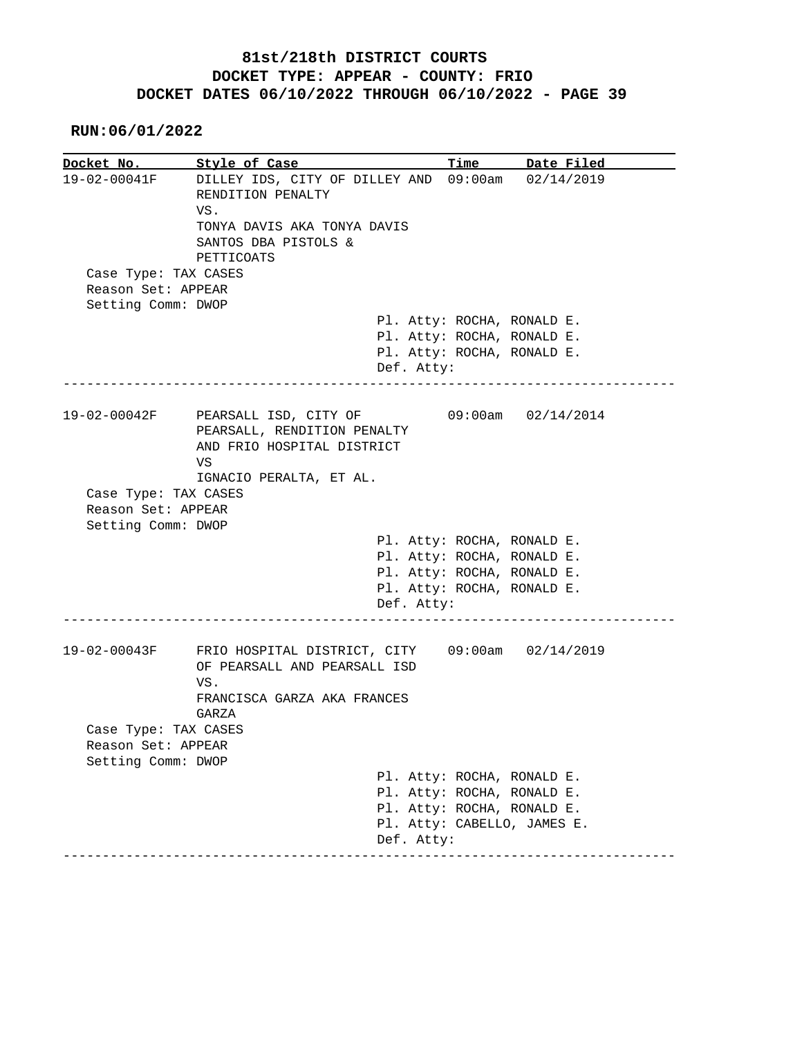# 81st/218th DISTRICT COURTS
## DOCKET TYPE: APPEAR - COUNTY: FRIO
## DOCKET DATES 06/10/2022 THROUGH 06/10/2022 - PAGE 39

**RUN:06/01/2022**

| Docket No. | Style of Case | Time | Date Filed |
|---|---|---|---|
| 19-02-00041F | DILLEY IDS, CITY OF DILLEY AND RENDITION PENALTY VS. TONYA DAVIS AKA TONYA DAVIS SANTOS DBA PISTOLS & PETTICOATS | 09:00am | 02/14/2019 |

Case Type: TAX CASES
Reason Set: APPEAR
Setting Comm: DWOP

Pl. Atty: ROCHA, RONALD E.
Pl. Atty: ROCHA, RONALD E.
Pl. Atty: ROCHA, RONALD E.
Def. Atty:

---

| Docket No. | Style of Case | Time | Date Filed |
|---|---|---|---|
| 19-02-00042F | PEARSALL ISD, CITY OF PEARSALL, RENDITION PENALTY AND FRIO HOSPITAL DISTRICT VS IGNACIO PERALTA, ET AL. | 09:00am | 02/14/2014 |

Case Type: TAX CASES
Reason Set: APPEAR
Setting Comm: DWOP

Pl. Atty: ROCHA, RONALD E.
Pl. Atty: ROCHA, RONALD E.
Pl. Atty: ROCHA, RONALD E.
Pl. Atty: ROCHA, RONALD E.
Def. Atty:

---

| Docket No. | Style of Case | Time | Date Filed |
|---|---|---|---|
| 19-02-00043F | FRIO HOSPITAL DISTRICT, CITY OF PEARSALL AND PEARSALL ISD VS. FRANCISCA GARZA AKA FRANCES GARZA | 09:00am | 02/14/2019 |

Case Type: TAX CASES
Reason Set: APPEAR
Setting Comm: DWOP

Pl. Atty: ROCHA, RONALD E.
Pl. Atty: ROCHA, RONALD E.
Pl. Atty: ROCHA, RONALD E.
Pl. Atty: CABELLO, JAMES E.
Def. Atty:

---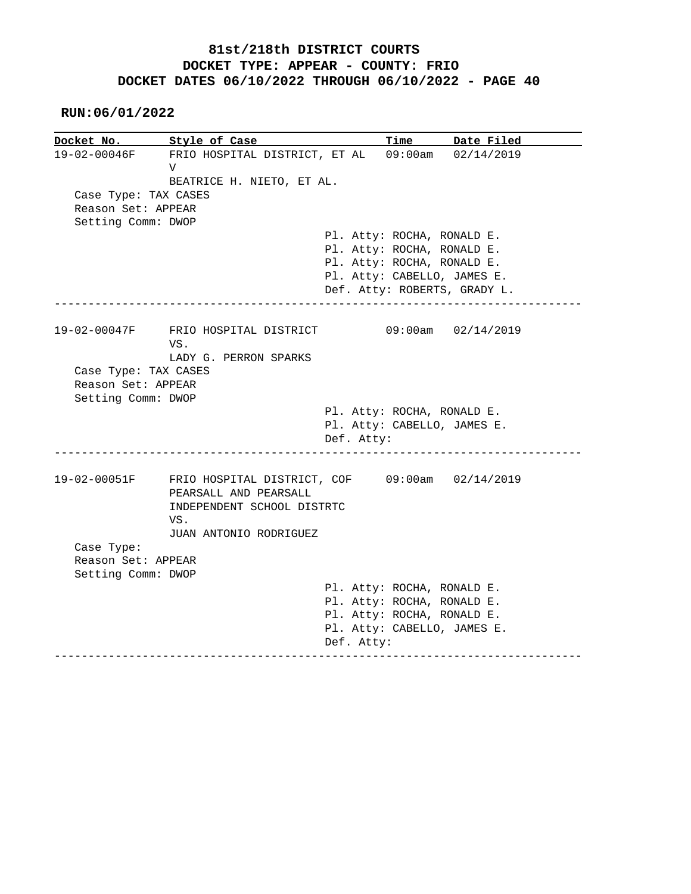# 81st/218th DISTRICT COURTS
## DOCKET TYPE: APPEAR - COUNTY: FRIO
## DOCKET DATES 06/10/2022 THROUGH 06/10/2022 - PAGE 40

**RUN:06/01/2022**

| Docket No. | Style of Case | Time | Date Filed |
|---|---|---|---|
| 19-02-00046F | FRIO HOSPITAL DISTRICT, ET AL V BEATRICE H. NIETO, ET AL. | 09:00am | 02/14/2019 |

Case Type: TAX CASES
Reason Set: APPEAR
Setting Comm: DWOP

Pl. Atty: ROCHA, RONALD E.
Pl. Atty: ROCHA, RONALD E.
Pl. Atty: ROCHA, RONALD E.
Pl. Atty: CABELLO, JAMES E.
Def. Atty: ROBERTS, GRADY L.

---

| Docket No. | Style of Case | Time | Date Filed |
|---|---|---|---|
| 19-02-00047F | FRIO HOSPITAL DISTRICT VS. LADY G. PERRON SPARKS | 09:00am | 02/14/2019 |

Case Type: TAX CASES
Reason Set: APPEAR
Setting Comm: DWOP

Pl. Atty: ROCHA, RONALD E.
Pl. Atty: CABELLO, JAMES E.
Def. Atty:

---

| Docket No. | Style of Case | Time | Date Filed |
|---|---|---|---|
| 19-02-00051F | FRIO HOSPITAL DISTRICT, COF PEARSALL AND PEARSALL INDEPENDENT SCHOOL DISTRTC VS. JUAN ANTONIO RODRIGUEZ | 09:00am | 02/14/2019 |

Case Type:
Reason Set: APPEAR
Setting Comm: DWOP

Pl. Atty: ROCHA, RONALD E.
Pl. Atty: ROCHA, RONALD E.
Pl. Atty: ROCHA, RONALD E.
Pl. Atty: CABELLO, JAMES E.
Def. Atty:

---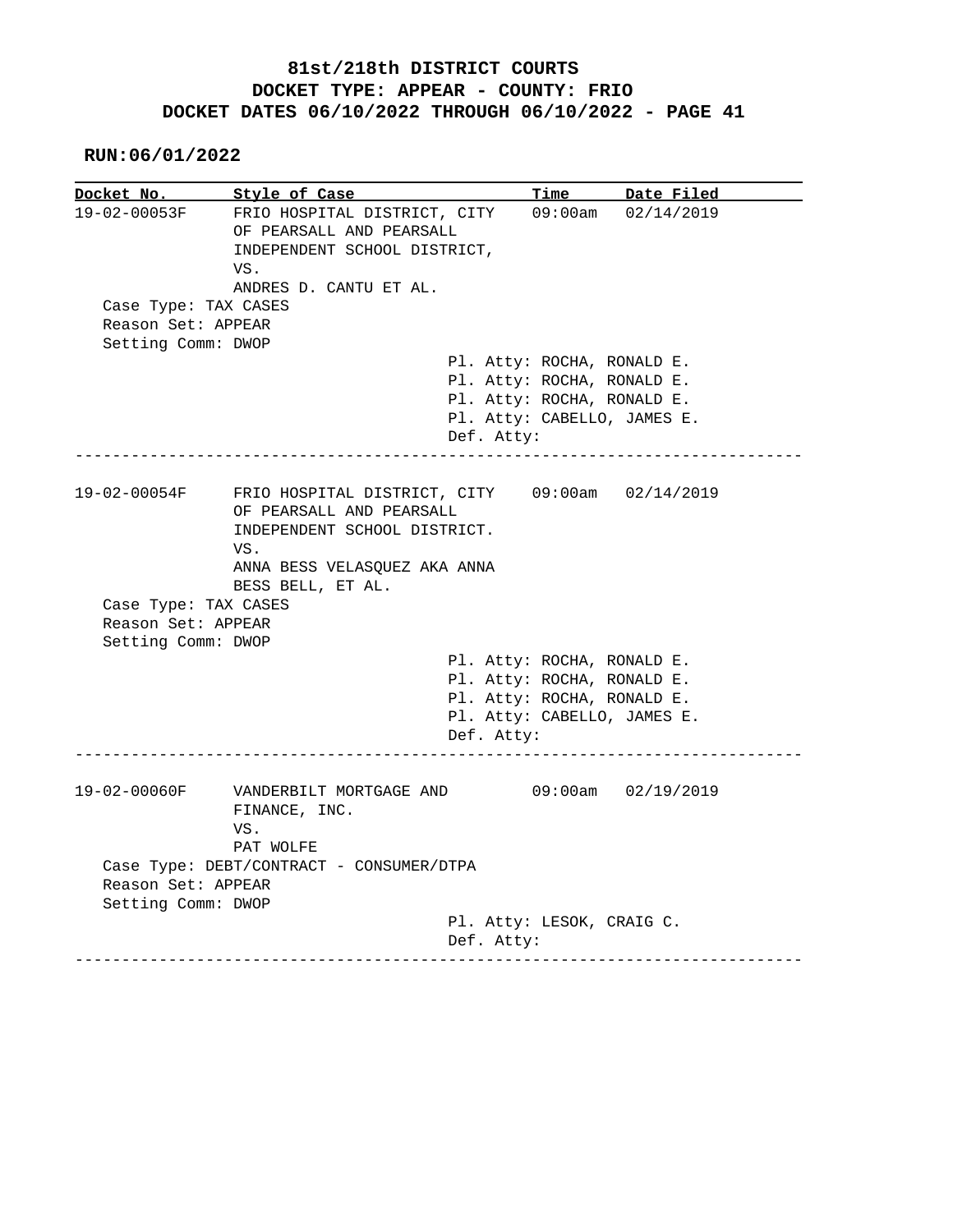# 81st/218th DISTRICT COURTS
## DOCKET TYPE: APPEAR - COUNTY: FRIO
## DOCKET DATES 06/10/2022 THROUGH 06/10/2022 - PAGE 41

**RUN:06/01/2022**

| Docket No. | Style of Case | Time | Date Filed |
|---|---|---|---|
| 19-02-00053F | FRIO HOSPITAL DISTRICT, CITY OF PEARSALL AND PEARSALL INDEPENDENT SCHOOL DISTRICT, VS. ANDRES D. CANTU ET AL. | 09:00am | 02/14/2019 |

Case Type: TAX CASES
Reason Set: APPEAR
Setting Comm: DWOP

Pl. Atty: ROCHA, RONALD E.
Pl. Atty: ROCHA, RONALD E.
Pl. Atty: ROCHA, RONALD E.
Pl. Atty: CABELLO, JAMES E.
Def. Atty:

---

| Docket No. | Style of Case | Time | Date Filed |
|---|---|---|---|
| 19-02-00054F | FRIO HOSPITAL DISTRICT, CITY OF PEARSALL AND PEARSALL INDEPENDENT SCHOOL DISTRICT. VS. ANNA BESS VELASQUEZ AKA ANNA BESS BELL, ET AL. | 09:00am | 02/14/2019 |

Case Type: TAX CASES
Reason Set: APPEAR
Setting Comm: DWOP

Pl. Atty: ROCHA, RONALD E.
Pl. Atty: ROCHA, RONALD E.
Pl. Atty: ROCHA, RONALD E.
Pl. Atty: CABELLO, JAMES E.
Def. Atty:

---

| Docket No. | Style of Case | Time | Date Filed |
|---|---|---|---|
| 19-02-00060F | VANDERBILT MORTGAGE AND FINANCE, INC. VS. PAT WOLFE | 09:00am | 02/19/2019 |

Case Type: DEBT/CONTRACT - CONSUMER/DTPA
Reason Set: APPEAR
Setting Comm: DWOP

Pl. Atty: LESOK, CRAIG C.
Def. Atty:

---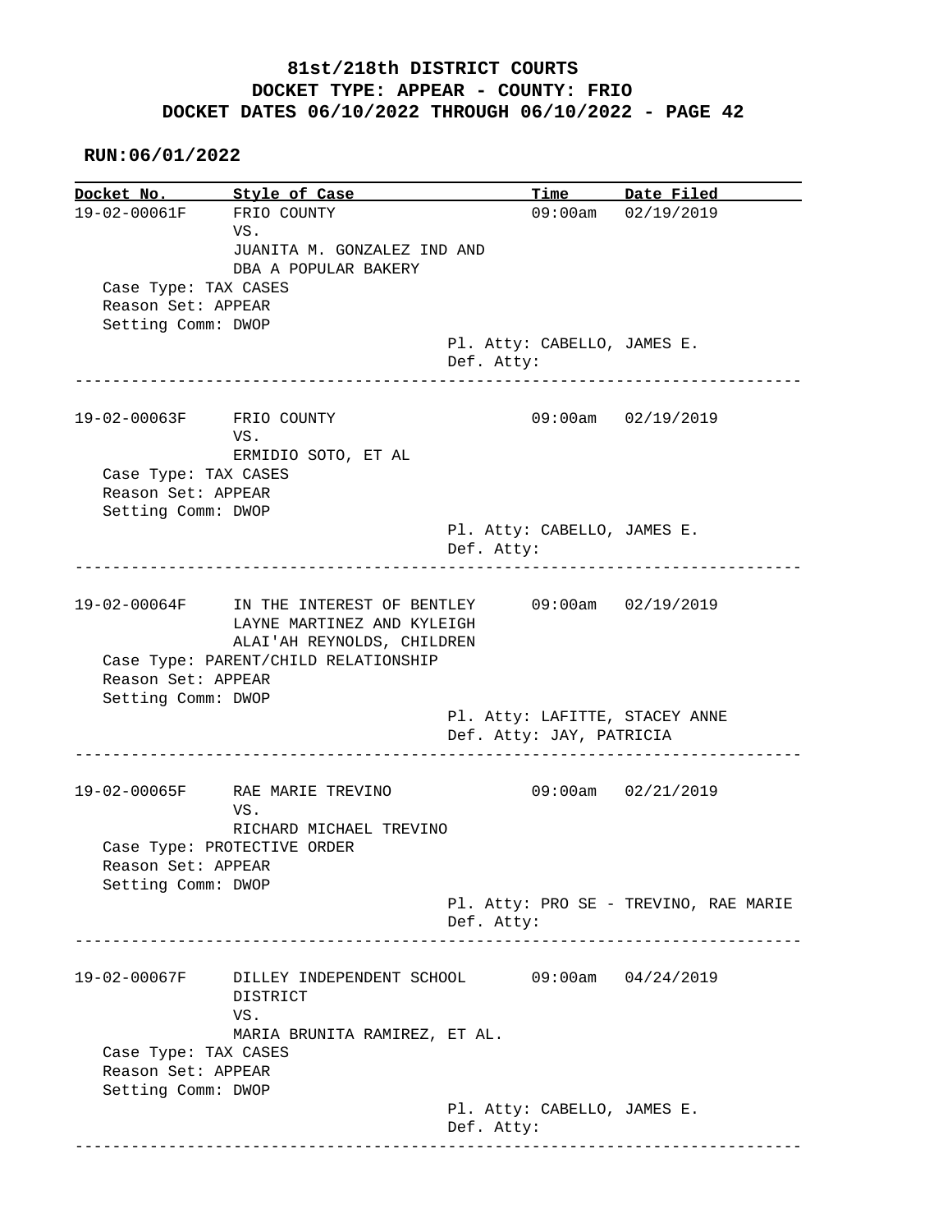# 81st/218th DISTRICT COURTS
## DOCKET TYPE: APPEAR - COUNTY: FRIO
## DOCKET DATES 06/10/2022 THROUGH 06/10/2022 - PAGE 42

**RUN:06/01/2022**

```
Docket No.       Style of Case                      Time       Date Filed
19-02-00061F     FRIO COUNTY                        09:00am    02/19/2019
                 VS.
                 JUANITA M. GONZALEZ IND AND
                 DBA A POPULAR BAKERY
   Case Type: TAX CASES
   Reason Set: APPEAR
   Setting Comm: DWOP
                                     Pl. Atty: CABELLO, JAMES E.
                                     Def. Atty:
------------------------------------------------------------------------------

19-02-00063F     FRIO COUNTY                        09:00am    02/19/2019
                 VS.
                 ERMIDIO SOTO, ET AL
   Case Type: TAX CASES
   Reason Set: APPEAR
   Setting Comm: DWOP
                                     Pl. Atty: CABELLO, JAMES E.
                                     Def. Atty:
------------------------------------------------------------------------------

19-02-00064F     IN THE INTEREST OF BENTLEY         09:00am    02/19/2019
                 LAYNE MARTINEZ AND KYLEIGH
                 ALAI'AH REYNOLDS, CHILDREN
   Case Type: PARENT/CHILD RELATIONSHIP
   Reason Set: APPEAR
   Setting Comm: DWOP
                                     Pl. Atty: LAFITTE, STACEY ANNE
                                     Def. Atty: JAY, PATRICIA
------------------------------------------------------------------------------

19-02-00065F     RAE MARIE TREVINO                  09:00am    02/21/2019
                 VS.
                 RICHARD MICHAEL TREVINO
   Case Type: PROTECTIVE ORDER
   Reason Set: APPEAR
   Setting Comm: DWOP
                                     Pl. Atty: PRO SE - TREVINO, RAE MARIE
                                     Def. Atty:
------------------------------------------------------------------------------

19-02-00067F     DILLEY INDEPENDENT SCHOOL          09:00am    04/24/2019
                 DISTRICT
                 VS.
                 MARIA BRUNITA RAMIREZ, ET AL.
   Case Type: TAX CASES
   Reason Set: APPEAR
   Setting Comm: DWOP
                                     Pl. Atty: CABELLO, JAMES E.
                                     Def. Atty:
------------------------------------------------------------------------------
```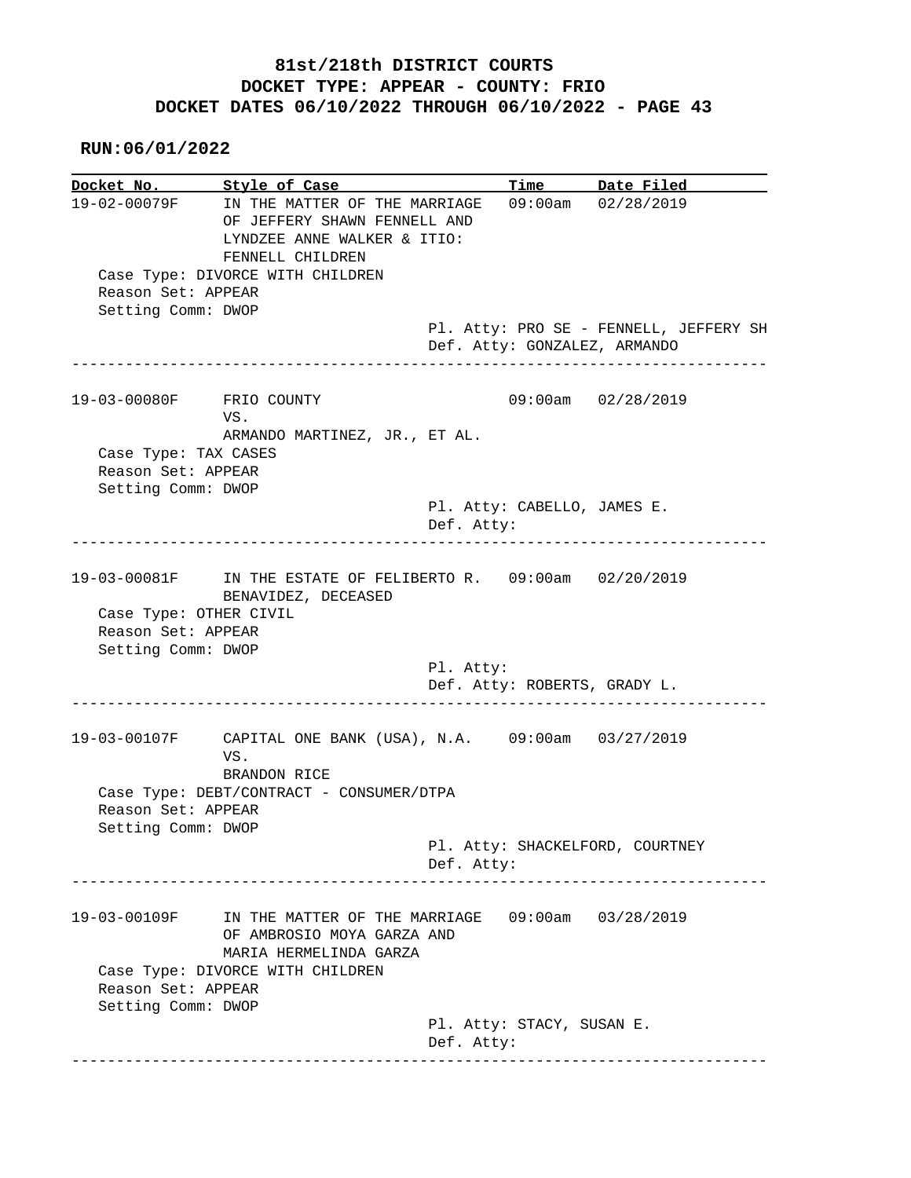# 81st/218th DISTRICT COURTS
## DOCKET TYPE: APPEAR - COUNTY: FRIO
## DOCKET DATES 06/10/2022 THROUGH 06/10/2022 - PAGE 43

**RUN:06/01/2022**

| Docket No. | Style of Case | Time | Date Filed |
|---|---|---|---|
| 19-02-00079F | IN THE MATTER OF THE MARRIAGE OF JEFFERY SHAWN FENNELL AND LYNDZEE ANNE WALKER & ITIO: FENNELL CHILDREN | 09:00am | 02/28/2019 |

Case Type: DIVORCE WITH CHILDREN
Reason Set: APPEAR
Setting Comm: DWOP
Pl. Atty: PRO SE - FENNELL, JEFFERY SH
Def. Atty: GONZALEZ, ARMANDO

---

| Docket No. | Style of Case | Time | Date Filed |
|---|---|---|---|
| 19-03-00080F | FRIO COUNTY VS. ARMANDO MARTINEZ, JR., ET AL. | 09:00am | 02/28/2019 |

Case Type: TAX CASES
Reason Set: APPEAR
Setting Comm: DWOP
Pl. Atty: CABELLO, JAMES E.
Def. Atty:

---

| Docket No. | Style of Case | Time | Date Filed |
|---|---|---|---|
| 19-03-00081F | IN THE ESTATE OF FELIBERTO R. BENAVIDEZ, DECEASED | 09:00am | 02/20/2019 |

Case Type: OTHER CIVIL
Reason Set: APPEAR
Setting Comm: DWOP
Pl. Atty:
Def. Atty: ROBERTS, GRADY L.

---

| Docket No. | Style of Case | Time | Date Filed |
|---|---|---|---|
| 19-03-00107F | CAPITAL ONE BANK (USA), N.A. VS. BRANDON RICE | 09:00am | 03/27/2019 |

Case Type: DEBT/CONTRACT - CONSUMER/DTPA
Reason Set: APPEAR
Setting Comm: DWOP
Pl. Atty: SHACKELFORD, COURTNEY
Def. Atty:

---

| Docket No. | Style of Case | Time | Date Filed |
|---|---|---|---|
| 19-03-00109F | IN THE MATTER OF THE MARRIAGE OF AMBROSIO MOYA GARZA AND MARIA HERMELINDA GARZA | 09:00am | 03/28/2019 |

Case Type: DIVORCE WITH CHILDREN
Reason Set: APPEAR
Setting Comm: DWOP
Pl. Atty: STACY, SUSAN E.
Def. Atty:

---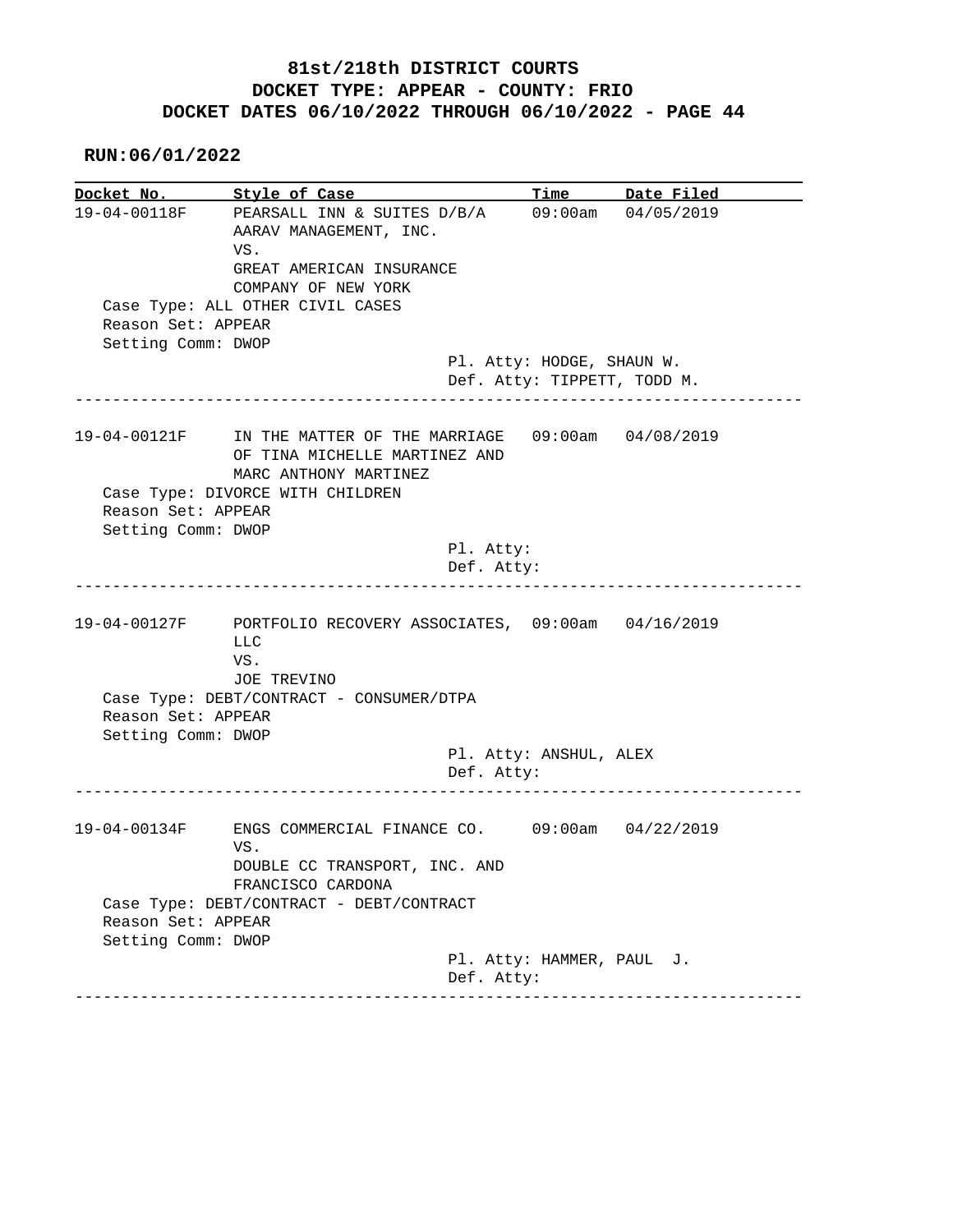# 81st/218th DISTRICT COURTS
## DOCKET TYPE: APPEAR - COUNTY: FRIO
## DOCKET DATES 06/10/2022 THROUGH 06/10/2022 - PAGE 44

**RUN:06/01/2022**

| Docket No. | Style of Case | Time | Date Filed |
|---|---|---|---|
| 19-04-00118F | PEARSALL INN & SUITES D/B/A AARAV MANAGEMENT, INC. VS. GREAT AMERICAN INSURANCE COMPANY OF NEW YORK | 09:00am | 04/05/2019 |

Case Type: ALL OTHER CIVIL CASES
Reason Set: APPEAR
Setting Comm: DWOP
Pl. Atty: HODGE, SHAUN W.
Def. Atty: TIPPETT, TODD M.

---

| Docket No. | Style of Case | Time | Date Filed |
|---|---|---|---|
| 19-04-00121F | IN THE MATTER OF THE MARRIAGE OF TINA MICHELLE MARTINEZ AND MARC ANTHONY MARTINEZ | 09:00am | 04/08/2019 |

Case Type: DIVORCE WITH CHILDREN
Reason Set: APPEAR
Setting Comm: DWOP
Pl. Atty:
Def. Atty:

---

| Docket No. | Style of Case | Time | Date Filed |
|---|---|---|---|
| 19-04-00127F | PORTFOLIO RECOVERY ASSOCIATES, LLC VS. JOE TREVINO | 09:00am | 04/16/2019 |

Case Type: DEBT/CONTRACT - CONSUMER/DTPA
Reason Set: APPEAR
Setting Comm: DWOP
Pl. Atty: ANSHUL, ALEX
Def. Atty:

---

| Docket No. | Style of Case | Time | Date Filed |
|---|---|---|---|
| 19-04-00134F | ENGS COMMERCIAL FINANCE CO. VS. DOUBLE CC TRANSPORT, INC. AND FRANCISCO CARDONA | 09:00am | 04/22/2019 |

Case Type: DEBT/CONTRACT - DEBT/CONTRACT
Reason Set: APPEAR
Setting Comm: DWOP
Pl. Atty: HAMMER, PAUL J.
Def. Atty:

---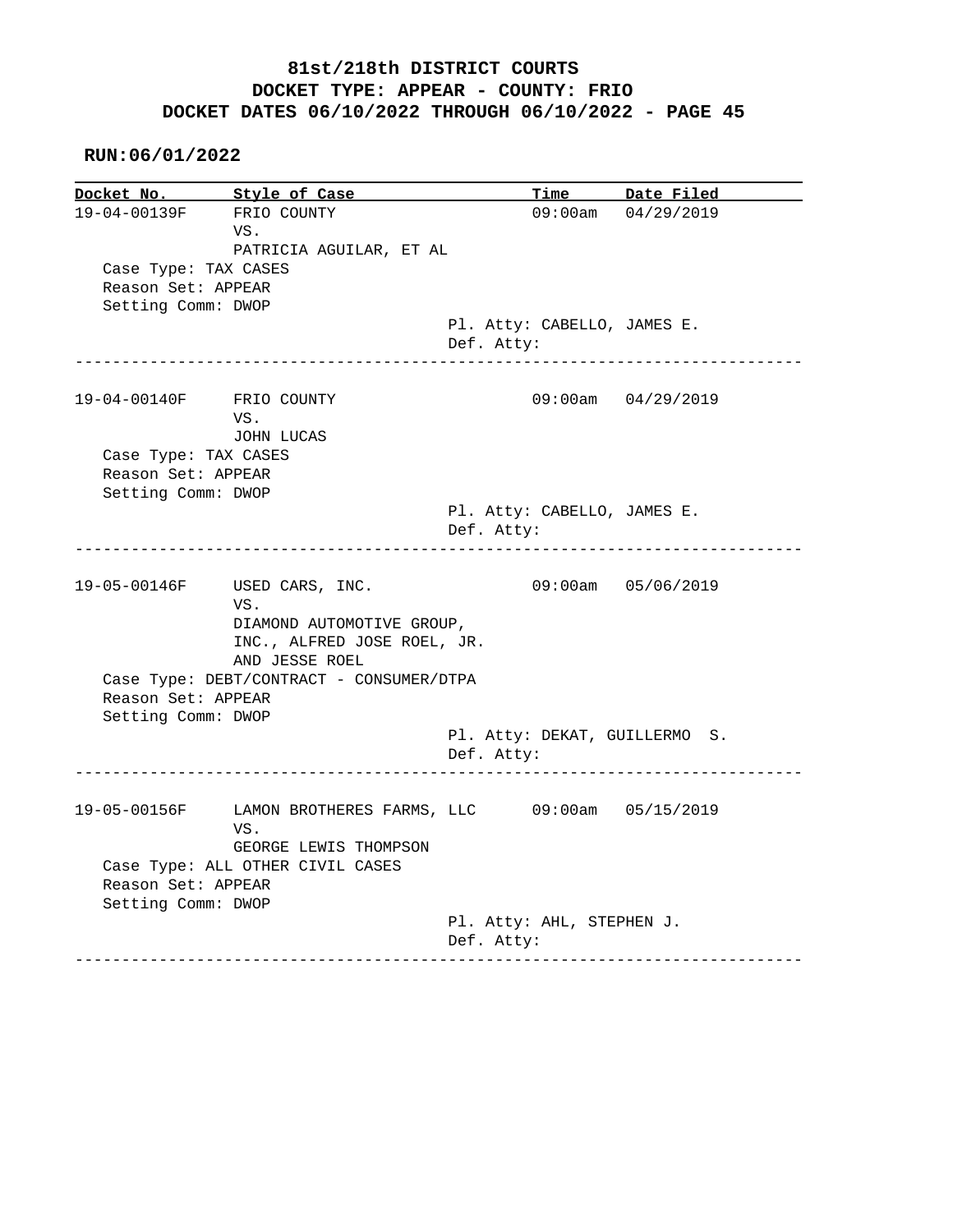# 81st/218th DISTRICT COURTS
## DOCKET TYPE: APPEAR - COUNTY: FRIO
## DOCKET DATES 06/10/2022 THROUGH 06/10/2022 - PAGE 45

**RUN:06/01/2022**

| Docket No. | Style of Case | Time | Date Filed |
|---|---|---|---|
| 19-04-00139F | FRIO COUNTY VS. PATRICIA AGUILAR, ET AL | 09:00am | 04/29/2019 |

Case Type: TAX CASES
Reason Set: APPEAR
Setting Comm: DWOP
Pl. Atty: CABELLO, JAMES E.
Def. Atty:

---

| Docket No. | Style of Case | Time | Date Filed |
|---|---|---|---|
| 19-04-00140F | FRIO COUNTY VS. JOHN LUCAS | 09:00am | 04/29/2019 |

Case Type: TAX CASES
Reason Set: APPEAR
Setting Comm: DWOP
Pl. Atty: CABELLO, JAMES E.
Def. Atty:

---

| Docket No. | Style of Case | Time | Date Filed |
|---|---|---|---|
| 19-05-00146F | USED CARS, INC. VS. DIAMOND AUTOMOTIVE GROUP, INC., ALFRED JOSE ROEL, JR. AND JESSE ROEL | 09:00am | 05/06/2019 |

Case Type: DEBT/CONTRACT - CONSUMER/DTPA
Reason Set: APPEAR
Setting Comm: DWOP
Pl. Atty: DEKAT, GUILLERMO S.
Def. Atty:

---

| Docket No. | Style of Case | Time | Date Filed |
|---|---|---|---|
| 19-05-00156F | LAMON BROTHERES FARMS, LLC VS. GEORGE LEWIS THOMPSON | 09:00am | 05/15/2019 |

Case Type: ALL OTHER CIVIL CASES
Reason Set: APPEAR
Setting Comm: DWOP
Pl. Atty: AHL, STEPHEN J.
Def. Atty:

---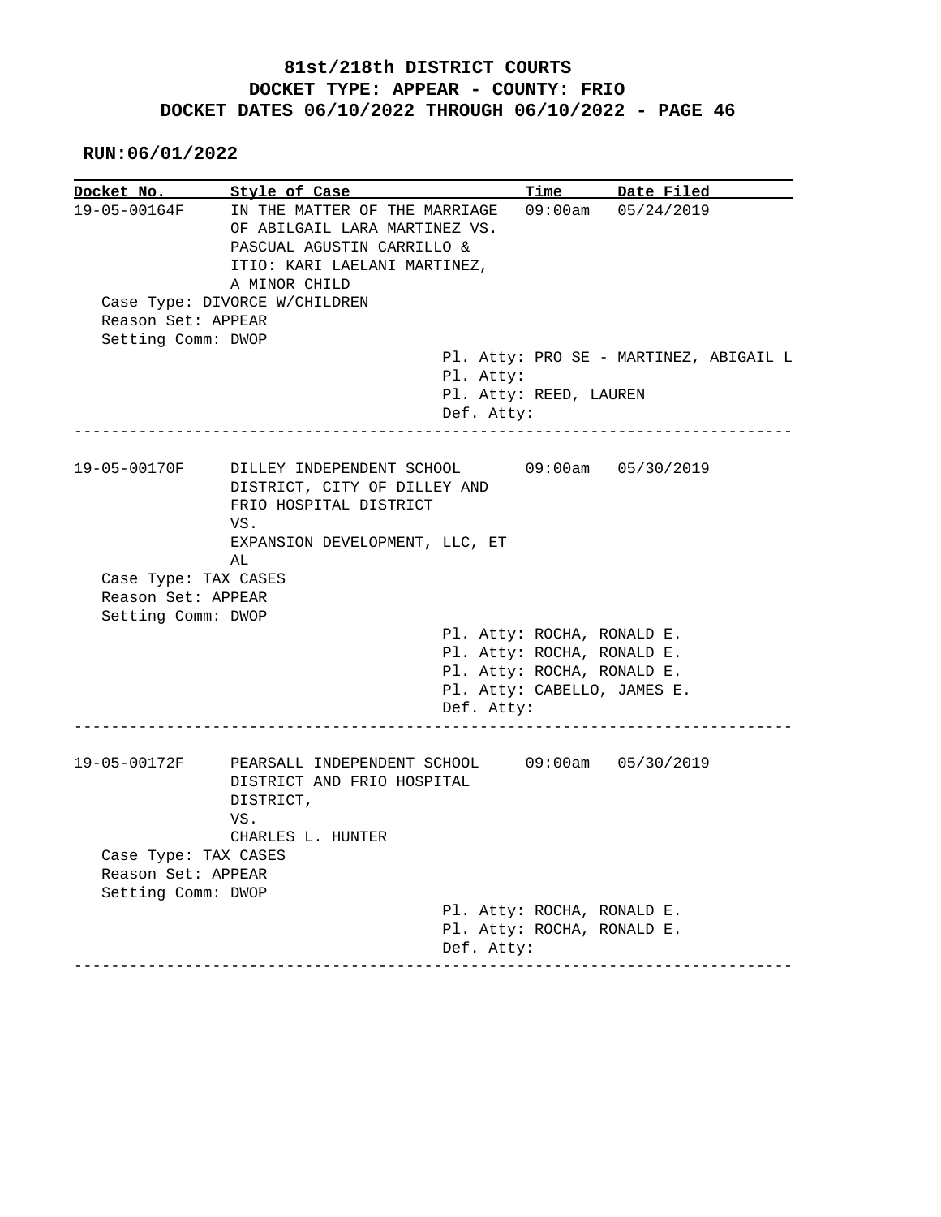**81st/218th DISTRICT COURTS**
**DOCKET TYPE: APPEAR - COUNTY: FRIO**
**DOCKET DATES 06/10/2022 THROUGH 06/10/2022 - PAGE 46**

**RUN:06/01/2022**

| Docket No. | Style of Case | Time | Date Filed |
|---|---|---|---|
| 19-05-00164F | IN THE MATTER OF THE MARRIAGE OF ABILGAIL LARA MARTINEZ VS. PASCUAL AGUSTIN CARRILLO & ITIO: KARI LAELANI MARTINEZ, A MINOR CHILD | 09:00am | 05/24/2019 |

Case Type: DIVORCE W/CHILDREN
Reason Set: APPEAR
Setting Comm: DWOP

Pl. Atty: PRO SE - MARTINEZ, ABIGAIL L
Pl. Atty:
Pl. Atty: REED, LAUREN
Def. Atty:

---

| Docket No. | Style of Case | Time | Date Filed |
|---|---|---|---|
| 19-05-00170F | DILLEY INDEPENDENT SCHOOL DISTRICT, CITY OF DILLEY AND FRIO HOSPITAL DISTRICT VS. EXPANSION DEVELOPMENT, LLC, ET AL | 09:00am | 05/30/2019 |

Case Type: TAX CASES
Reason Set: APPEAR
Setting Comm: DWOP

Pl. Atty: ROCHA, RONALD E.
Pl. Atty: ROCHA, RONALD E.
Pl. Atty: ROCHA, RONALD E.
Pl. Atty: CABELLO, JAMES E.
Def. Atty:

---

| Docket No. | Style of Case | Time | Date Filed |
|---|---|---|---|
| 19-05-00172F | PEARSALL INDEPENDENT SCHOOL DISTRICT AND FRIO HOSPITAL DISTRICT, VS. CHARLES L. HUNTER | 09:00am | 05/30/2019 |

Case Type: TAX CASES
Reason Set: APPEAR
Setting Comm: DWOP

Pl. Atty: ROCHA, RONALD E.
Pl. Atty: ROCHA, RONALD E.
Def. Atty:

---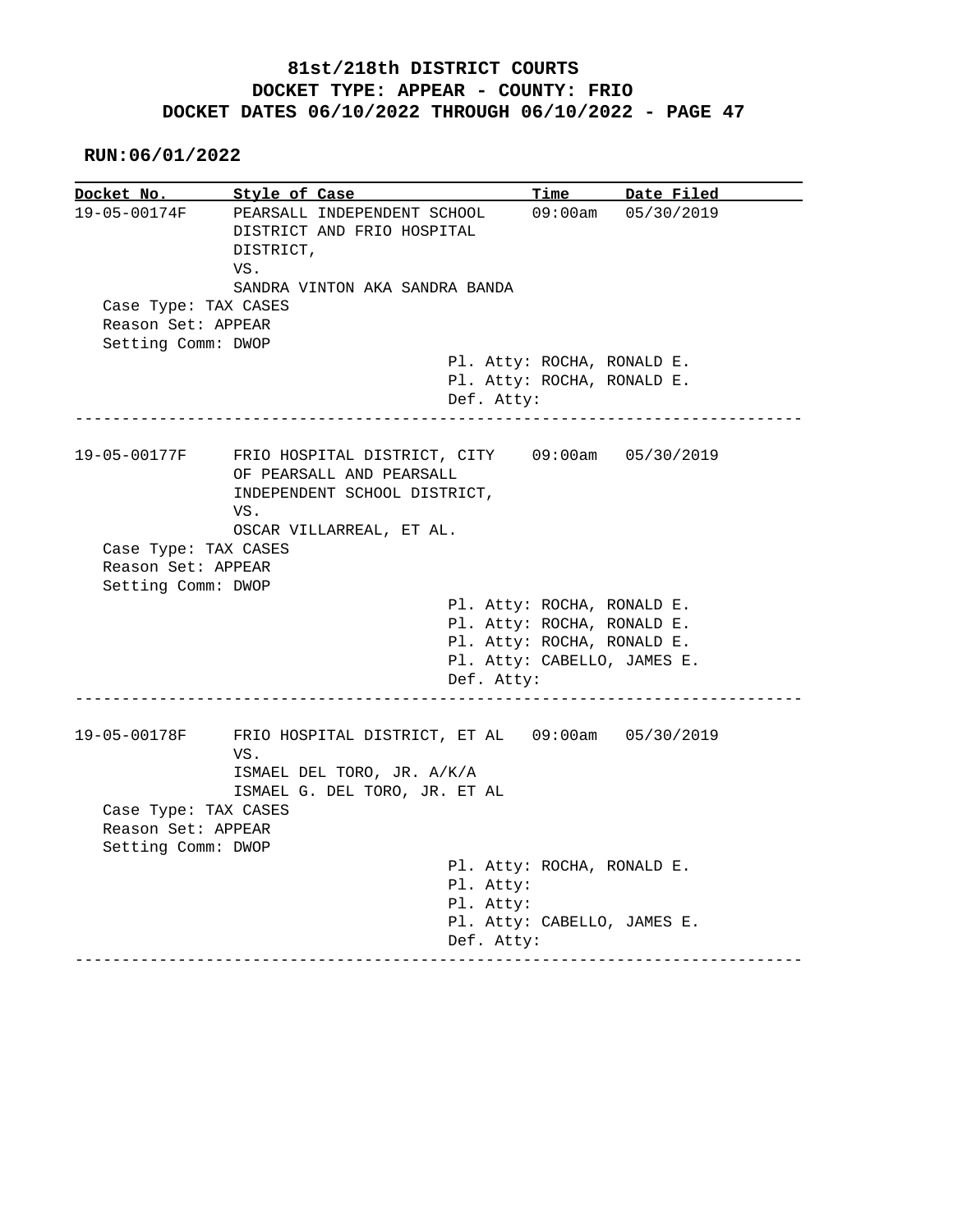**81st/218th DISTRICT COURTS**
**DOCKET TYPE: APPEAR - COUNTY: FRIO**
**DOCKET DATES 06/10/2022 THROUGH 06/10/2022 - PAGE 47**

**RUN:06/01/2022**

| Docket No. | Style of Case | Time | Date Filed |
|---|---|---|---|
| 19-05-00174F | PEARSALL INDEPENDENT SCHOOL DISTRICT AND FRIO HOSPITAL DISTRICT, VS. SANDRA VINTON AKA SANDRA BANDA | 09:00am | 05/30/2019 |

Case Type: TAX CASES
Reason Set: APPEAR
Setting Comm: DWOP

Pl. Atty: ROCHA, RONALD E.
Pl. Atty: ROCHA, RONALD E.
Def. Atty:

---

| Docket No. | Style of Case | Time | Date Filed |
|---|---|---|---|
| 19-05-00177F | FRIO HOSPITAL DISTRICT, CITY OF PEARSALL AND PEARSALL INDEPENDENT SCHOOL DISTRICT, VS. OSCAR VILLARREAL, ET AL. | 09:00am | 05/30/2019 |

Case Type: TAX CASES
Reason Set: APPEAR
Setting Comm: DWOP

Pl. Atty: ROCHA, RONALD E.
Pl. Atty: ROCHA, RONALD E.
Pl. Atty: ROCHA, RONALD E.
Pl. Atty: CABELLO, JAMES E.
Def. Atty:

---

| Docket No. | Style of Case | Time | Date Filed |
|---|---|---|---|
| 19-05-00178F | FRIO HOSPITAL DISTRICT, ET AL VS. ISMAEL DEL TORO, JR. A/K/A ISMAEL G. DEL TORO, JR. ET AL | 09:00am | 05/30/2019 |

Case Type: TAX CASES
Reason Set: APPEAR
Setting Comm: DWOP

Pl. Atty: ROCHA, RONALD E.
Pl. Atty:
Pl. Atty:
Pl. Atty: CABELLO, JAMES E.
Def. Atty:

---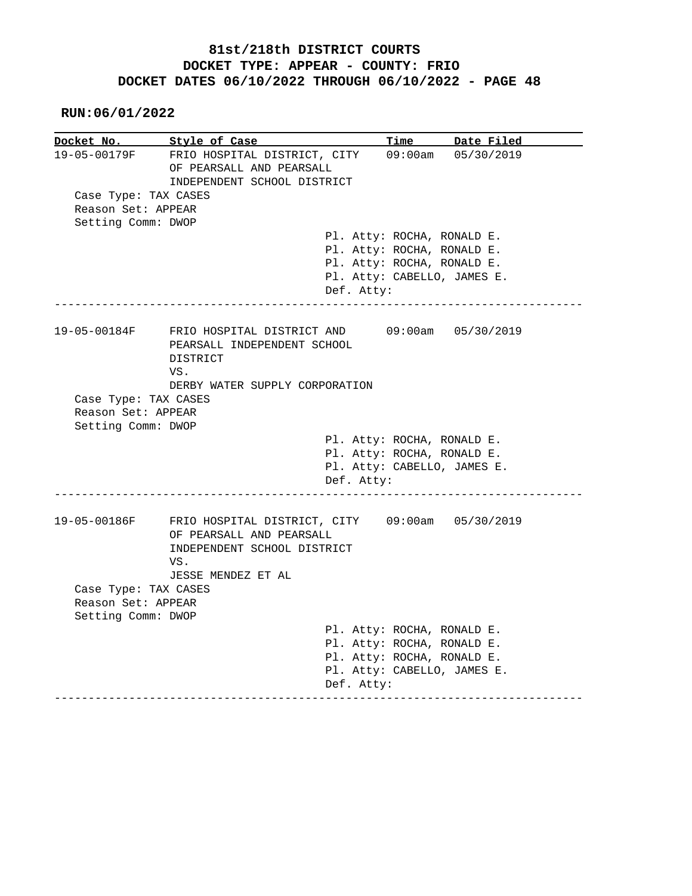# 81st/218th DISTRICT COURTS
## DOCKET TYPE: APPEAR - COUNTY: FRIO
## DOCKET DATES 06/10/2022 THROUGH 06/10/2022 - PAGE 48

**RUN:06/01/2022**

| Docket No. | Style of Case | Time | Date Filed |
|---|---|---|---|
| 19-05-00179F | FRIO HOSPITAL DISTRICT, CITY OF PEARSALL AND PEARSALL INDEPENDENT SCHOOL DISTRICT | 09:00am | 05/30/2019 |

Case Type: TAX CASES
Reason Set: APPEAR
Setting Comm: DWOP

Pl. Atty: ROCHA, RONALD E.
Pl. Atty: ROCHA, RONALD E.
Pl. Atty: ROCHA, RONALD E.
Pl. Atty: CABELLO, JAMES E.
Def. Atty:

---

| Docket No. | Style of Case | Time | Date Filed |
|---|---|---|---|
| 19-05-00184F | FRIO HOSPITAL DISTRICT AND PEARSALL INDEPENDENT SCHOOL DISTRICT VS. DERBY WATER SUPPLY CORPORATION | 09:00am | 05/30/2019 |

Case Type: TAX CASES
Reason Set: APPEAR
Setting Comm: DWOP

Pl. Atty: ROCHA, RONALD E.
Pl. Atty: ROCHA, RONALD E.
Pl. Atty: CABELLO, JAMES E.
Def. Atty:

---

| Docket No. | Style of Case | Time | Date Filed |
|---|---|---|---|
| 19-05-00186F | FRIO HOSPITAL DISTRICT, CITY OF PEARSALL AND PEARSALL INDEPENDENT SCHOOL DISTRICT VS. JESSE MENDEZ ET AL | 09:00am | 05/30/2019 |

Case Type: TAX CASES
Reason Set: APPEAR
Setting Comm: DWOP

Pl. Atty: ROCHA, RONALD E.
Pl. Atty: ROCHA, RONALD E.
Pl. Atty: ROCHA, RONALD E.
Pl. Atty: CABELLO, JAMES E.
Def. Atty:

---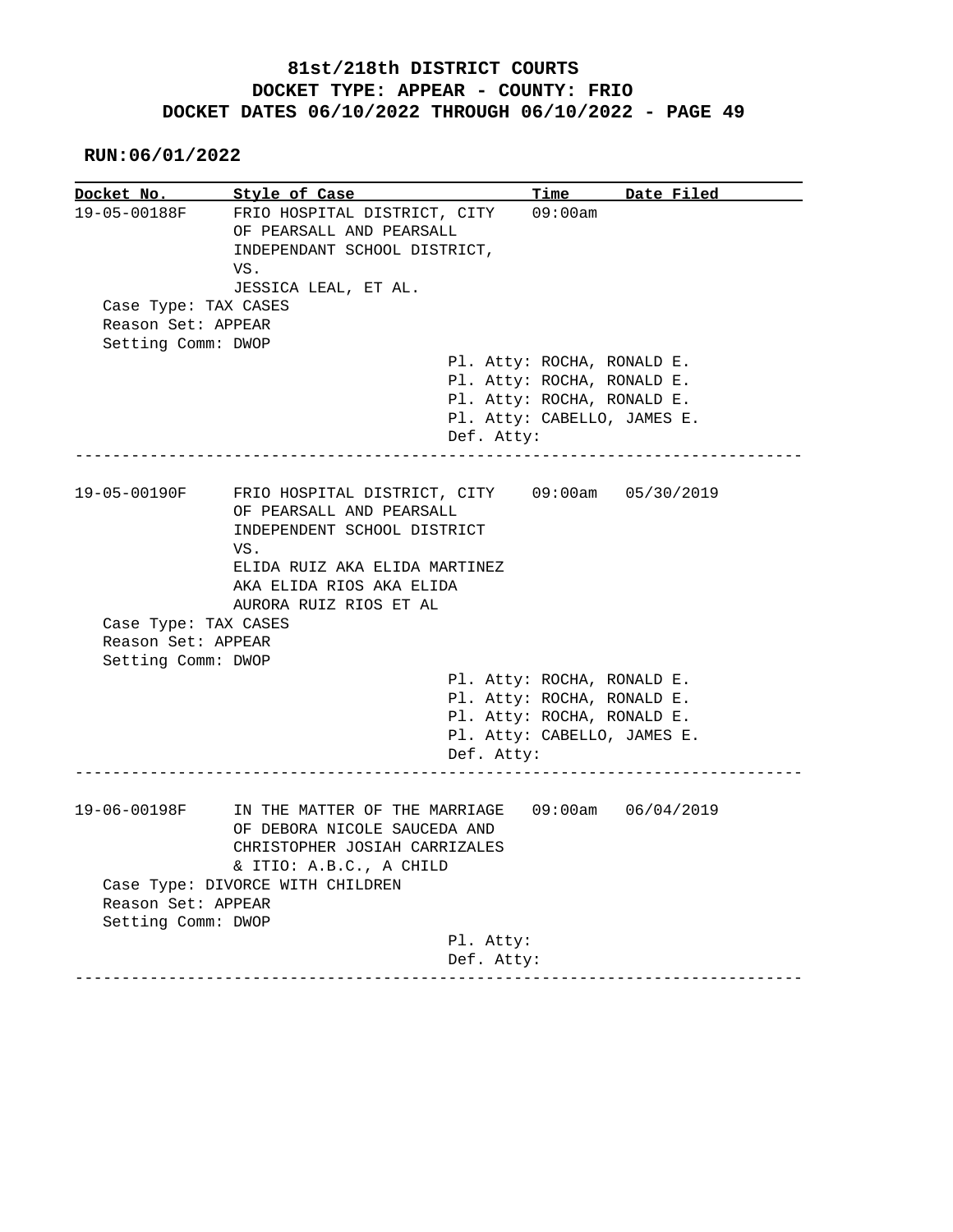# 81st/218th DISTRICT COURTS
# DOCKET TYPE: APPEAR - COUNTY: FRIO
# DOCKET DATES 06/10/2022 THROUGH 06/10/2022 - PAGE 49

**RUN:06/01/2022**

| Docket No. | Style of Case | Time | Date Filed |
|---|---|---|---|
| 19-05-00188F | FRIO HOSPITAL DISTRICT, CITY OF PEARSALL AND PEARSALL INDEPENDANT SCHOOL DISTRICT, VS. JESSICA LEAL, ET AL. | 09:00am | |

Case Type: TAX CASES
Reason Set: APPEAR
Setting Comm: DWOP

Pl. Atty: ROCHA, RONALD E.
Pl. Atty: ROCHA, RONALD E.
Pl. Atty: ROCHA, RONALD E.
Pl. Atty: CABELLO, JAMES E.
Def. Atty:

---

| Docket No. | Style of Case | Time | Date Filed |
|---|---|---|---|
| 19-05-00190F | FRIO HOSPITAL DISTRICT, CITY OF PEARSALL AND PEARSALL INDEPENDENT SCHOOL DISTRICT VS. ELIDA RUIZ AKA ELIDA MARTINEZ AKA ELIDA RIOS AKA ELIDA AURORA RUIZ RIOS ET AL | 09:00am | 05/30/2019 |

Case Type: TAX CASES
Reason Set: APPEAR
Setting Comm: DWOP

Pl. Atty: ROCHA, RONALD E.
Pl. Atty: ROCHA, RONALD E.
Pl. Atty: ROCHA, RONALD E.
Pl. Atty: CABELLO, JAMES E.
Def. Atty:

---

| Docket No. | Style of Case | Time | Date Filed |
|---|---|---|---|
| 19-06-00198F | IN THE MATTER OF THE MARRIAGE OF DEBORA NICOLE SAUCEDA AND CHRISTOPHER JOSIAH CARRIZALES & ITIO: A.B.C., A CHILD | 09:00am | 06/04/2019 |

Case Type: DIVORCE WITH CHILDREN
Reason Set: APPEAR
Setting Comm: DWOP

Pl. Atty:
Def. Atty:

---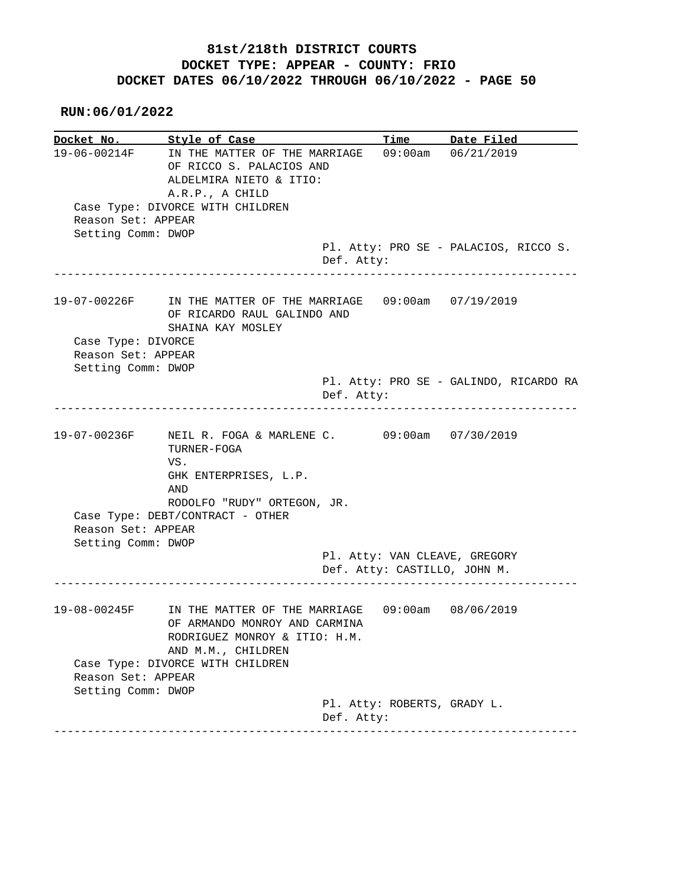**81st/218th DISTRICT COURTS**
**DOCKET TYPE: APPEAR - COUNTY: FRIO**
**DOCKET DATES 06/10/2022 THROUGH 06/10/2022 - PAGE 50**

**RUN:06/01/2022**

| Docket No. | Style of Case | Time | Date Filed |
|---|---|---|---|
| 19-06-00214F | IN THE MATTER OF THE MARRIAGE OF RICCO S. PALACIOS AND ALDELMIRA NIETO & ITIO: A.R.P., A CHILD | 09:00am | 06/21/2019 |

Case Type: DIVORCE WITH CHILDREN
Reason Set: APPEAR
Setting Comm: DWOP
Pl. Atty: PRO SE - PALACIOS, RICCO S.
Def. Atty:

---

| Docket No. | Style of Case | Time | Date Filed |
|---|---|---|---|
| 19-07-00226F | IN THE MATTER OF THE MARRIAGE OF RICARDO RAUL GALINDO AND SHAINA KAY MOSLEY | 09:00am | 07/19/2019 |

Case Type: DIVORCE
Reason Set: APPEAR
Setting Comm: DWOP
Pl. Atty: PRO SE - GALINDO, RICARDO RA
Def. Atty:

---

| Docket No. | Style of Case | Time | Date Filed |
|---|---|---|---|
| 19-07-00236F | NEIL R. FOGA & MARLENE C. TURNER-FOGA VS. GHK ENTERPRISES, L.P. AND RODOLFO "RUDY" ORTEGON, JR. | 09:00am | 07/30/2019 |

Case Type: DEBT/CONTRACT - OTHER
Reason Set: APPEAR
Setting Comm: DWOP
Pl. Atty: VAN CLEAVE, GREGORY
Def. Atty: CASTILLO, JOHN M.

---

| Docket No. | Style of Case | Time | Date Filed |
|---|---|---|---|
| 19-08-00245F | IN THE MATTER OF THE MARRIAGE OF ARMANDO MONROY AND CARMINA RODRIGUEZ MONROY & ITIO: H.M. AND M.M., CHILDREN | 09:00am | 08/06/2019 |

Case Type: DIVORCE WITH CHILDREN
Reason Set: APPEAR
Setting Comm: DWOP
Pl. Atty: ROBERTS, GRADY L.
Def. Atty:

---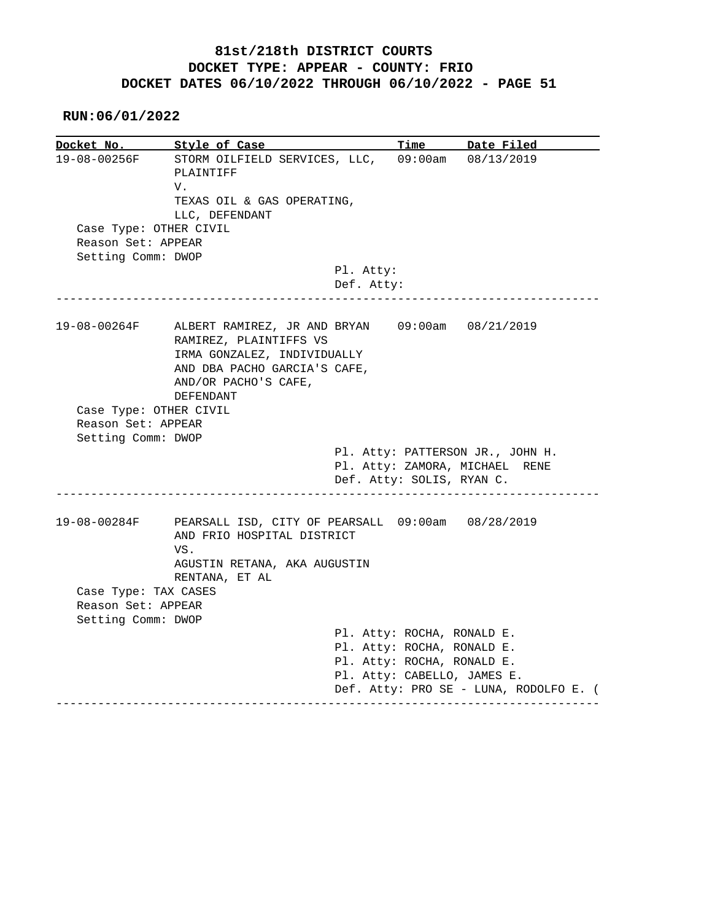**81st/218th DISTRICT COURTS**
**DOCKET TYPE: APPEAR - COUNTY: FRIO**
**DOCKET DATES 06/10/2022 THROUGH 06/10/2022 - PAGE 51**

**RUN:06/01/2022**

| Docket No. | Style of Case | Time | Date Filed |
|---|---|---|---|
| 19-08-00256F | STORM OILFIELD SERVICES, LLC, PLAINTIFF V. TEXAS OIL & GAS OPERATING, LLC, DEFENDANT | 09:00am | 08/13/2019 |

Case Type: OTHER CIVIL
Reason Set: APPEAR
Setting Comm: DWOP

Pl. Atty:
Def. Atty:

---

| Docket No. | Style of Case | Time | Date Filed |
|---|---|---|---|
| 19-08-00264F | ALBERT RAMIREZ, JR AND BRYAN RAMIREZ, PLAINTIFFS VS IRMA GONZALEZ, INDIVIDUALLY AND DBA PACHO GARCIA'S CAFE, AND/OR PACHO'S CAFE, DEFENDANT | 09:00am | 08/21/2019 |

Case Type: OTHER CIVIL
Reason Set: APPEAR
Setting Comm: DWOP

Pl. Atty: PATTERSON JR., JOHN H.
Pl. Atty: ZAMORA, MICHAEL RENE
Def. Atty: SOLIS, RYAN C.

---

| Docket No. | Style of Case | Time | Date Filed |
|---|---|---|---|
| 19-08-00284F | PEARSALL ISD, CITY OF PEARSALL AND FRIO HOSPITAL DISTRICT VS. AGUSTIN RETANA, AKA AUGUSTIN RENTANA, ET AL | 09:00am | 08/28/2019 |

Case Type: TAX CASES
Reason Set: APPEAR
Setting Comm: DWOP

Pl. Atty: ROCHA, RONALD E.
Pl. Atty: ROCHA, RONALD E.
Pl. Atty: ROCHA, RONALD E.
Pl. Atty: CABELLO, JAMES E.
Def. Atty: PRO SE - LUNA, RODOLFO E. (

---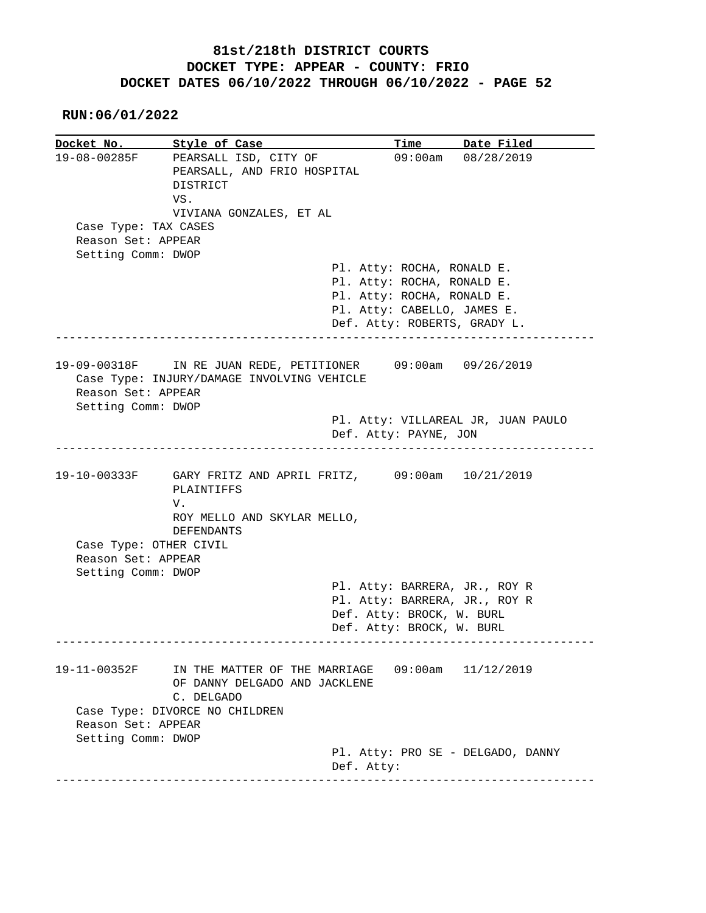# 81st/218th DISTRICT COURTS
## DOCKET TYPE: APPEAR - COUNTY: FRIO
## DOCKET DATES 06/10/2022 THROUGH 06/10/2022 - PAGE 52

**RUN:06/01/2022**

| Docket No. | Style of Case | Time | Date Filed |
|---|---|---|---|
| 19-08-00285F | PEARSALL ISD, CITY OF PEARSALL, AND FRIO HOSPITAL DISTRICT VS. VIVIANA GONZALES, ET AL | 09:00am | 08/28/2019 |

Case Type: TAX CASES
Reason Set: APPEAR
Setting Comm: DWOP

Pl. Atty: ROCHA, RONALD E.
Pl. Atty: ROCHA, RONALD E.
Pl. Atty: ROCHA, RONALD E.
Pl. Atty: CABELLO, JAMES E.
Def. Atty: ROBERTS, GRADY L.

---

| Docket No. | Style of Case | Time | Date Filed |
|---|---|---|---|
| 19-09-00318F | IN RE JUAN REDE, PETITIONER | 09:00am | 09/26/2019 |

Case Type: INJURY/DAMAGE INVOLVING VEHICLE
Reason Set: APPEAR
Setting Comm: DWOP

Pl. Atty: VILLAREAL JR, JUAN PAULO
Def. Atty: PAYNE, JON

---

| Docket No. | Style of Case | Time | Date Filed |
|---|---|---|---|
| 19-10-00333F | GARY FRITZ AND APRIL FRITZ, PLAINTIFFS V. ROY MELLO AND SKYLAR MELLO, DEFENDANTS | 09:00am | 10/21/2019 |

Case Type: OTHER CIVIL
Reason Set: APPEAR
Setting Comm: DWOP

Pl. Atty: BARRERA, JR., ROY R
Pl. Atty: BARRERA, JR., ROY R
Def. Atty: BROCK, W. BURL
Def. Atty: BROCK, W. BURL

---

| Docket No. | Style of Case | Time | Date Filed |
|---|---|---|---|
| 19-11-00352F | IN THE MATTER OF THE MARRIAGE OF DANNY DELGADO AND JACKLENE C. DELGADO | 09:00am | 11/12/2019 |

Case Type: DIVORCE NO CHILDREN
Reason Set: APPEAR
Setting Comm: DWOP

Pl. Atty: PRO SE - DELGADO, DANNY
Def. Atty:

---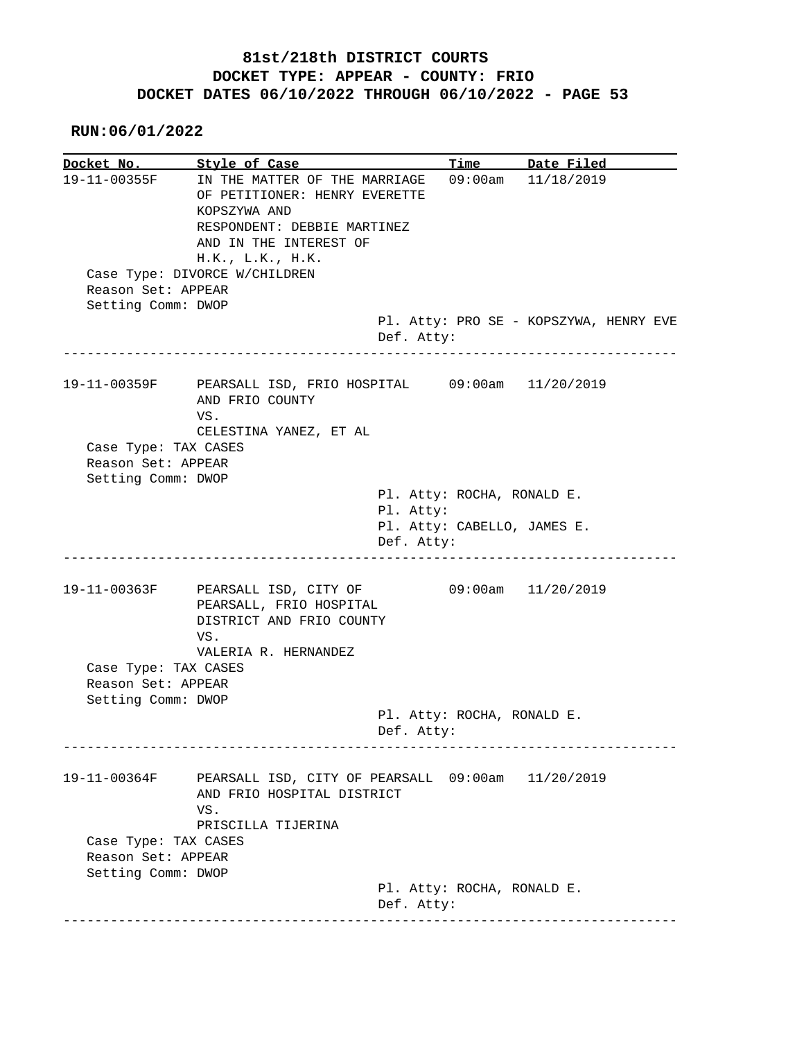# 81st/218th DISTRICT COURTS
## DOCKET TYPE: APPEAR - COUNTY: FRIO
## DOCKET DATES 06/10/2022 THROUGH 06/10/2022 - PAGE 53

**RUN:06/01/2022**

| Docket No. | Style of Case | Time | Date Filed |
|---|---|---|---|
| 19-11-00355F | IN THE MATTER OF THE MARRIAGE OF PETITIONER: HENRY EVERETTE KOPSZYWA AND RESPONDENT: DEBBIE MARTINEZ AND IN THE INTEREST OF H.K., L.K., H.K. | 09:00am | 11/18/2019 |

Case Type: DIVORCE W/CHILDREN
Reason Set: APPEAR
Setting Comm: DWOP

Pl. Atty: PRO SE - KOPSZYWA, HENRY EVE
Def. Atty:

---

| Docket No. | Style of Case | Time | Date Filed |
|---|---|---|---|
| 19-11-00359F | PEARSALL ISD, FRIO HOSPITAL AND FRIO COUNTY VS. CELESTINA YANEZ, ET AL | 09:00am | 11/20/2019 |

Case Type: TAX CASES
Reason Set: APPEAR
Setting Comm: DWOP

Pl. Atty: ROCHA, RONALD E.
Pl. Atty:
Pl. Atty: CABELLO, JAMES E.
Def. Atty:

---

| Docket No. | Style of Case | Time | Date Filed |
|---|---|---|---|
| 19-11-00363F | PEARSALL ISD, CITY OF PEARSALL, FRIO HOSPITAL DISTRICT AND FRIO COUNTY VS. VALERIA R. HERNANDEZ | 09:00am | 11/20/2019 |

Case Type: TAX CASES
Reason Set: APPEAR
Setting Comm: DWOP

Pl. Atty: ROCHA, RONALD E.
Def. Atty:

---

| Docket No. | Style of Case | Time | Date Filed |
|---|---|---|---|
| 19-11-00364F | PEARSALL ISD, CITY OF PEARSALL AND FRIO HOSPITAL DISTRICT VS. PRISCILLA TIJERINA | 09:00am | 11/20/2019 |

Case Type: TAX CASES
Reason Set: APPEAR
Setting Comm: DWOP

Pl. Atty: ROCHA, RONALD E.
Def. Atty:

---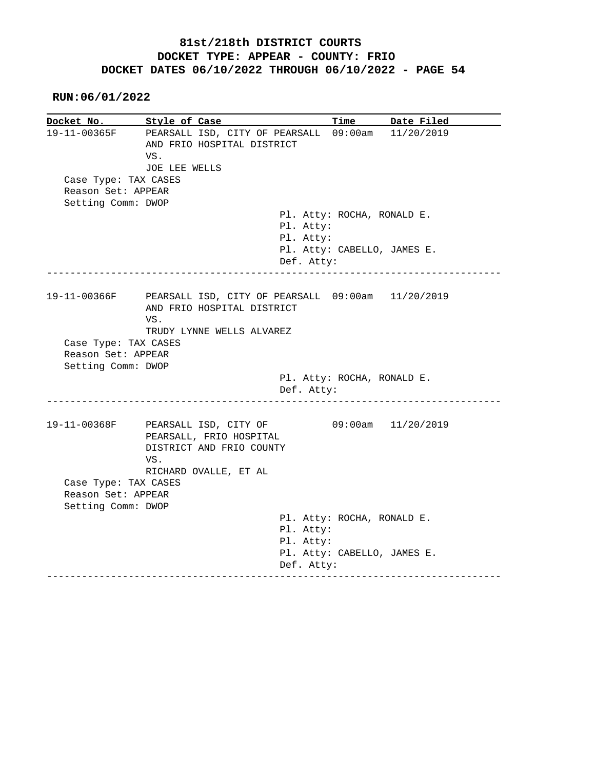**81st/218th DISTRICT COURTS**
**DOCKET TYPE: APPEAR - COUNTY: FRIO**
**DOCKET DATES 06/10/2022 THROUGH 06/10/2022 - PAGE 54**

**RUN:06/01/2022**

```
Docket No.      Style of Case                        Time       Date Filed
19-11-00365F    PEARSALL ISD, CITY OF PEARSALL  09:00am   11/20/2019
                AND FRIO HOSPITAL DISTRICT
                VS.
                JOE LEE WELLS
   Case Type: TAX CASES
   Reason Set: APPEAR
   Setting Comm: DWOP
                                      Pl. Atty: ROCHA, RONALD E.
                                      Pl. Atty:
                                      Pl. Atty:
                                      Pl. Atty: CABELLO, JAMES E.
                                      Def. Atty:
-----------------------------------------------------------------------------

19-11-00366F    PEARSALL ISD, CITY OF PEARSALL  09:00am   11/20/2019
                AND FRIO HOSPITAL DISTRICT
                VS.
                TRUDY LYNNE WELLS ALVAREZ
   Case Type: TAX CASES
   Reason Set: APPEAR
   Setting Comm: DWOP
                                      Pl. Atty: ROCHA, RONALD E.
                                      Def. Atty:
-----------------------------------------------------------------------------

19-11-00368F    PEARSALL ISD, CITY OF           09:00am   11/20/2019
                PEARSALL, FRIO HOSPITAL
                DISTRICT AND FRIO COUNTY
                VS.
                RICHARD OVALLE, ET AL
   Case Type: TAX CASES
   Reason Set: APPEAR
   Setting Comm: DWOP
                                      Pl. Atty: ROCHA, RONALD E.
                                      Pl. Atty:
                                      Pl. Atty:
                                      Pl. Atty: CABELLO, JAMES E.
                                      Def. Atty:
-----------------------------------------------------------------------------
```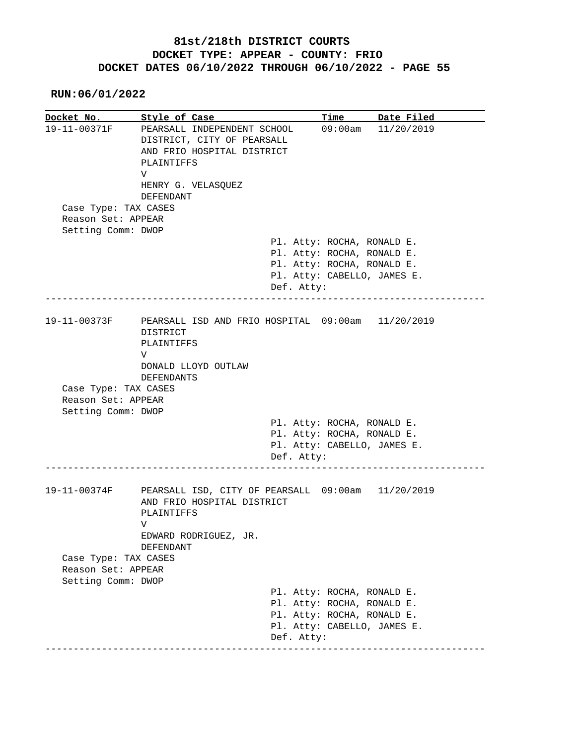# 81st/218th DISTRICT COURTS
# DOCKET TYPE: APPEAR - COUNTY: FRIO
# DOCKET DATES 06/10/2022 THROUGH 06/10/2022 - PAGE 55

**RUN:06/01/2022**

| Docket No. | Style of Case | Time | Date Filed |
|---|---|---|---|
| 19-11-00371F | PEARSALL INDEPENDENT SCHOOL DISTRICT, CITY OF PEARSALL AND FRIO HOSPITAL DISTRICT PLAINTIFFS V HENRY G. VELASQUEZ DEFENDANT | 09:00am | 11/20/2019 |

Case Type: TAX CASES
Reason Set: APPEAR
Setting Comm: DWOP

Pl. Atty: ROCHA, RONALD E.
Pl. Atty: ROCHA, RONALD E.
Pl. Atty: ROCHA, RONALD E.
Pl. Atty: CABELLO, JAMES E.
Def. Atty:

---

| Docket No. | Style of Case | Time | Date Filed |
|---|---|---|---|
| 19-11-00373F | PEARSALL ISD AND FRIO HOSPITAL DISTRICT PLAINTIFFS V DONALD LLOYD OUTLAW DEFENDANTS | 09:00am | 11/20/2019 |

Case Type: TAX CASES
Reason Set: APPEAR
Setting Comm: DWOP

Pl. Atty: ROCHA, RONALD E.
Pl. Atty: ROCHA, RONALD E.
Pl. Atty: CABELLO, JAMES E.
Def. Atty:

---

| Docket No. | Style of Case | Time | Date Filed |
|---|---|---|---|
| 19-11-00374F | PEARSALL ISD, CITY OF PEARSALL AND FRIO HOSPITAL DISTRICT PLAINTIFFS V EDWARD RODRIGUEZ, JR. DEFENDANT | 09:00am | 11/20/2019 |

Case Type: TAX CASES
Reason Set: APPEAR
Setting Comm: DWOP

Pl. Atty: ROCHA, RONALD E.
Pl. Atty: ROCHA, RONALD E.
Pl. Atty: ROCHA, RONALD E.
Pl. Atty: CABELLO, JAMES E.
Def. Atty:

---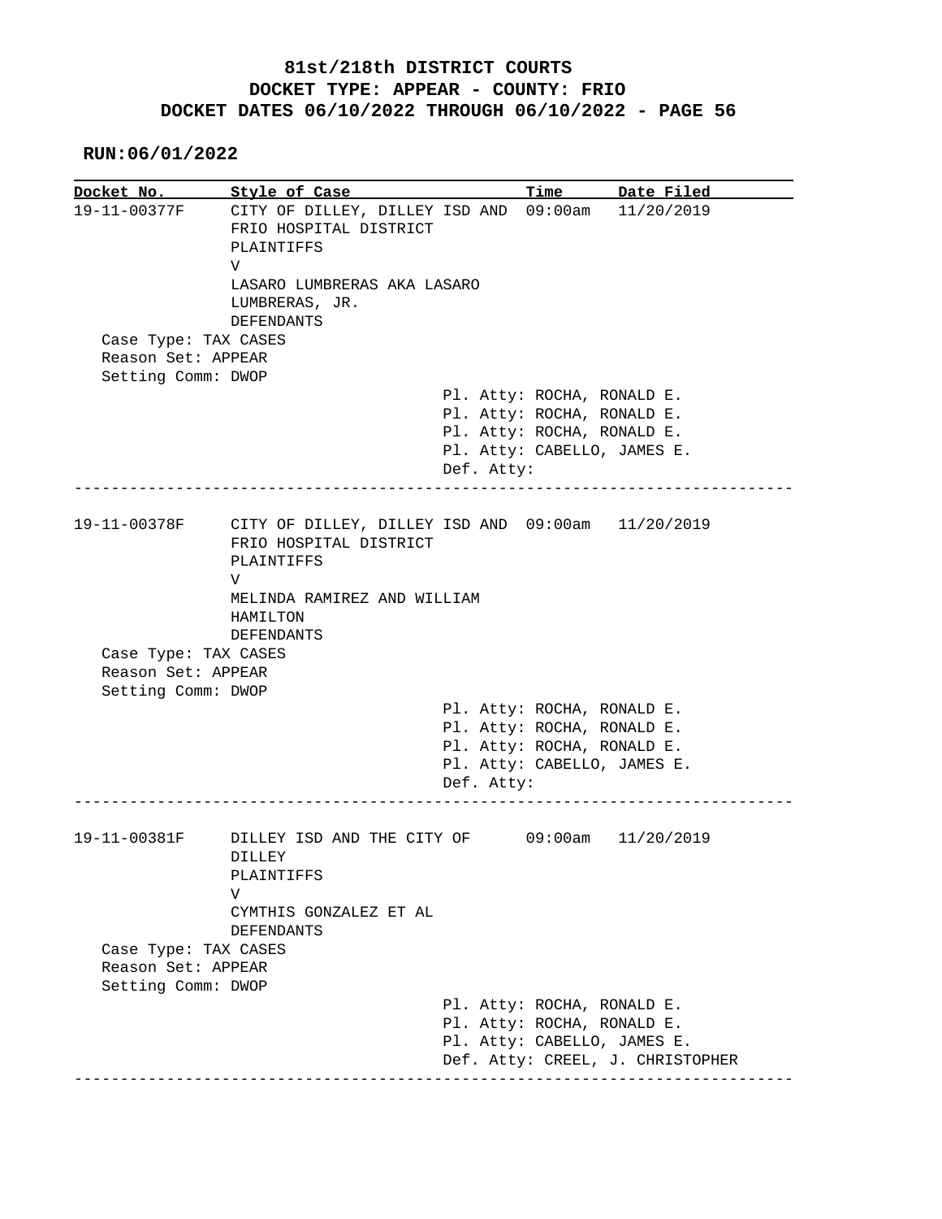# 81st/218th DISTRICT COURTS
## DOCKET TYPE: APPEAR - COUNTY: FRIO
## DOCKET DATES 06/10/2022 THROUGH 06/10/2022 - PAGE 56

**RUN:06/01/2022**

| Docket No. | Style of Case | Time | Date Filed |
|---|---|---|---|
| 19-11-00377F | CITY OF DILLEY, DILLEY ISD AND FRIO HOSPITAL DISTRICT PLAINTIFFS V LASARO LUMBRERAS AKA LASARO LUMBRERAS, JR. DEFENDANTS | 09:00am | 11/20/2019 |

Case Type: TAX CASES
Reason Set: APPEAR
Setting Comm: DWOP

Pl. Atty: ROCHA, RONALD E.
Pl. Atty: ROCHA, RONALD E.
Pl. Atty: ROCHA, RONALD E.
Pl. Atty: CABELLO, JAMES E.
Def. Atty:

---

| Docket No. | Style of Case | Time | Date Filed |
|---|---|---|---|
| 19-11-00378F | CITY OF DILLEY, DILLEY ISD AND FRIO HOSPITAL DISTRICT PLAINTIFFS V MELINDA RAMIREZ AND WILLIAM HAMILTON DEFENDANTS | 09:00am | 11/20/2019 |

Case Type: TAX CASES
Reason Set: APPEAR
Setting Comm: DWOP

Pl. Atty: ROCHA, RONALD E.
Pl. Atty: ROCHA, RONALD E.
Pl. Atty: ROCHA, RONALD E.
Pl. Atty: CABELLO, JAMES E.
Def. Atty:

---

| Docket No. | Style of Case | Time | Date Filed |
|---|---|---|---|
| 19-11-00381F | DILLEY ISD AND THE CITY OF DILLEY PLAINTIFFS V CYMTHIS GONZALEZ ET AL DEFENDANTS | 09:00am | 11/20/2019 |

Case Type: TAX CASES
Reason Set: APPEAR
Setting Comm: DWOP

Pl. Atty: ROCHA, RONALD E.
Pl. Atty: ROCHA, RONALD E.
Pl. Atty: CABELLO, JAMES E.
Def. Atty: CREEL, J. CHRISTOPHER

---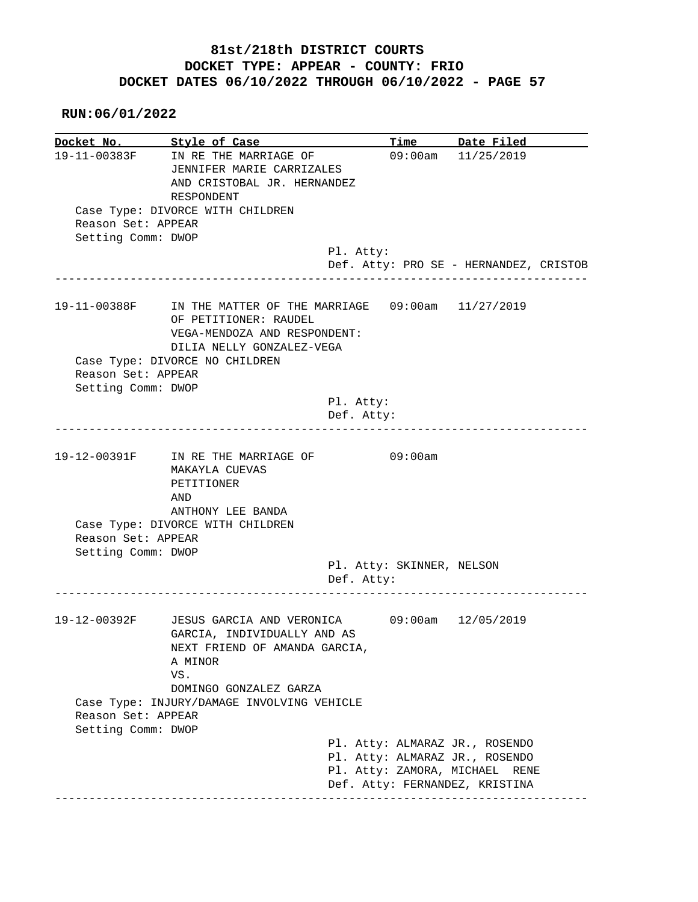# 81st/218th DISTRICT COURTS
## DOCKET TYPE: APPEAR - COUNTY: FRIO
## DOCKET DATES 06/10/2022 THROUGH 06/10/2022 - PAGE 57

**RUN:06/01/2022**

| Docket No. | Style of Case | Time | Date Filed |
|---|---|---|---|
| 19-11-00383F | IN RE THE MARRIAGE OF JENNIFER MARIE CARRIZALES AND CRISTOBAL JR. HERNANDEZ RESPONDENT | 09:00am | 11/25/2019 |

Case Type: DIVORCE WITH CHILDREN
Reason Set: APPEAR
Setting Comm: DWOP

Pl. Atty:
Def. Atty: PRO SE - HERNANDEZ, CRISTOB

---

| Docket No. | Style of Case | Time | Date Filed |
|---|---|---|---|
| 19-11-00388F | IN THE MATTER OF THE MARRIAGE OF PETITIONER: RAUDEL VEGA-MENDOZA AND RESPONDENT: DILIA NELLY GONZALEZ-VEGA | 09:00am | 11/27/2019 |

Case Type: DIVORCE NO CHILDREN
Reason Set: APPEAR
Setting Comm: DWOP

Pl. Atty:
Def. Atty:

---

| Docket No. | Style of Case | Time | Date Filed |
|---|---|---|---|
| 19-12-00391F | IN RE THE MARRIAGE OF MAKAYLA CUEVAS PETITIONER AND ANTHONY LEE BANDA | 09:00am | |

Case Type: DIVORCE WITH CHILDREN
Reason Set: APPEAR
Setting Comm: DWOP

Pl. Atty: SKINNER, NELSON
Def. Atty:

---

| Docket No. | Style of Case | Time | Date Filed |
|---|---|---|---|
| 19-12-00392F | JESUS GARCIA AND VERONICA GARCIA, INDIVIDUALLY AND AS NEXT FRIEND OF AMANDA GARCIA, A MINOR VS. DOMINGO GONZALEZ GARZA | 09:00am | 12/05/2019 |

Case Type: INJURY/DAMAGE INVOLVING VEHICLE
Reason Set: APPEAR
Setting Comm: DWOP

Pl. Atty: ALMARAZ JR., ROSENDO
Pl. Atty: ALMARAZ JR., ROSENDO
Pl. Atty: ZAMORA, MICHAEL RENE
Def. Atty: FERNANDEZ, KRISTINA

---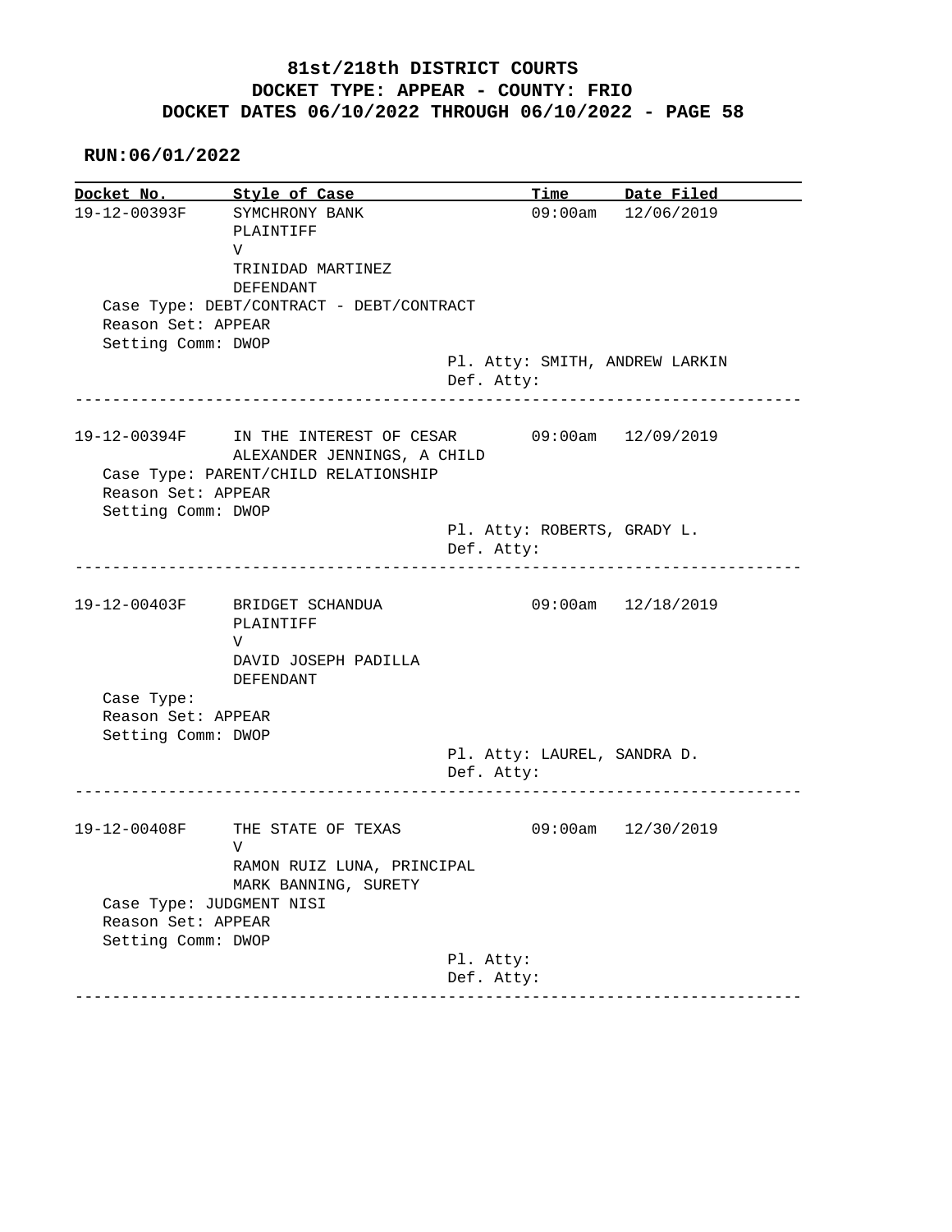# 81st/218th DISTRICT COURTS
## DOCKET TYPE: APPEAR - COUNTY: FRIO
## DOCKET DATES 06/10/2022 THROUGH 06/10/2022 - PAGE 58

**RUN:06/01/2022**

| Docket No. | Style of Case | Time | Date Filed |
|---|---|---|---|

**19-12-00393F** — SYMCHRONY BANK PLAINTIFF V TRINIDAD MARTINEZ DEFENDANT — 09:00am — 12/06/2019

Case Type: DEBT/CONTRACT - DEBT/CONTRACT
Reason Set: APPEAR
Setting Comm: DWOP
Pl. Atty: SMITH, ANDREW LARKIN
Def. Atty:

---

**19-12-00394F** — IN THE INTEREST OF CESAR ALEXANDER JENNINGS, A CHILD — 09:00am — 12/09/2019

Case Type: PARENT/CHILD RELATIONSHIP
Reason Set: APPEAR
Setting Comm: DWOP
Pl. Atty: ROBERTS, GRADY L.
Def. Atty:

---

**19-12-00403F** — BRIDGET SCHANDUA PLAINTIFF V DAVID JOSEPH PADILLA DEFENDANT — 09:00am — 12/18/2019

Case Type:
Reason Set: APPEAR
Setting Comm: DWOP
Pl. Atty: LAUREL, SANDRA D.
Def. Atty:

---

**19-12-00408F** — THE STATE OF TEXAS V RAMON RUIZ LUNA, PRINCIPAL MARK BANNING, SURETY — 09:00am — 12/30/2019

Case Type: JUDGMENT NISI
Reason Set: APPEAR
Setting Comm: DWOP
Pl. Atty:
Def. Atty:

---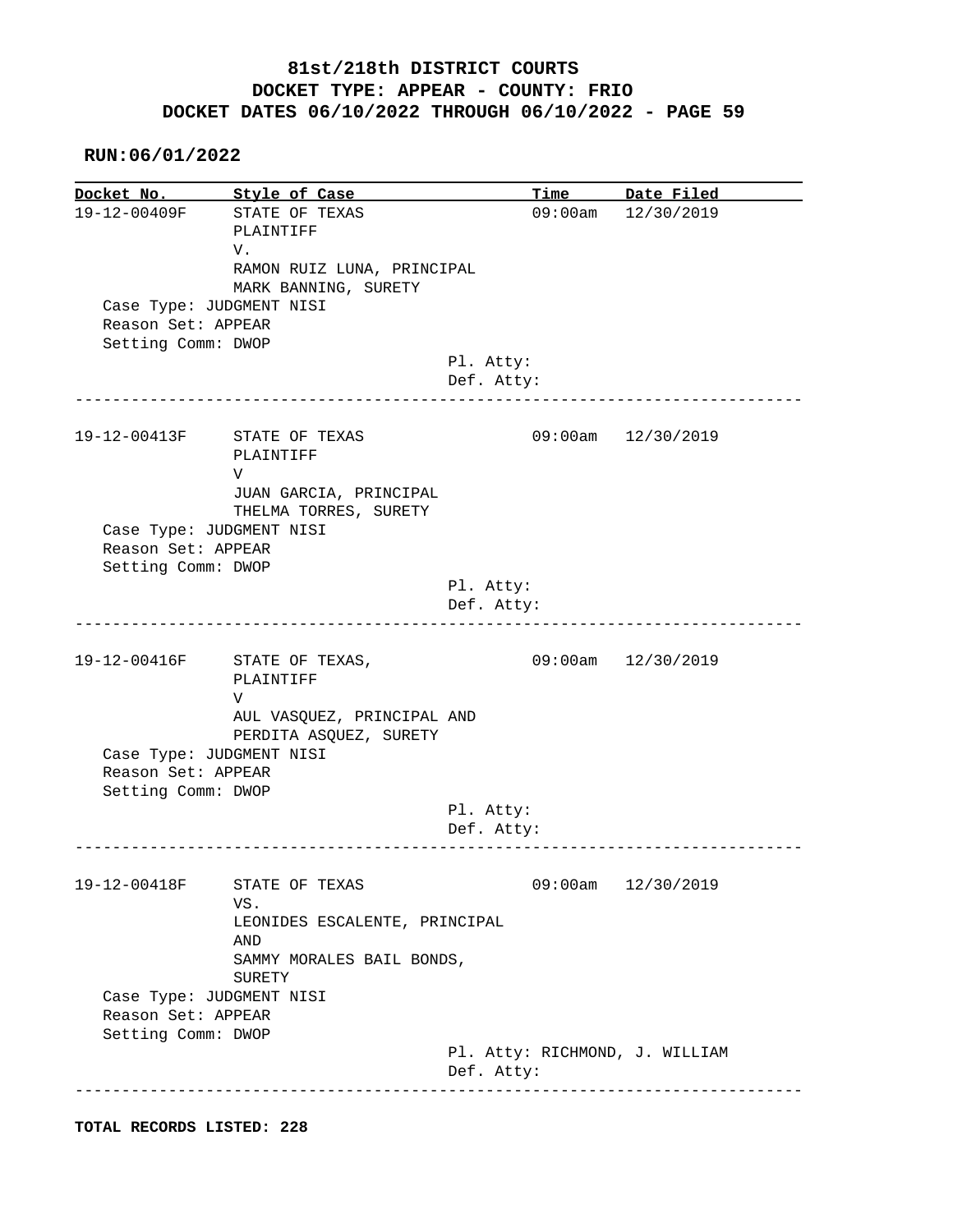**81st/218th DISTRICT COURTS**
**DOCKET TYPE: APPEAR - COUNTY: FRIO**
**DOCKET DATES 06/10/2022 THROUGH 06/10/2022 - PAGE 59**

**RUN:06/01/2022**

| Docket No. | Style of Case | Time | Date Filed |
|---|---|---|---|
| 19-12-00409F | STATE OF TEXAS PLAINTIFF V. RAMON RUIZ LUNA, PRINCIPAL MARK BANNING, SURETY | 09:00am | 12/30/2019 |

Case Type: JUDGMENT NISI
Reason Set: APPEAR
Setting Comm: DWOP
Pl. Atty:
Def. Atty:

---

| Docket No. | Style of Case | Time | Date Filed |
|---|---|---|---|
| 19-12-00413F | STATE OF TEXAS PLAINTIFF V JUAN GARCIA, PRINCIPAL THELMA TORRES, SURETY | 09:00am | 12/30/2019 |

Case Type: JUDGMENT NISI
Reason Set: APPEAR
Setting Comm: DWOP
Pl. Atty:
Def. Atty:

---

| Docket No. | Style of Case | Time | Date Filed |
|---|---|---|---|
| 19-12-00416F | STATE OF TEXAS, PLAINTIFF V AUL VASQUEZ, PRINCIPAL AND PERDITA ASQUEZ, SURETY | 09:00am | 12/30/2019 |

Case Type: JUDGMENT NISI
Reason Set: APPEAR
Setting Comm: DWOP
Pl. Atty:
Def. Atty:

---

| Docket No. | Style of Case | Time | Date Filed |
|---|---|---|---|
| 19-12-00418F | STATE OF TEXAS VS. LEONIDES ESCALENTE, PRINCIPAL AND SAMMY MORALES BAIL BONDS, SURETY | 09:00am | 12/30/2019 |

Case Type: JUDGMENT NISI
Reason Set: APPEAR
Setting Comm: DWOP
Pl. Atty: RICHMOND, J. WILLIAM
Def. Atty:

---

**TOTAL RECORDS LISTED: 228**